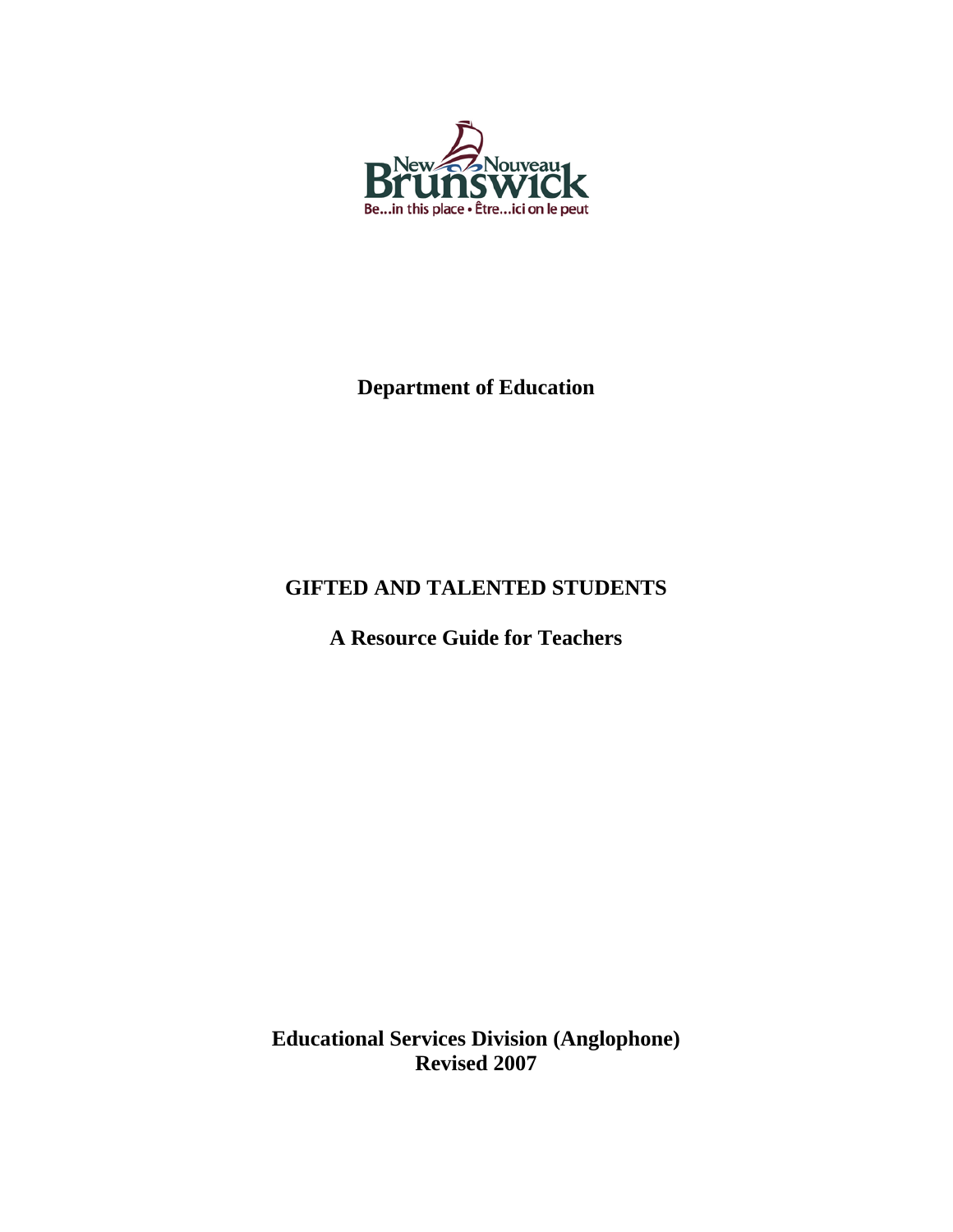New Nouveau Brunswick

Be...in this place • Être...ici on le peut

**Department of Education**

# GIFTED AND TALENTED STUDENTS

## A Resource Guide for Teachers

**Educational Services Division (Anglophone)**
**Revised 2007**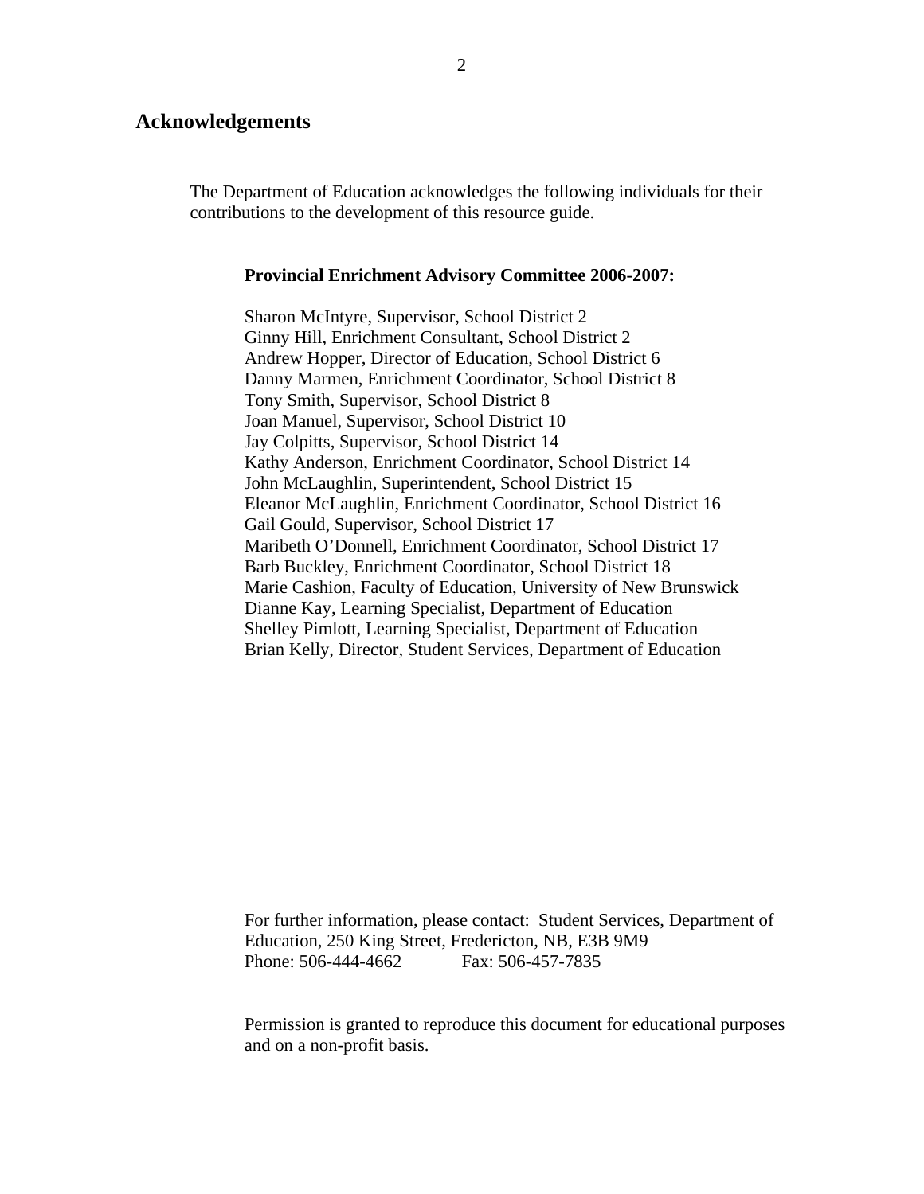## Acknowledgements

The Department of Education acknowledges the following individuals for their contributions to the development of this resource guide.

**Provincial Enrichment Advisory Committee 2006-2007:**

Sharon McIntyre, Supervisor, School District 2
Ginny Hill, Enrichment Consultant, School District 2
Andrew Hopper, Director of Education, School District 6
Danny Marmen, Enrichment Coordinator, School District 8
Tony Smith, Supervisor, School District 8
Joan Manuel, Supervisor, School District 10
Jay Colpitts, Supervisor, School District 14
Kathy Anderson, Enrichment Coordinator, School District 14
John McLaughlin, Superintendent, School District 15
Eleanor McLaughlin, Enrichment Coordinator, School District 16
Gail Gould, Supervisor, School District 17
Maribeth O'Donnell, Enrichment Coordinator, School District 17
Barb Buckley, Enrichment Coordinator, School District 18
Marie Cashion, Faculty of Education, University of New Brunswick
Dianne Kay, Learning Specialist, Department of Education
Shelley Pimlott, Learning Specialist, Department of Education
Brian Kelly, Director, Student Services, Department of Education

For further information, please contact: Student Services, Department of Education, 250 King Street, Fredericton, NB, E3B 9M9
Phone: 506-444-4662 Fax: 506-457-7835

Permission is granted to reproduce this document for educational purposes and on a non-profit basis.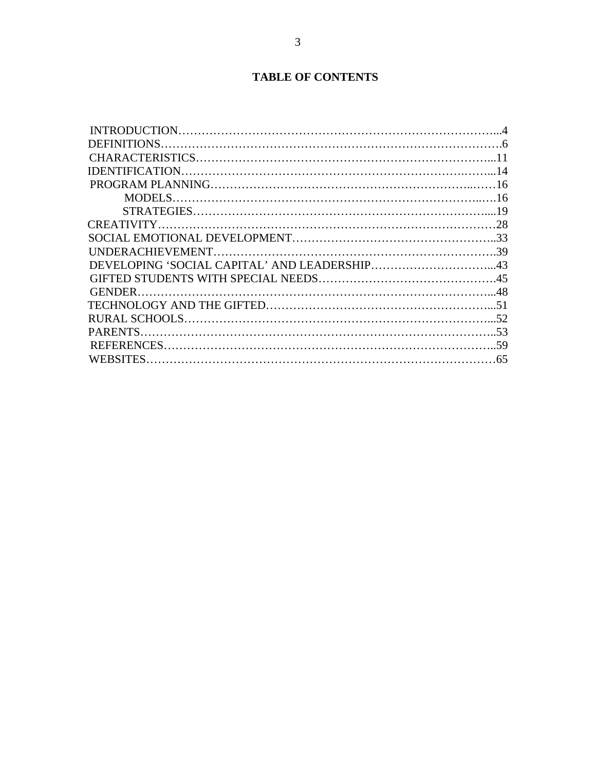# TABLE OF CONTENTS

INTRODUCTION…………………………………………………………………………...4
DEFINITIONS……………………………………………………………………………….6
CHARACTERISTICS……………………………………………………………………...11
IDENTIFICATION…………………………………………………………….……...14
PROGRAM PLANNING……………………………………………………….……16
  MODELS……………………………………………………………………..….16
  STRATEGIES……………………………………………………………………....19
CREATIVITY……………………………………………………………………………28
SOCIAL EMOTIONAL DEVELOPMENT………………………………………………..33
UNDERACHIEVEMENT…………………………………………………………….39
DEVELOPING 'SOCIAL CAPITAL' AND LEADERSHIP…………………………...43
GIFTED STUDENTS WITH SPECIAL NEEDS……………………………………….45
GENDER……………………………………………………………………………...48
TECHNOLOGY AND THE GIFTED……………………………………………….....51
RURAL SCHOOLS…………………………………………………………………...52
PARENTS……………………………………………………………………………..53
REFERENCES………………………………………………………………………..59
WEBSITES……………………………………………………………………………65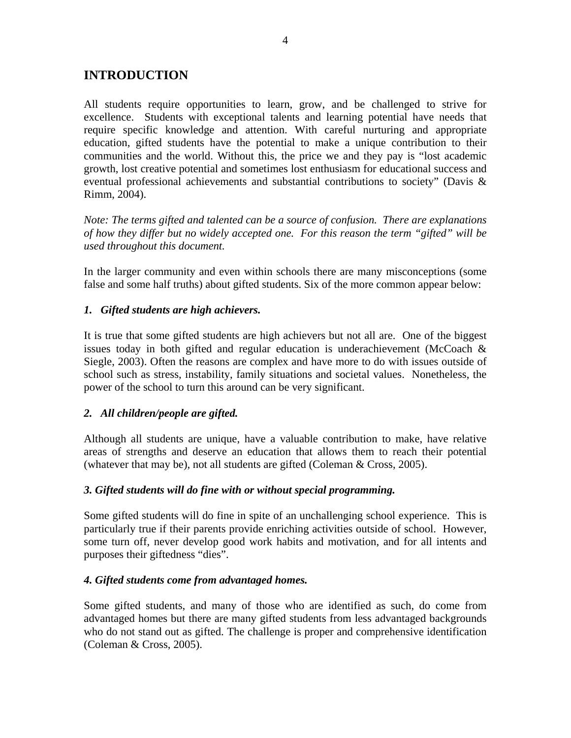# INTRODUCTION

All students require opportunities to learn, grow, and be challenged to strive for excellence. Students with exceptional talents and learning potential have needs that require specific knowledge and attention. With careful nurturing and appropriate education, gifted students have the potential to make a unique contribution to their communities and the world. Without this, the price we and they pay is "lost academic growth, lost creative potential and sometimes lost enthusiasm for educational success and eventual professional achievements and substantial contributions to society" (Davis & Rimm, 2004).

*Note: The terms gifted and talented can be a source of confusion. There are explanations of how they differ but no widely accepted one. For this reason the term "gifted" will be used throughout this document.*

In the larger community and even within schools there are many misconceptions (some false and some half truths) about gifted students. Six of the more common appear below:

### *1. Gifted students are high achievers.*

It is true that some gifted students are high achievers but not all are. One of the biggest issues today in both gifted and regular education is underachievement (McCoach & Siegle, 2003). Often the reasons are complex and have more to do with issues outside of school such as stress, instability, family situations and societal values. Nonetheless, the power of the school to turn this around can be very significant.

### *2. All children/people are gifted.*

Although all students are unique, have a valuable contribution to make, have relative areas of strengths and deserve an education that allows them to reach their potential (whatever that may be), not all students are gifted (Coleman & Cross, 2005).

### *3. Gifted students will do fine with or without special programming.*

Some gifted students will do fine in spite of an unchallenging school experience. This is particularly true if their parents provide enriching activities outside of school. However, some turn off, never develop good work habits and motivation, and for all intents and purposes their giftedness "dies".

### *4. Gifted students come from advantaged homes.*

Some gifted students, and many of those who are identified as such, do come from advantaged homes but there are many gifted students from less advantaged backgrounds who do not stand out as gifted. The challenge is proper and comprehensive identification (Coleman & Cross, 2005).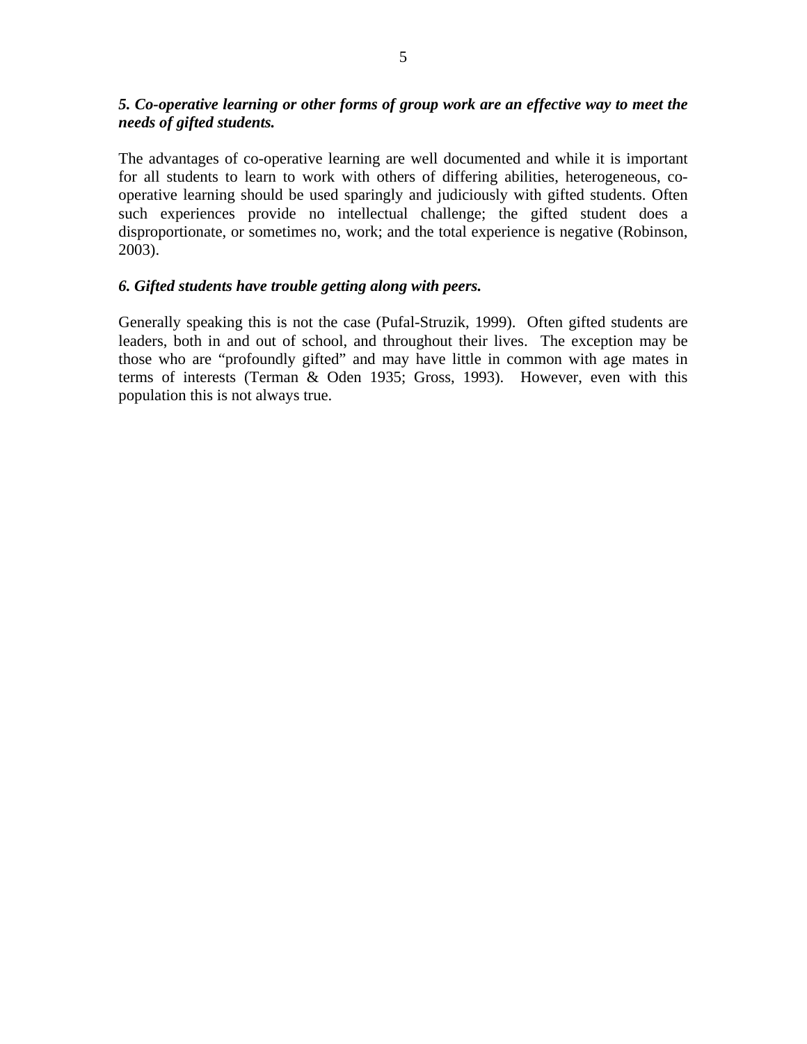***5. Co-operative learning or other forms of group work are an effective way to meet the needs of gifted students.***

The advantages of co-operative learning are well documented and while it is important for all students to learn to work with others of differing abilities, heterogeneous, co-operative learning should be used sparingly and judiciously with gifted students. Often such experiences provide no intellectual challenge; the gifted student does a disproportionate, or sometimes no, work; and the total experience is negative (Robinson, 2003).

***6. Gifted students have trouble getting along with peers.***

Generally speaking this is not the case (Pufal-Struzik, 1999). Often gifted students are leaders, both in and out of school, and throughout their lives. The exception may be those who are "profoundly gifted" and may have little in common with age mates in terms of interests (Terman & Oden 1935; Gross, 1993). However, even with this population this is not always true.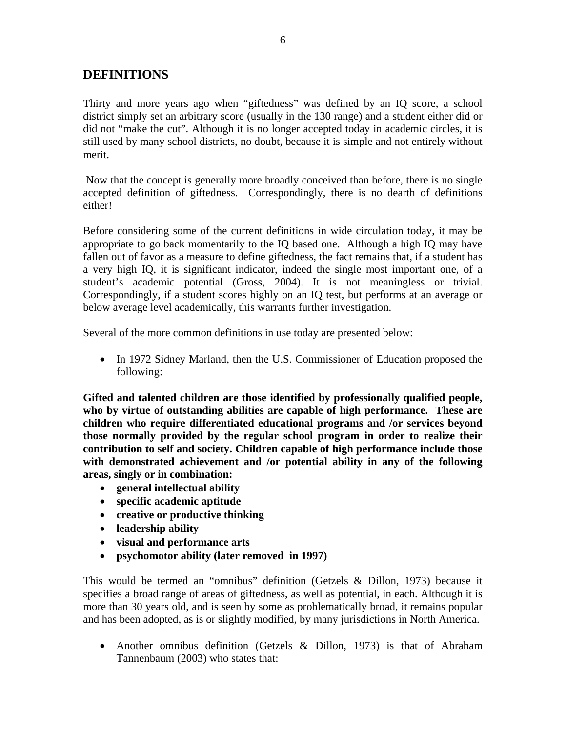## DEFINITIONS

Thirty and more years ago when "giftedness" was defined by an IQ score, a school district simply set an arbitrary score (usually in the 130 range) and a student either did or did not "make the cut". Although it is no longer accepted today in academic circles, it is still used by many school districts, no doubt, because it is simple and not entirely without merit.

Now that the concept is generally more broadly conceived than before, there is no single accepted definition of giftedness. Correspondingly, there is no dearth of definitions either!

Before considering some of the current definitions in wide circulation today, it may be appropriate to go back momentarily to the IQ based one. Although a high IQ may have fallen out of favor as a measure to define giftedness, the fact remains that, if a student has a very high IQ, it is significant indicator, indeed the single most important one, of a student's academic potential (Gross, 2004). It is not meaningless or trivial. Correspondingly, if a student scores highly on an IQ test, but performs at an average or below average level academically, this warrants further investigation.

Several of the more common definitions in use today are presented below:

- In 1972 Sidney Marland, then the U.S. Commissioner of Education proposed the following:

**Gifted and talented children are those identified by professionally qualified people, who by virtue of outstanding abilities are capable of high performance. These are children who require differentiated educational programs and /or services beyond those normally provided by the regular school program in order to realize their contribution to self and society. Children capable of high performance include those with demonstrated achievement and /or potential ability in any of the following areas, singly or in combination:**

- **general intellectual ability**
- **specific academic aptitude**
- **creative or productive thinking**
- **leadership ability**
- **visual and performance arts**
- **psychomotor ability (later removed in 1997)**

This would be termed an "omnibus" definition (Getzels & Dillon, 1973) because it specifies a broad range of areas of giftedness, as well as potential, in each. Although it is more than 30 years old, and is seen by some as problematically broad, it remains popular and has been adopted, as is or slightly modified, by many jurisdictions in North America.

- Another omnibus definition (Getzels & Dillon, 1973) is that of Abraham Tannenbaum (2003) who states that: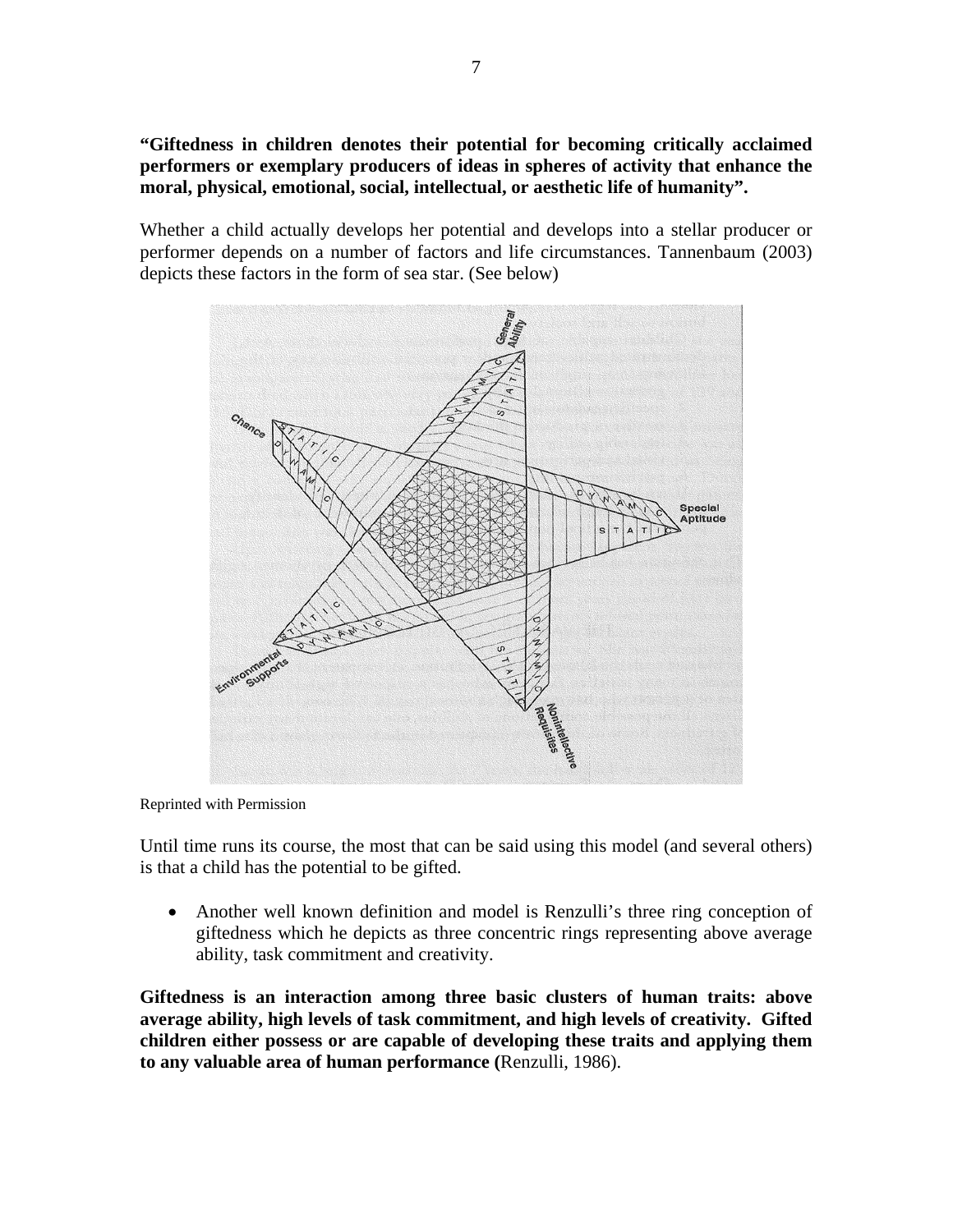**"Giftedness in children denotes their potential for becoming critically acclaimed performers or exemplary producers of ideas in spheres of activity that enhance the moral, physical, emotional, social, intellectual, or aesthetic life of humanity".**

Whether a child actually develops her potential and develops into a stellar producer or performer depends on a number of factors and life circumstances. Tannenbaum (2003) depicts these factors in the form of sea star. (See below)

Reprinted with Permission

Until time runs its course, the most that can be said using this model (and several others) is that a child has the potential to be gifted.

- Another well known definition and model is Renzulli's three ring conception of giftedness which he depicts as three concentric rings representing above average ability, task commitment and creativity.

**Giftedness is an interaction among three basic clusters of human traits: above average ability, high levels of task commitment, and high levels of creativity. Gifted children either possess or are capable of developing these traits and applying them to any valuable area of human performance (**Renzulli, 1986).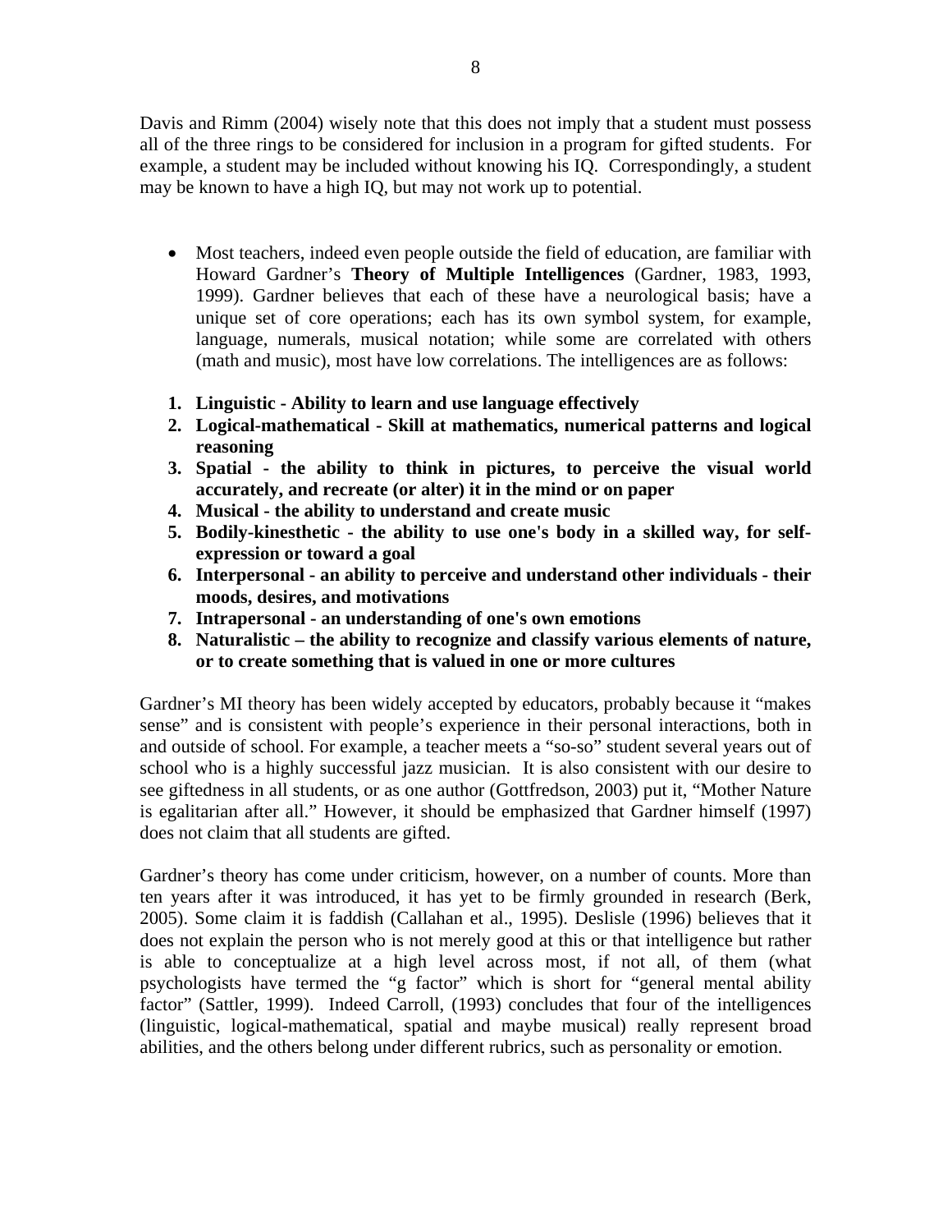Davis and Rimm (2004) wisely note that this does not imply that a student must possess all of the three rings to be considered for inclusion in a program for gifted students. For example, a student may be included without knowing his IQ. Correspondingly, a student may be known to have a high IQ, but may not work up to potential.

- Most teachers, indeed even people outside the field of education, are familiar with Howard Gardner's **Theory of Multiple Intelligences** (Gardner, 1983, 1993, 1999). Gardner believes that each of these have a neurological basis; have a unique set of core operations; each has its own symbol system, for example, language, numerals, musical notation; while some are correlated with others (math and music), most have low correlations. The intelligences are as follows:

1. **Linguistic - Ability to learn and use language effectively**
2. **Logical-mathematical - Skill at mathematics, numerical patterns and logical reasoning**
3. **Spatial - the ability to think in pictures, to perceive the visual world accurately, and recreate (or alter) it in the mind or on paper**
4. **Musical - the ability to understand and create music**
5. **Bodily-kinesthetic - the ability to use one's body in a skilled way, for self-expression or toward a goal**
6. **Interpersonal - an ability to perceive and understand other individuals - their moods, desires, and motivations**
7. **Intrapersonal - an understanding of one's own emotions**
8. **Naturalistic – the ability to recognize and classify various elements of nature, or to create something that is valued in one or more cultures**

Gardner's MI theory has been widely accepted by educators, probably because it "makes sense" and is consistent with people's experience in their personal interactions, both in and outside of school. For example, a teacher meets a "so-so" student several years out of school who is a highly successful jazz musician. It is also consistent with our desire to see giftedness in all students, or as one author (Gottfredson, 2003) put it, "Mother Nature is egalitarian after all." However, it should be emphasized that Gardner himself (1997) does not claim that all students are gifted.

Gardner's theory has come under criticism, however, on a number of counts. More than ten years after it was introduced, it has yet to be firmly grounded in research (Berk, 2005). Some claim it is faddish (Callahan et al., 1995). Deslisle (1996) believes that it does not explain the person who is not merely good at this or that intelligence but rather is able to conceptualize at a high level across most, if not all, of them (what psychologists have termed the "g factor" which is short for "general mental ability factor" (Sattler, 1999). Indeed Carroll, (1993) concludes that four of the intelligences (linguistic, logical-mathematical, spatial and maybe musical) really represent broad abilities, and the others belong under different rubrics, such as personality or emotion.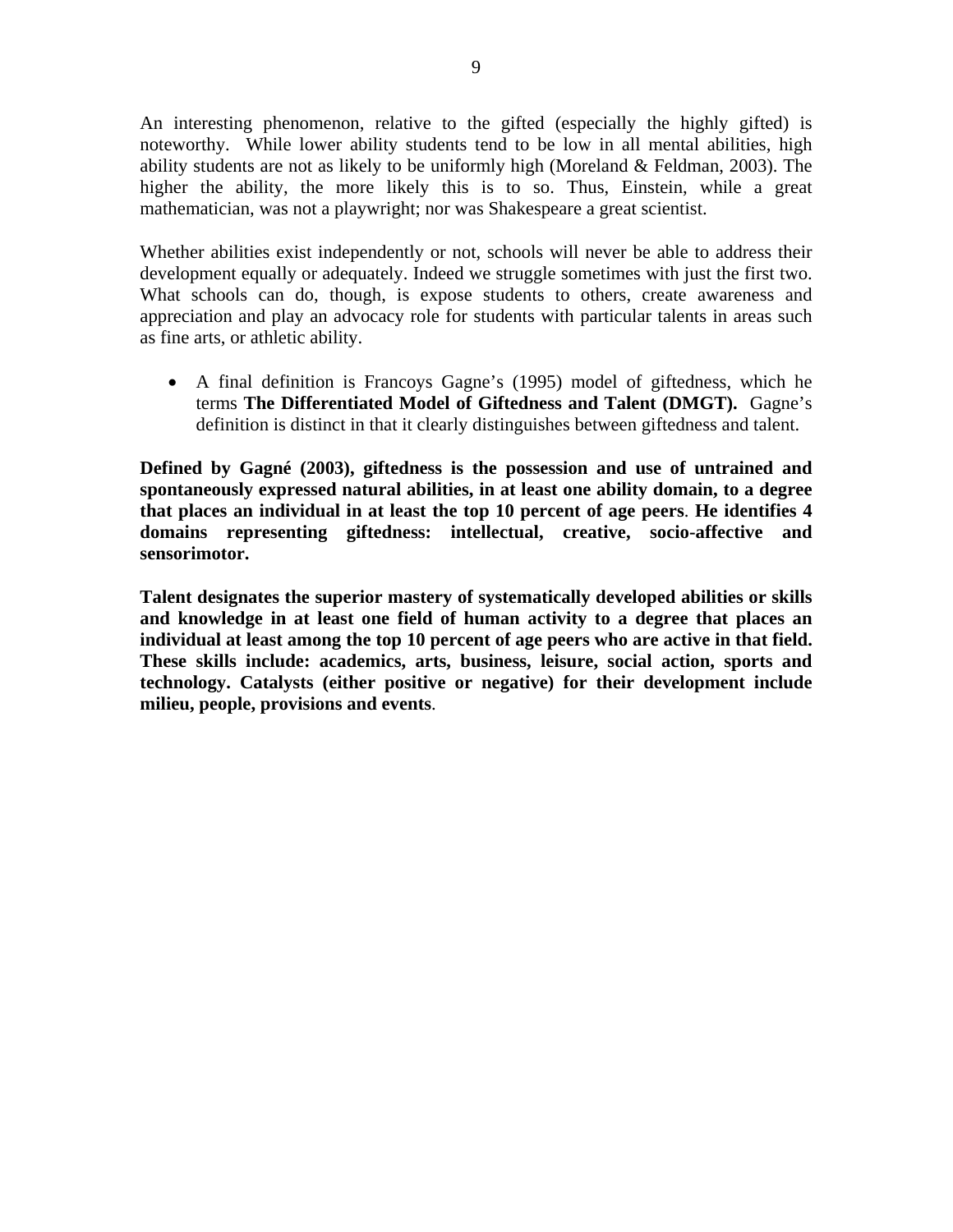An interesting phenomenon, relative to the gifted (especially the highly gifted) is noteworthy. While lower ability students tend to be low in all mental abilities, high ability students are not as likely to be uniformly high (Moreland & Feldman, 2003). The higher the ability, the more likely this is to so. Thus, Einstein, while a great mathematician, was not a playwright; nor was Shakespeare a great scientist.

Whether abilities exist independently or not, schools will never be able to address their development equally or adequately. Indeed we struggle sometimes with just the first two. What schools can do, though, is expose students to others, create awareness and appreciation and play an advocacy role for students with particular talents in areas such as fine arts, or athletic ability.

- A final definition is Francoys Gagne's (1995) model of giftedness, which he terms **The Differentiated Model of Giftedness and Talent (DMGT).** Gagne's definition is distinct in that it clearly distinguishes between giftedness and talent.

**Defined by Gagné (2003), giftedness is the possession and use of untrained and spontaneously expressed natural abilities, in at least one ability domain, to a degree that places an individual in at least the top 10 percent of age peers**. **He identifies 4 domains representing giftedness: intellectual, creative, socio-affective and sensorimotor.**

**Talent designates the superior mastery of systematically developed abilities or skills and knowledge in at least one field of human activity to a degree that places an individual at least among the top 10 percent of age peers who are active in that field. These skills include: academics, arts, business, leisure, social action, sports and technology. Catalysts (either positive or negative) for their development include milieu, people, provisions and events**.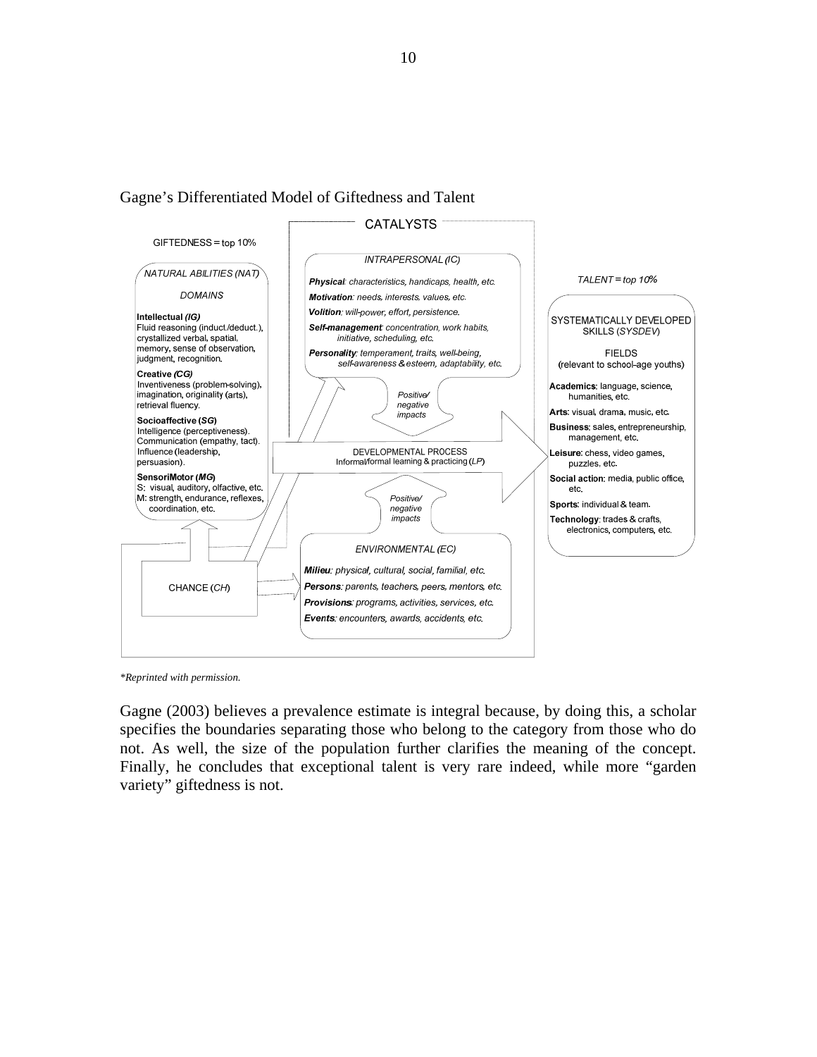Gagne's Differentiated Model of Giftedness and Talent

CATALYSTS

GIFTEDNESS = top 10%

NATURAL ABILITIES (NAT)

DOMAINS

**Intellectual *(IG)***
Fluid reasoning (induct./deduct.), crystallized verbal, spatial, memory, sense of observation, judgment, recognition.

**Creative *(CG)***
Inventiveness (problem-solving), imagination, originality (arts), retrieval fluency.

**Socioaffective (*SG*)**
Intelligence (perceptiveness). Communication (empathy, tact). Influence (leadership, persuasion).

**SensoriMotor (*MG*)**
S: visual, auditory, olfactive, etc.
M: strength, endurance, reflexes, coordination, etc.

*INTRAPERSONAL (IC)*

***Physical**: characteristics, handicaps, health, etc.*
***Motivation**: needs, interests, values, etc.*
***Volition**: will-power, effort, persistence.*
***Self-management**: concentration, work habits, initiative, scheduling, etc.*
***Personality**: temperament, traits, well-being, self-awareness & esteem, adaptability, etc.*

*Positive/ negative impacts*

DEVELOPMENTAL PROCESS
Informal/formal learning & practicing (*LP*)

*Positive/ negative impacts*

*ENVIRONMENTAL (EC)*

***Milieu**: physical, cultural, social, familial, etc.*
***Persons**: parents, teachers, peers, mentors, etc.*
***Provisions**: programs, activities, services, etc.*
***Events**: encounters, awards, accidents, etc.*

CHANCE (*CH*)

*TALENT = top 10%*

SYSTEMATICALLY DEVELOPED SKILLS (*SYSDEV*)

FIELDS
(relevant to school-age youths)

**Academics**: language, science, humanities, etc.
**Arts**: visual, drama, music, etc.
**Business**: sales, entrepreneurship, management, etc.
**Leisure**: chess, video games, puzzles, etc.
**Social action**: media, public office, etc.
**Sports**: individual & team.
**Technology**: trades & crafts, electronics, computers, etc.

*\*Reprinted with permission.*

Gagne (2003) believes a prevalence estimate is integral because, by doing this, a scholar specifies the boundaries separating those who belong to the category from those who do not. As well, the size of the population further clarifies the meaning of the concept. Finally, he concludes that exceptional talent is very rare indeed, while more "garden variety" giftedness is not.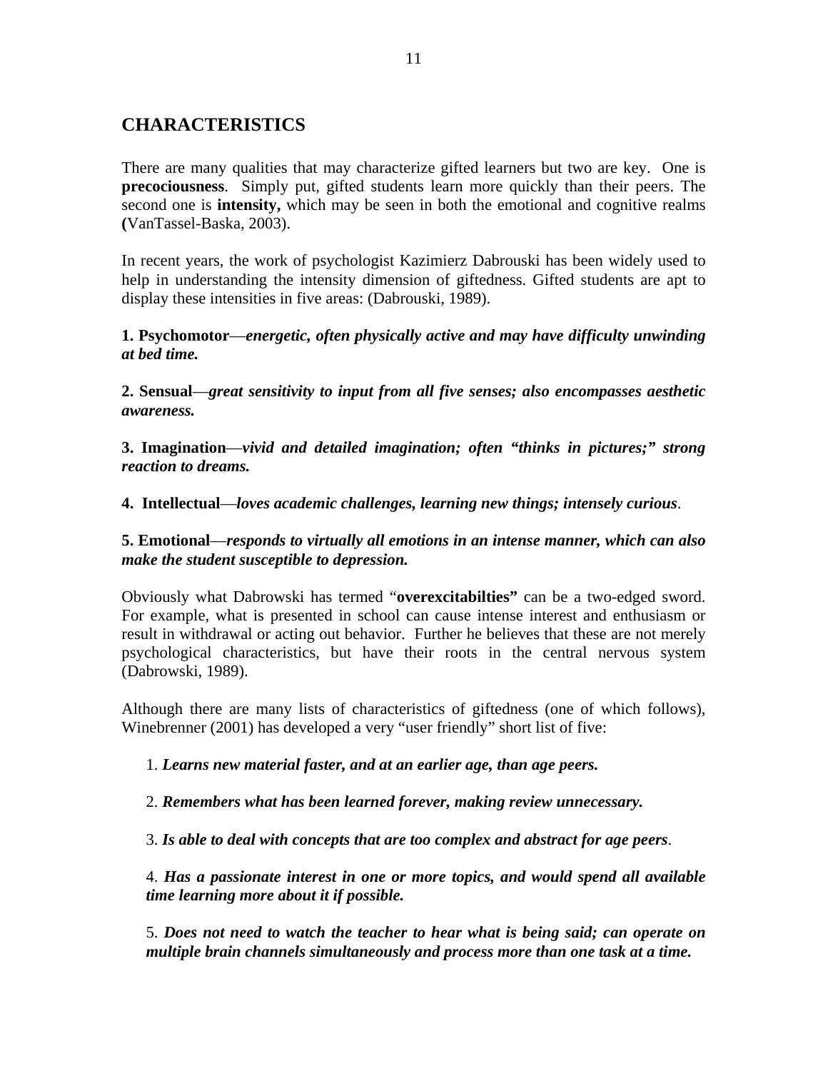## CHARACTERISTICS

There are many qualities that may characterize gifted learners but two are key. One is **precociousness**. Simply put, gifted students learn more quickly than their peers. The second one is **intensity,** which may be seen in both the emotional and cognitive realms **(**VanTassel-Baska, 2003).

In recent years, the work of psychologist Kazimierz Dabrouski has been widely used to help in understanding the intensity dimension of giftedness. Gifted students are apt to display these intensities in five areas: (Dabrouski, 1989).

**1. Psychomotor**—***energetic, often physically active and may have difficulty unwinding at bed time.***

**2. Sensual**—***great sensitivity to input from all five senses; also encompasses aesthetic awareness.***

**3. Imagination**—***vivid and detailed imagination; often "thinks in pictures;" strong reaction to dreams.***

**4. Intellectual**—***loves academic challenges, learning new things; intensely curious***.

**5. Emotional**—***responds to virtually all emotions in an intense manner, which can also make the student susceptible to depression.***

Obviously what Dabrowski has termed "**overexcitabilties"** can be a two-edged sword. For example, what is presented in school can cause intense interest and enthusiasm or result in withdrawal or acting out behavior. Further he believes that these are not merely psychological characteristics, but have their roots in the central nervous system (Dabrowski, 1989).

Although there are many lists of characteristics of giftedness (one of which follows), Winebrenner (2001) has developed a very "user friendly" short list of five:

1. ***Learns new material faster, and at an earlier age, than age peers.***

2. ***Remembers what has been learned forever, making review unnecessary.***

3. ***Is able to deal with concepts that are too complex and abstract for age peers***.

4. ***Has a passionate interest in one or more topics, and would spend all available time learning more about it if possible.***

5. ***Does not need to watch the teacher to hear what is being said; can operate on multiple brain channels simultaneously and process more than one task at a time.***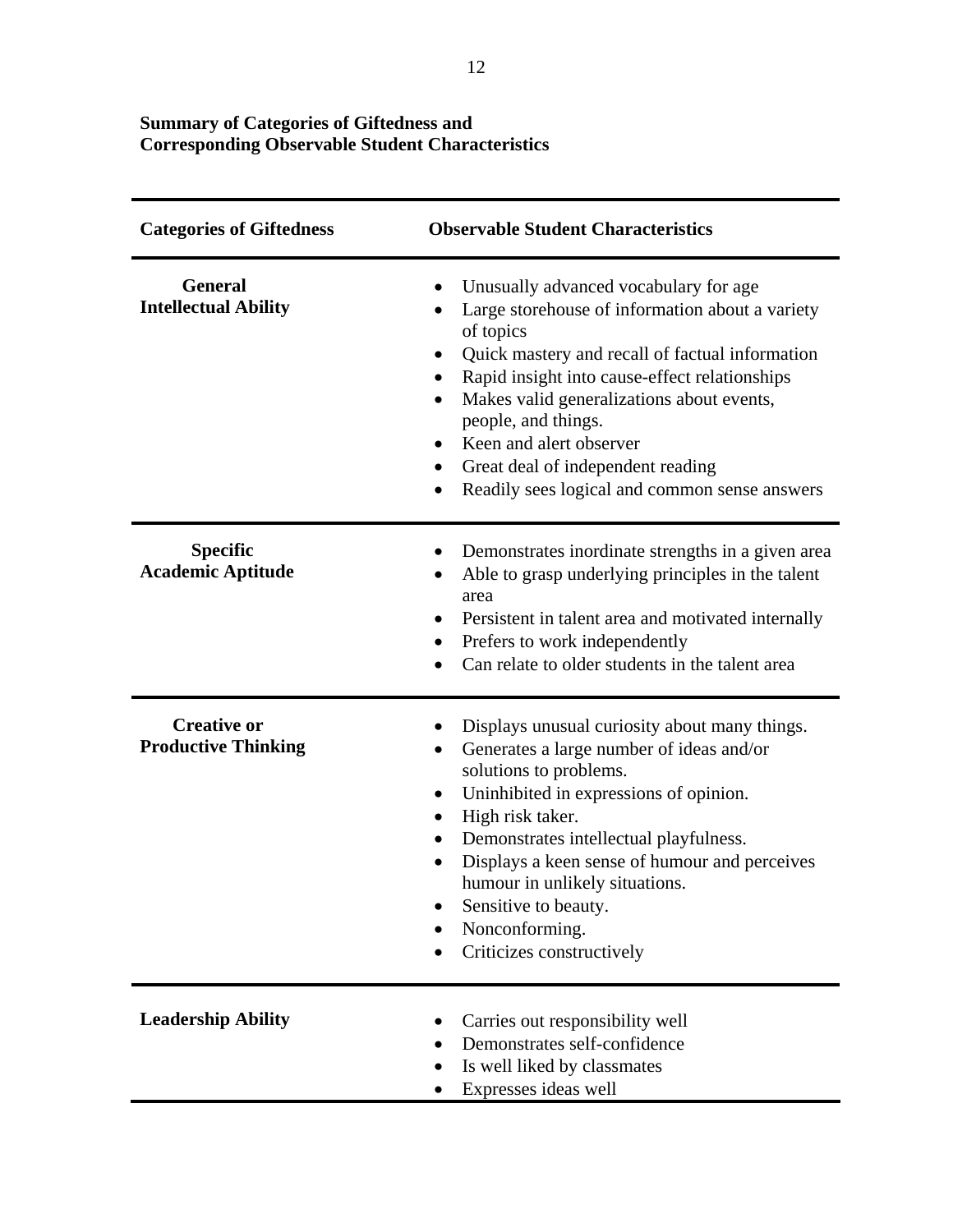**Summary of Categories of Giftedness and Corresponding Observable Student Characteristics**

| Categories of Giftedness | Observable Student Characteristics |
|---|---|
| **General Intellectual Ability** | • Unusually advanced vocabulary for age<br>• Large storehouse of information about a variety of topics<br>• Quick mastery and recall of factual information<br>• Rapid insight into cause-effect relationships<br>• Makes valid generalizations about events, people, and things.<br>• Keen and alert observer<br>• Great deal of independent reading<br>• Readily sees logical and common sense answers |
| **Specific Academic Aptitude** | • Demonstrates inordinate strengths in a given area<br>• Able to grasp underlying principles in the talent area<br>• Persistent in talent area and motivated internally<br>• Prefers to work independently<br>• Can relate to older students in the talent area |
| **Creative or Productive Thinking** | • Displays unusual curiosity about many things.<br>• Generates a large number of ideas and/or solutions to problems.<br>• Uninhibited in expressions of opinion.<br>• High risk taker.<br>• Demonstrates intellectual playfulness.<br>• Displays a keen sense of humour and perceives humour in unlikely situations.<br>• Sensitive to beauty.<br>• Nonconforming.<br>• Criticizes constructively |
| **Leadership Ability** | • Carries out responsibility well<br>• Demonstrates self-confidence<br>• Is well liked by classmates<br>• Expresses ideas well |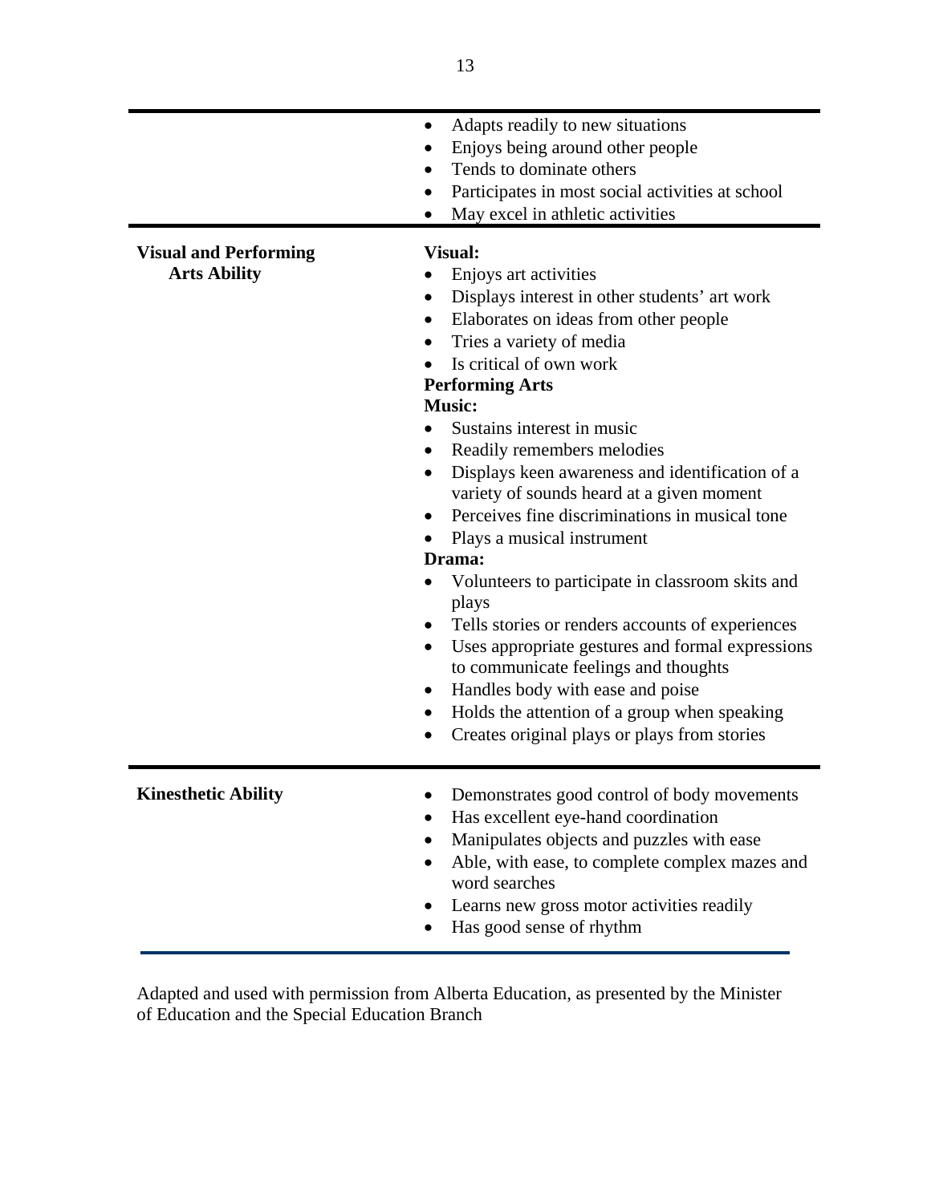| | |
|---|---|
| | • Adapts readily to new situations<br>• Enjoys being around other people<br>• Tends to dominate others<br>• Participates in most social activities at school<br>• May excel in athletic activities |
| **Visual and Performing Arts Ability** | **Visual:**<br>• Enjoys art activities<br>• Displays interest in other students' art work<br>• Elaborates on ideas from other people<br>• Tries a variety of media<br>• Is critical of own work<br>**Performing Arts**<br>**Music:**<br>• Sustains interest in music<br>• Readily remembers melodies<br>• Displays keen awareness and identification of a variety of sounds heard at a given moment<br>• Perceives fine discriminations in musical tone<br>• Plays a musical instrument<br>**Drama:**<br>• Volunteers to participate in classroom skits and plays<br>• Tells stories or renders accounts of experiences<br>• Uses appropriate gestures and formal expressions to communicate feelings and thoughts<br>• Handles body with ease and poise<br>• Holds the attention of a group when speaking<br>• Creates original plays or plays from stories |
| **Kinesthetic Ability** | • Demonstrates good control of body movements<br>• Has excellent eye-hand coordination<br>• Manipulates objects and puzzles with ease<br>• Able, with ease, to complete complex mazes and word searches<br>• Learns new gross motor activities readily<br>• Has good sense of rhythm |

Adapted and used with permission from Alberta Education, as presented by the Minister of Education and the Special Education Branch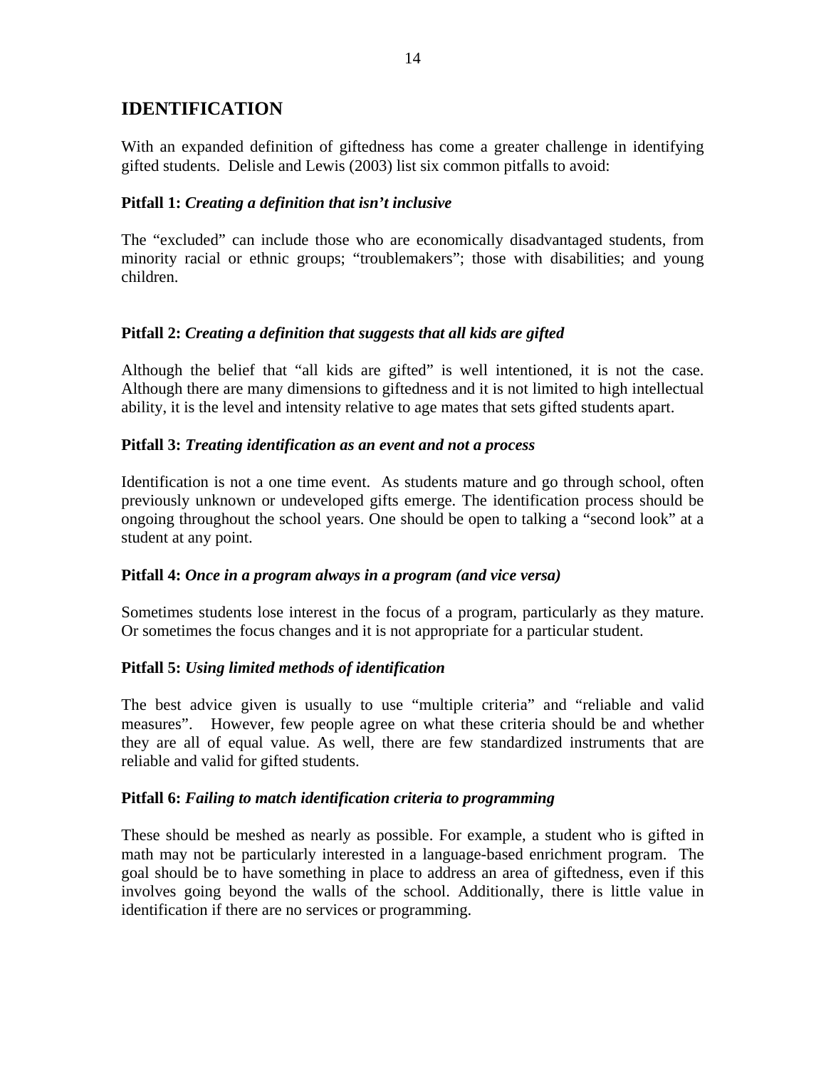## IDENTIFICATION

With an expanded definition of giftedness has come a greater challenge in identifying gifted students. Delisle and Lewis (2003) list six common pitfalls to avoid:

**Pitfall 1:** ***Creating a definition that isn't inclusive***

The "excluded" can include those who are economically disadvantaged students, from minority racial or ethnic groups; "troublemakers"; those with disabilities; and young children.

**Pitfall 2:** ***Creating a definition that suggests that all kids are gifted***

Although the belief that "all kids are gifted" is well intentioned, it is not the case. Although there are many dimensions to giftedness and it is not limited to high intellectual ability, it is the level and intensity relative to age mates that sets gifted students apart.

**Pitfall 3:** ***Treating identification as an event and not a process***

Identification is not a one time event. As students mature and go through school, often previously unknown or undeveloped gifts emerge. The identification process should be ongoing throughout the school years. One should be open to talking a "second look" at a student at any point.

**Pitfall 4:** ***Once in a program always in a program (and vice versa)***

Sometimes students lose interest in the focus of a program, particularly as they mature. Or sometimes the focus changes and it is not appropriate for a particular student.

**Pitfall 5:** ***Using limited methods of identification***

The best advice given is usually to use "multiple criteria" and "reliable and valid measures". However, few people agree on what these criteria should be and whether they are all of equal value. As well, there are few standardized instruments that are reliable and valid for gifted students.

**Pitfall 6:** ***Failing to match identification criteria to programming***

These should be meshed as nearly as possible. For example, a student who is gifted in math may not be particularly interested in a language-based enrichment program. The goal should be to have something in place to address an area of giftedness, even if this involves going beyond the walls of the school. Additionally, there is little value in identification if there are no services or programming.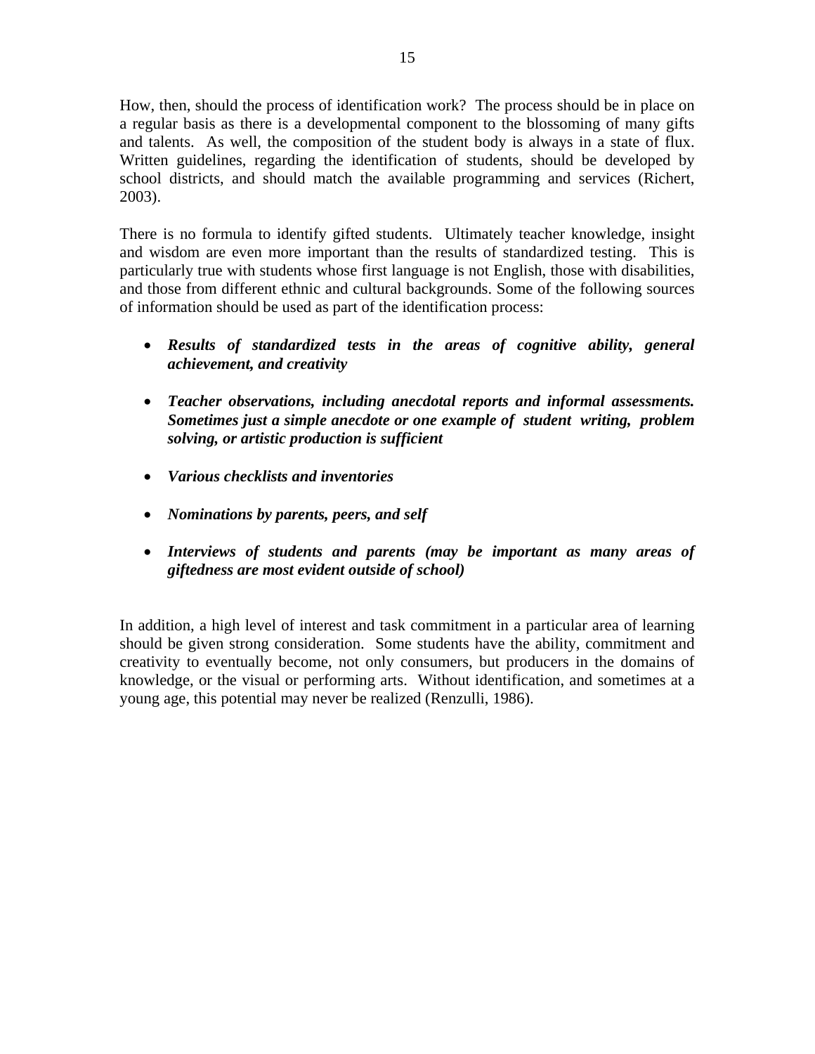How, then, should the process of identification work? The process should be in place on a regular basis as there is a developmental component to the blossoming of many gifts and talents. As well, the composition of the student body is always in a state of flux. Written guidelines, regarding the identification of students, should be developed by school districts, and should match the available programming and services (Richert, 2003).

There is no formula to identify gifted students. Ultimately teacher knowledge, insight and wisdom are even more important than the results of standardized testing. This is particularly true with students whose first language is not English, those with disabilities, and those from different ethnic and cultural backgrounds. Some of the following sources of information should be used as part of the identification process:

- ***Results of standardized tests in the areas of cognitive ability, general achievement, and creativity***
- ***Teacher observations, including anecdotal reports and informal assessments. Sometimes just a simple anecdote or one example of student writing, problem solving, or artistic production is sufficient***
- ***Various checklists and inventories***
- ***Nominations by parents, peers, and self***
- ***Interviews of students and parents (may be important as many areas of giftedness are most evident outside of school)***

In addition, a high level of interest and task commitment in a particular area of learning should be given strong consideration. Some students have the ability, commitment and creativity to eventually become, not only consumers, but producers in the domains of knowledge, or the visual or performing arts. Without identification, and sometimes at a young age, this potential may never be realized (Renzulli, 1986).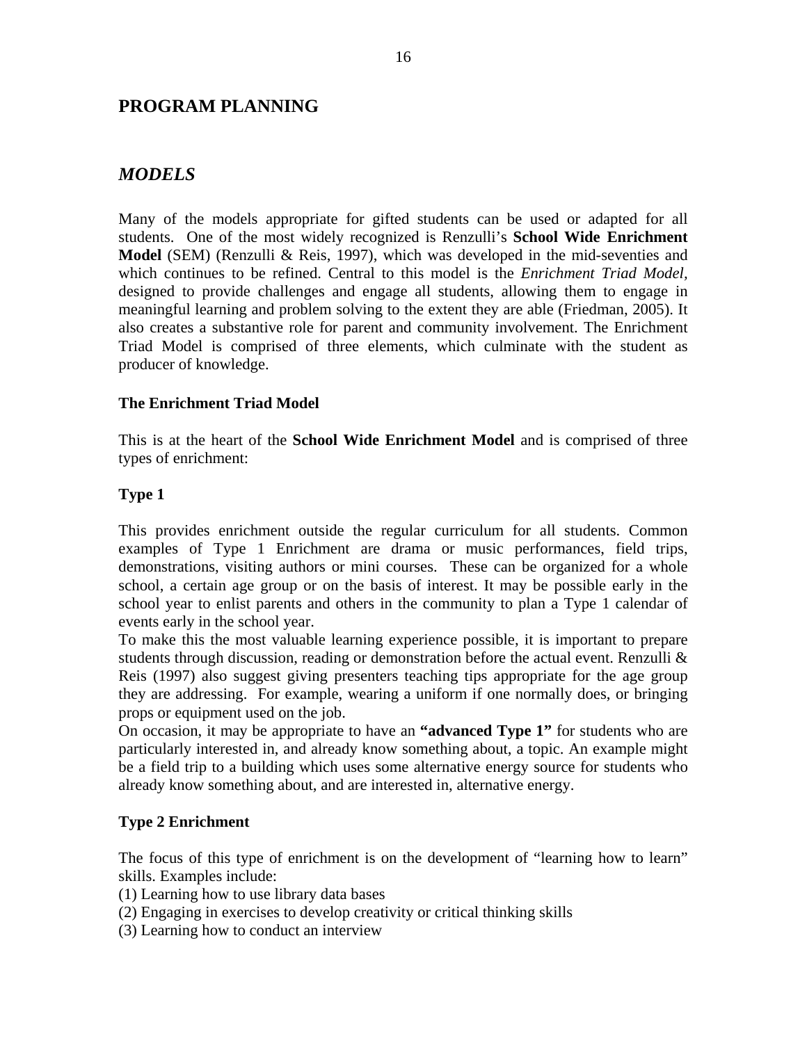## PROGRAM PLANNING

### *MODELS*

Many of the models appropriate for gifted students can be used or adapted for all students. One of the most widely recognized is Renzulli's **School Wide Enrichment Model** (SEM) (Renzulli & Reis, 1997), which was developed in the mid-seventies and which continues to be refined. Central to this model is the *Enrichment Triad Model*, designed to provide challenges and engage all students, allowing them to engage in meaningful learning and problem solving to the extent they are able (Friedman, 2005). It also creates a substantive role for parent and community involvement. The Enrichment Triad Model is comprised of three elements, which culminate with the student as producer of knowledge.

#### The Enrichment Triad Model

This is at the heart of the **School Wide Enrichment Model** and is comprised of three types of enrichment:

#### Type 1

This provides enrichment outside the regular curriculum for all students. Common examples of Type 1 Enrichment are drama or music performances, field trips, demonstrations, visiting authors or mini courses. These can be organized for a whole school, a certain age group or on the basis of interest. It may be possible early in the school year to enlist parents and others in the community to plan a Type 1 calendar of events early in the school year.

To make this the most valuable learning experience possible, it is important to prepare students through discussion, reading or demonstration before the actual event. Renzulli & Reis (1997) also suggest giving presenters teaching tips appropriate for the age group they are addressing. For example, wearing a uniform if one normally does, or bringing props or equipment used on the job.

On occasion, it may be appropriate to have an **"advanced Type 1"** for students who are particularly interested in, and already know something about, a topic. An example might be a field trip to a building which uses some alternative energy source for students who already know something about, and are interested in, alternative energy.

#### Type 2 Enrichment

The focus of this type of enrichment is on the development of "learning how to learn" skills. Examples include:

(1) Learning how to use library data bases
(2) Engaging in exercises to develop creativity or critical thinking skills
(3) Learning how to conduct an interview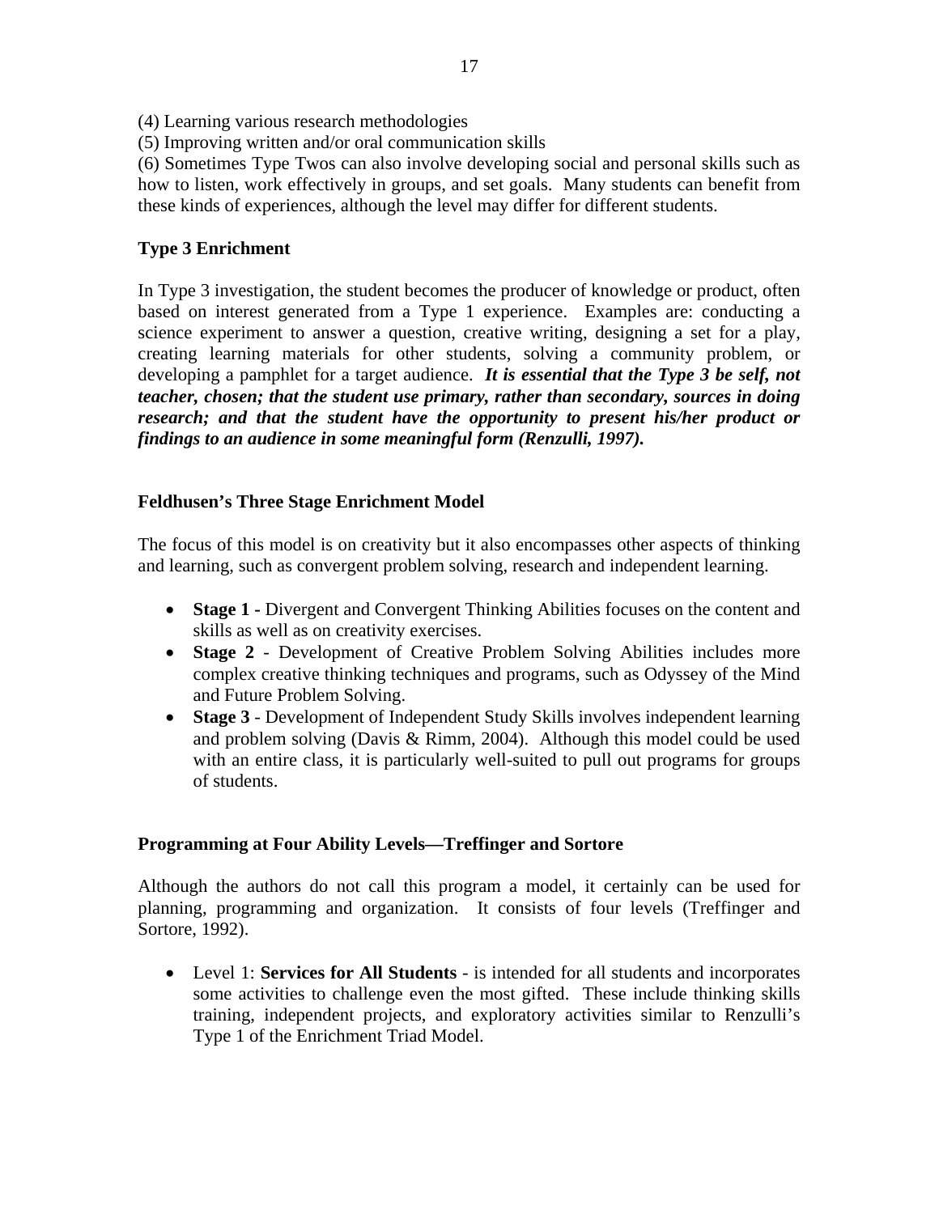(4) Learning various research methodologies
(5) Improving written and/or oral communication skills
(6) Sometimes Type Twos can also involve developing social and personal skills such as how to listen, work effectively in groups, and set goals. Many students can benefit from these kinds of experiences, although the level may differ for different students.

**Type 3 Enrichment**

In Type 3 investigation, the student becomes the producer of knowledge or product, often based on interest generated from a Type 1 experience. Examples are: conducting a science experiment to answer a question, creative writing, designing a set for a play, creating learning materials for other students, solving a community problem, or developing a pamphlet for a target audience. ***It is essential that the Type 3 be self, not teacher, chosen; that the student use primary, rather than secondary, sources in doing research; and that the student have the opportunity to present his/her product or findings to an audience in some meaningful form (Renzulli, 1997).***

**Feldhusen's Three Stage Enrichment Model**

The focus of this model is on creativity but it also encompasses other aspects of thinking and learning, such as convergent problem solving, research and independent learning.

- **Stage 1 -** Divergent and Convergent Thinking Abilities focuses on the content and skills as well as on creativity exercises.
- **Stage 2** - Development of Creative Problem Solving Abilities includes more complex creative thinking techniques and programs, such as Odyssey of the Mind and Future Problem Solving.
- **Stage 3** - Development of Independent Study Skills involves independent learning and problem solving (Davis & Rimm, 2004). Although this model could be used with an entire class, it is particularly well-suited to pull out programs for groups of students.

**Programming at Four Ability Levels—Treffinger and Sortore**

Although the authors do not call this program a model, it certainly can be used for planning, programming and organization. It consists of four levels (Treffinger and Sortore, 1992).

- Level 1: **Services for All Students** - is intended for all students and incorporates some activities to challenge even the most gifted. These include thinking skills training, independent projects, and exploratory activities similar to Renzulli's Type 1 of the Enrichment Triad Model.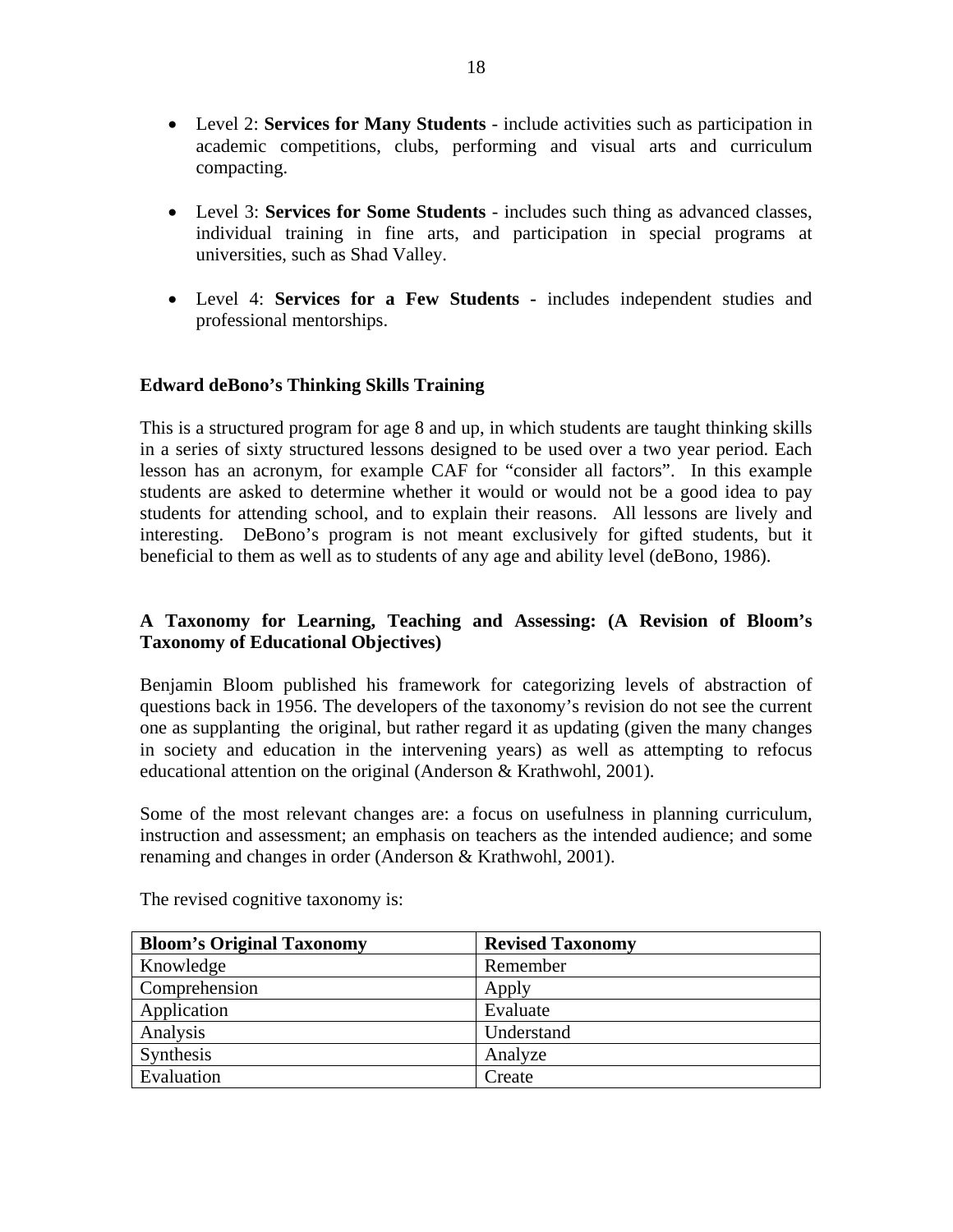- Level 2: **Services for Many Students** - include activities such as participation in academic competitions, clubs, performing and visual arts and curriculum compacting.

- Level 3: **Services for Some Students** - includes such thing as advanced classes, individual training in fine arts, and participation in special programs at universities, such as Shad Valley.

- Level 4: **Services for a Few Students -** includes independent studies and professional mentorships.

**Edward deBono's Thinking Skills Training**

This is a structured program for age 8 and up, in which students are taught thinking skills in a series of sixty structured lessons designed to be used over a two year period. Each lesson has an acronym, for example CAF for "consider all factors". In this example students are asked to determine whether it would or would not be a good idea to pay students for attending school, and to explain their reasons. All lessons are lively and interesting. DeBono's program is not meant exclusively for gifted students, but it beneficial to them as well as to students of any age and ability level (deBono, 1986).

**A Taxonomy for Learning, Teaching and Assessing: (A Revision of Bloom's Taxonomy of Educational Objectives)**

Benjamin Bloom published his framework for categorizing levels of abstraction of questions back in 1956. The developers of the taxonomy's revision do not see the current one as supplanting the original, but rather regard it as updating (given the many changes in society and education in the intervening years) as well as attempting to refocus educational attention on the original (Anderson & Krathwohl, 2001).

Some of the most relevant changes are: a focus on usefulness in planning curriculum, instruction and assessment; an emphasis on teachers as the intended audience; and some renaming and changes in order (Anderson & Krathwohl, 2001).

The revised cognitive taxonomy is:

| **Bloom's Original Taxonomy** | **Revised Taxonomy** |
|---|---|
| Knowledge | Remember |
| Comprehension | Apply |
| Application | Evaluate |
| Analysis | Understand |
| Synthesis | Analyze |
| Evaluation | Create |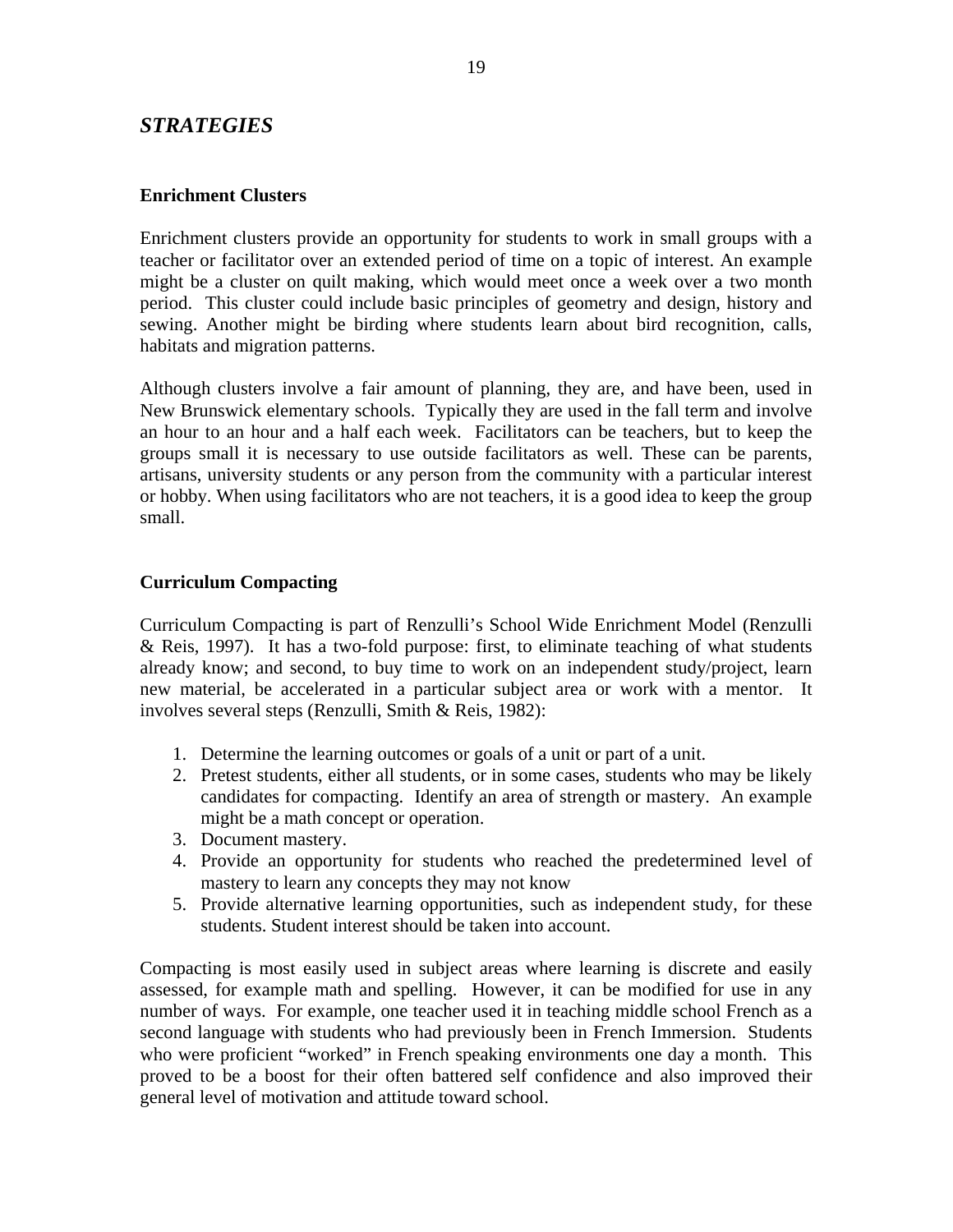## *STRATEGIES*

### Enrichment Clusters

Enrichment clusters provide an opportunity for students to work in small groups with a teacher or facilitator over an extended period of time on a topic of interest. An example might be a cluster on quilt making, which would meet once a week over a two month period. This cluster could include basic principles of geometry and design, history and sewing. Another might be birding where students learn about bird recognition, calls, habitats and migration patterns.

Although clusters involve a fair amount of planning, they are, and have been, used in New Brunswick elementary schools. Typically they are used in the fall term and involve an hour to an hour and a half each week. Facilitators can be teachers, but to keep the groups small it is necessary to use outside facilitators as well. These can be parents, artisans, university students or any person from the community with a particular interest or hobby. When using facilitators who are not teachers, it is a good idea to keep the group small.

### Curriculum Compacting

Curriculum Compacting is part of Renzulli's School Wide Enrichment Model (Renzulli & Reis, 1997). It has a two-fold purpose: first, to eliminate teaching of what students already know; and second, to buy time to work on an independent study/project, learn new material, be accelerated in a particular subject area or work with a mentor. It involves several steps (Renzulli, Smith & Reis, 1982):

1. Determine the learning outcomes or goals of a unit or part of a unit.
2. Pretest students, either all students, or in some cases, students who may be likely candidates for compacting. Identify an area of strength or mastery. An example might be a math concept or operation.
3. Document mastery.
4. Provide an opportunity for students who reached the predetermined level of mastery to learn any concepts they may not know
5. Provide alternative learning opportunities, such as independent study, for these students. Student interest should be taken into account.

Compacting is most easily used in subject areas where learning is discrete and easily assessed, for example math and spelling. However, it can be modified for use in any number of ways. For example, one teacher used it in teaching middle school French as a second language with students who had previously been in French Immersion. Students who were proficient "worked" in French speaking environments one day a month. This proved to be a boost for their often battered self confidence and also improved their general level of motivation and attitude toward school.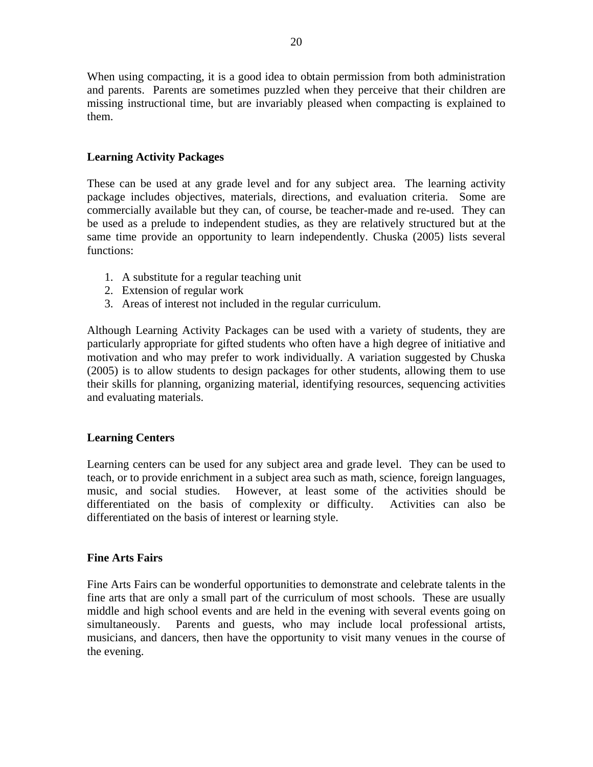When using compacting, it is a good idea to obtain permission from both administration and parents. Parents are sometimes puzzled when they perceive that their children are missing instructional time, but are invariably pleased when compacting is explained to them.

### Learning Activity Packages

These can be used at any grade level and for any subject area. The learning activity package includes objectives, materials, directions, and evaluation criteria. Some are commercially available but they can, of course, be teacher-made and re-used. They can be used as a prelude to independent studies, as they are relatively structured but at the same time provide an opportunity to learn independently. Chuska (2005) lists several functions:

1. A substitute for a regular teaching unit
2. Extension of regular work
3. Areas of interest not included in the regular curriculum.

Although Learning Activity Packages can be used with a variety of students, they are particularly appropriate for gifted students who often have a high degree of initiative and motivation and who may prefer to work individually. A variation suggested by Chuska (2005) is to allow students to design packages for other students, allowing them to use their skills for planning, organizing material, identifying resources, sequencing activities and evaluating materials.

### Learning Centers

Learning centers can be used for any subject area and grade level. They can be used to teach, or to provide enrichment in a subject area such as math, science, foreign languages, music, and social studies. However, at least some of the activities should be differentiated on the basis of complexity or difficulty. Activities can also be differentiated on the basis of interest or learning style.

### Fine Arts Fairs

Fine Arts Fairs can be wonderful opportunities to demonstrate and celebrate talents in the fine arts that are only a small part of the curriculum of most schools. These are usually middle and high school events and are held in the evening with several events going on simultaneously. Parents and guests, who may include local professional artists, musicians, and dancers, then have the opportunity to visit many venues in the course of the evening.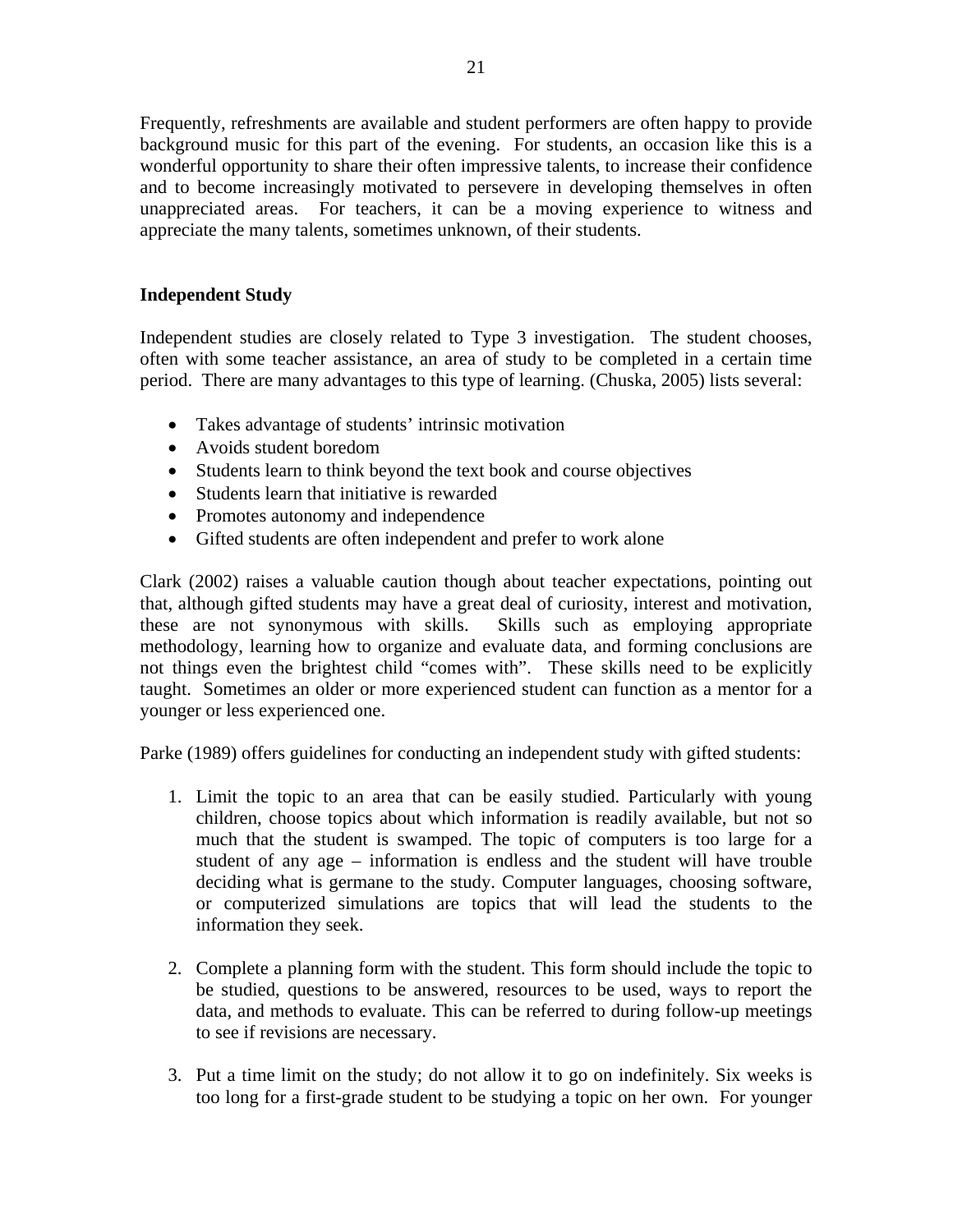Frequently, refreshments are available and student performers are often happy to provide background music for this part of the evening. For students, an occasion like this is a wonderful opportunity to share their often impressive talents, to increase their confidence and to become increasingly motivated to persevere in developing themselves in often unappreciated areas. For teachers, it can be a moving experience to witness and appreciate the many talents, sometimes unknown, of their students.

### Independent Study

Independent studies are closely related to Type 3 investigation. The student chooses, often with some teacher assistance, an area of study to be completed in a certain time period. There are many advantages to this type of learning. (Chuska, 2005) lists several:

- Takes advantage of students' intrinsic motivation
- Avoids student boredom
- Students learn to think beyond the text book and course objectives
- Students learn that initiative is rewarded
- Promotes autonomy and independence
- Gifted students are often independent and prefer to work alone

Clark (2002) raises a valuable caution though about teacher expectations, pointing out that, although gifted students may have a great deal of curiosity, interest and motivation, these are not synonymous with skills. Skills such as employing appropriate methodology, learning how to organize and evaluate data, and forming conclusions are not things even the brightest child "comes with". These skills need to be explicitly taught. Sometimes an older or more experienced student can function as a mentor for a younger or less experienced one.

Parke (1989) offers guidelines for conducting an independent study with gifted students:

1. Limit the topic to an area that can be easily studied. Particularly with young children, choose topics about which information is readily available, but not so much that the student is swamped. The topic of computers is too large for a student of any age – information is endless and the student will have trouble deciding what is germane to the study. Computer languages, choosing software, or computerized simulations are topics that will lead the students to the information they seek.

2. Complete a planning form with the student. This form should include the topic to be studied, questions to be answered, resources to be used, ways to report the data, and methods to evaluate. This can be referred to during follow-up meetings to see if revisions are necessary.

3. Put a time limit on the study; do not allow it to go on indefinitely. Six weeks is too long for a first-grade student to be studying a topic on her own. For younger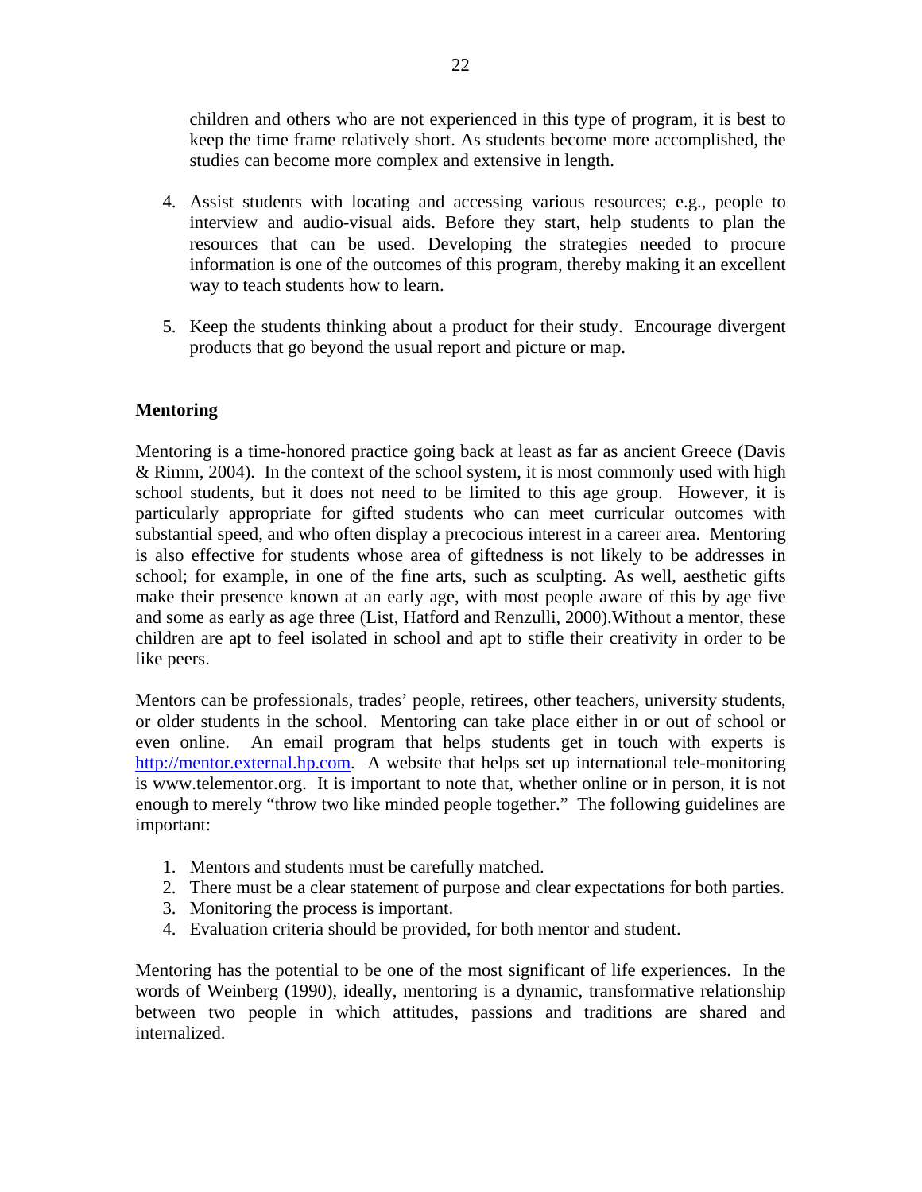children and others who are not experienced in this type of program, it is best to keep the time frame relatively short. As students become more accomplished, the studies can become more complex and extensive in length.

4. Assist students with locating and accessing various resources; e.g., people to interview and audio-visual aids. Before they start, help students to plan the resources that can be used. Developing the strategies needed to procure information is one of the outcomes of this program, thereby making it an excellent way to teach students how to learn.

5. Keep the students thinking about a product for their study. Encourage divergent products that go beyond the usual report and picture or map.

**Mentoring**

Mentoring is a time-honored practice going back at least as far as ancient Greece (Davis & Rimm, 2004). In the context of the school system, it is most commonly used with high school students, but it does not need to be limited to this age group. However, it is particularly appropriate for gifted students who can meet curricular outcomes with substantial speed, and who often display a precocious interest in a career area. Mentoring is also effective for students whose area of giftedness is not likely to be addresses in school; for example, in one of the fine arts, such as sculpting. As well, aesthetic gifts make their presence known at an early age, with most people aware of this by age five and some as early as age three (List, Hatford and Renzulli, 2000).Without a mentor, these children are apt to feel isolated in school and apt to stifle their creativity in order to be like peers.

Mentors can be professionals, trades' people, retirees, other teachers, university students, or older students in the school. Mentoring can take place either in or out of school or even online. An email program that helps students get in touch with experts is http://mentor.external.hp.com. A website that helps set up international tele-monitoring is www.telementor.org. It is important to note that, whether online or in person, it is not enough to merely "throw two like minded people together." The following guidelines are important:

1. Mentors and students must be carefully matched.
2. There must be a clear statement of purpose and clear expectations for both parties.
3. Monitoring the process is important.
4. Evaluation criteria should be provided, for both mentor and student.

Mentoring has the potential to be one of the most significant of life experiences. In the words of Weinberg (1990), ideally, mentoring is a dynamic, transformative relationship between two people in which attitudes, passions and traditions are shared and internalized.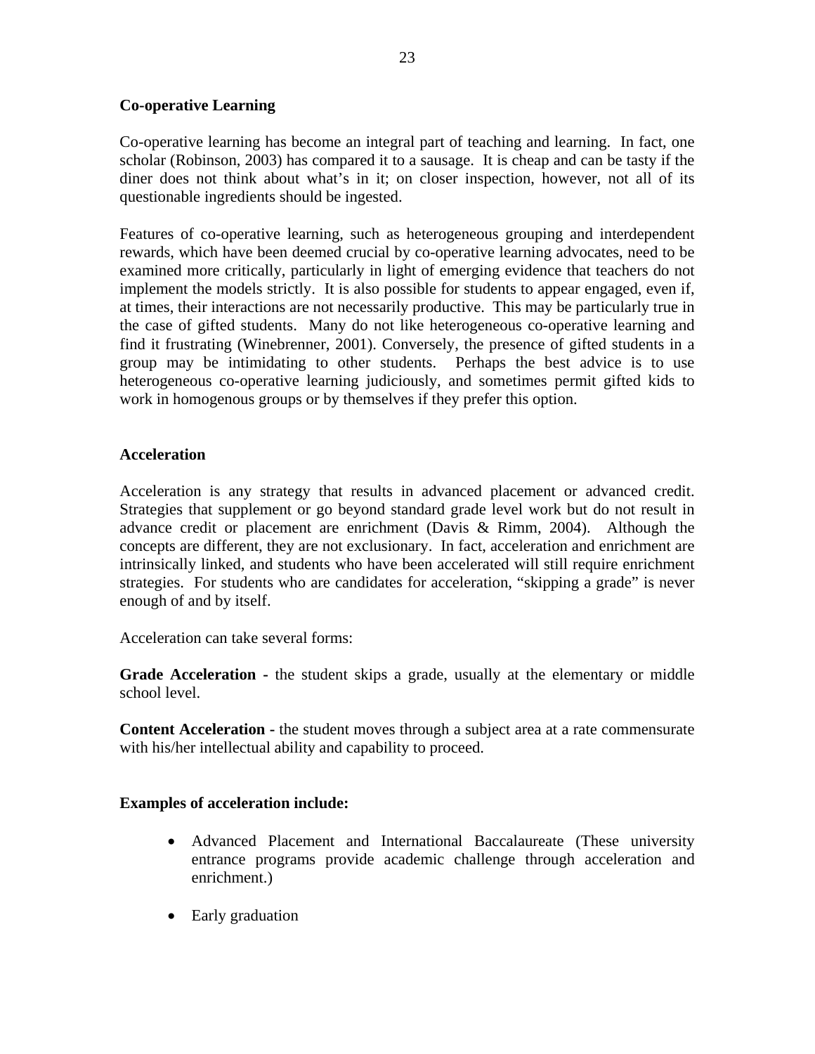### Co-operative Learning

Co-operative learning has become an integral part of teaching and learning. In fact, one scholar (Robinson, 2003) has compared it to a sausage. It is cheap and can be tasty if the diner does not think about what's in it; on closer inspection, however, not all of its questionable ingredients should be ingested.

Features of co-operative learning, such as heterogeneous grouping and interdependent rewards, which have been deemed crucial by co-operative learning advocates, need to be examined more critically, particularly in light of emerging evidence that teachers do not implement the models strictly. It is also possible for students to appear engaged, even if, at times, their interactions are not necessarily productive. This may be particularly true in the case of gifted students. Many do not like heterogeneous co-operative learning and find it frustrating (Winebrenner, 2001). Conversely, the presence of gifted students in a group may be intimidating to other students. Perhaps the best advice is to use heterogeneous co-operative learning judiciously, and sometimes permit gifted kids to work in homogenous groups or by themselves if they prefer this option.

### Acceleration

Acceleration is any strategy that results in advanced placement or advanced credit. Strategies that supplement or go beyond standard grade level work but do not result in advance credit or placement are enrichment (Davis & Rimm, 2004). Although the concepts are different, they are not exclusionary. In fact, acceleration and enrichment are intrinsically linked, and students who have been accelerated will still require enrichment strategies. For students who are candidates for acceleration, "skipping a grade" is never enough of and by itself.

Acceleration can take several forms:

**Grade Acceleration -** the student skips a grade, usually at the elementary or middle school level.

**Content Acceleration -** the student moves through a subject area at a rate commensurate with his/her intellectual ability and capability to proceed.

**Examples of acceleration include:**

- Advanced Placement and International Baccalaureate (These university entrance programs provide academic challenge through acceleration and enrichment.)
- Early graduation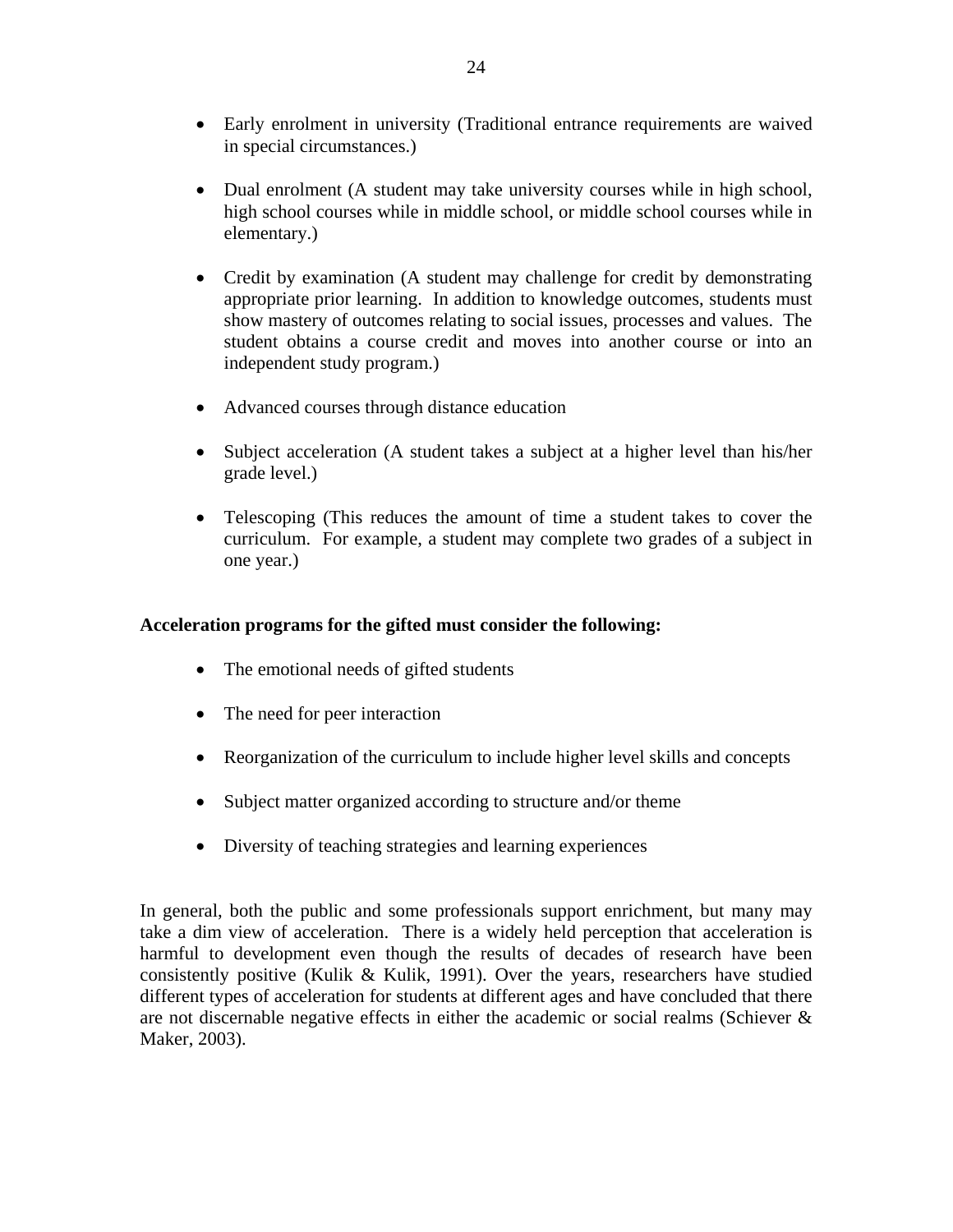- Early enrolment in university (Traditional entrance requirements are waived in special circumstances.)

- Dual enrolment (A student may take university courses while in high school, high school courses while in middle school, or middle school courses while in elementary.)

- Credit by examination (A student may challenge for credit by demonstrating appropriate prior learning. In addition to knowledge outcomes, students must show mastery of outcomes relating to social issues, processes and values. The student obtains a course credit and moves into another course or into an independent study program.)

- Advanced courses through distance education

- Subject acceleration (A student takes a subject at a higher level than his/her grade level.)

- Telescoping (This reduces the amount of time a student takes to cover the curriculum. For example, a student may complete two grades of a subject in one year.)

**Acceleration programs for the gifted must consider the following:**

- The emotional needs of gifted students

- The need for peer interaction

- Reorganization of the curriculum to include higher level skills and concepts

- Subject matter organized according to structure and/or theme

- Diversity of teaching strategies and learning experiences

In general, both the public and some professionals support enrichment, but many may take a dim view of acceleration. There is a widely held perception that acceleration is harmful to development even though the results of decades of research have been consistently positive (Kulik & Kulik, 1991). Over the years, researchers have studied different types of acceleration for students at different ages and have concluded that there are not discernable negative effects in either the academic or social realms (Schiever & Maker, 2003).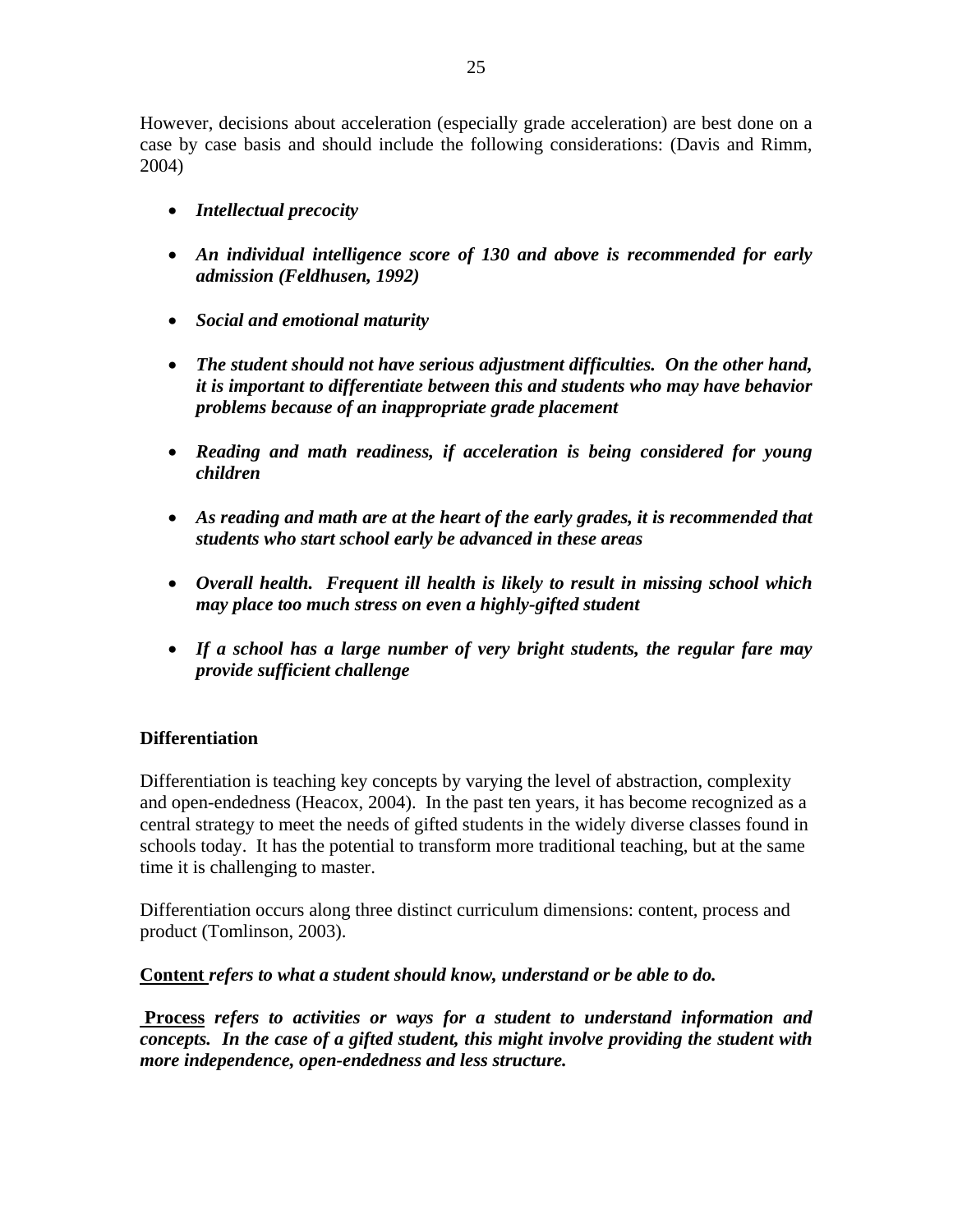However, decisions about acceleration (especially grade acceleration) are best done on a case by case basis and should include the following considerations: (Davis and Rimm, 2004)

- ***Intellectual precocity***
- ***An individual intelligence score of 130 and above is recommended for early admission (Feldhusen, 1992)***
- ***Social and emotional maturity***
- ***The student should not have serious adjustment difficulties. On the other hand, it is important to differentiate between this and students who may have behavior problems because of an inappropriate grade placement***
- ***Reading and math readiness, if acceleration is being considered for young children***
- ***As reading and math are at the heart of the early grades, it is recommended that students who start school early be advanced in these areas***
- ***Overall health. Frequent ill health is likely to result in missing school which may place too much stress on even a highly-gifted student***
- ***If a school has a large number of very bright students, the regular fare may provide sufficient challenge***

**Differentiation**

Differentiation is teaching key concepts by varying the level of abstraction, complexity and open-endedness (Heacox, 2004). In the past ten years, it has become recognized as a central strategy to meet the needs of gifted students in the widely diverse classes found in schools today. It has the potential to transform more traditional teaching, but at the same time it is challenging to master.

Differentiation occurs along three distinct curriculum dimensions: content, process and product (Tomlinson, 2003).

**<u>Content</u>** ***refers to what a student should know, understand or be able to do.***

**<u>Process</u>** ***refers to activities or ways for a student to understand information and concepts. In the case of a gifted student, this might involve providing the student with more independence, open-endedness and less structure.***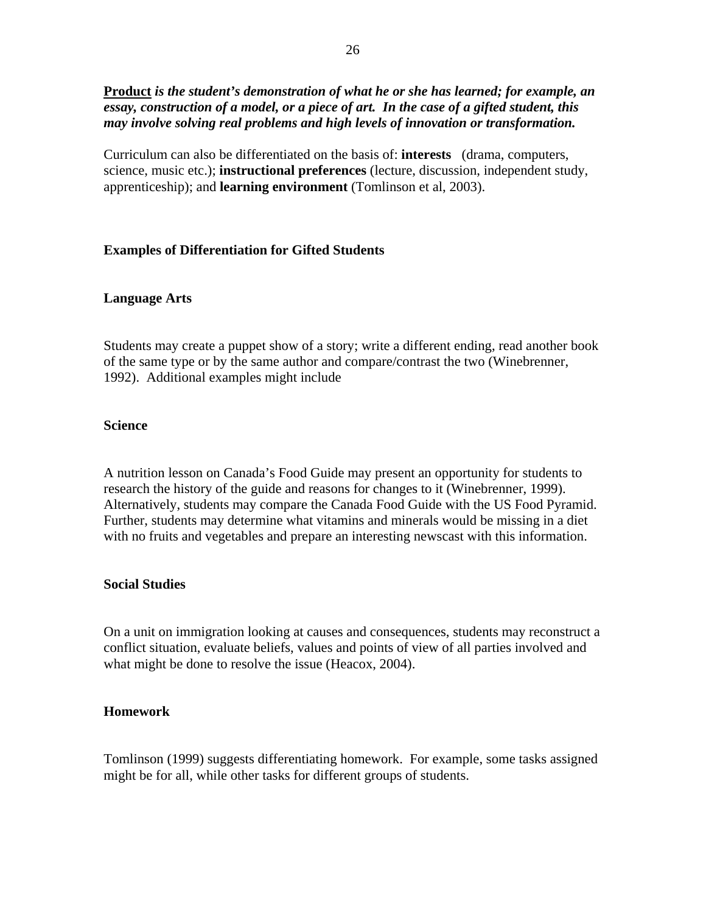**<u>Product</u>** ***is the student's demonstration of what he or she has learned; for example, an essay, construction of a model, or a piece of art. In the case of a gifted student, this may involve solving real problems and high levels of innovation or transformation.***

Curriculum can also be differentiated on the basis of: **interests** (drama, computers, science, music etc.); **instructional preferences** (lecture, discussion, independent study, apprenticeship); and **learning environment** (Tomlinson et al, 2003).

## Examples of Differentiation for Gifted Students

### Language Arts

Students may create a puppet show of a story; write a different ending, read another book of the same type or by the same author and compare/contrast the two (Winebrenner, 1992). Additional examples might include

### Science

A nutrition lesson on Canada's Food Guide may present an opportunity for students to research the history of the guide and reasons for changes to it (Winebrenner, 1999). Alternatively, students may compare the Canada Food Guide with the US Food Pyramid. Further, students may determine what vitamins and minerals would be missing in a diet with no fruits and vegetables and prepare an interesting newscast with this information.

### Social Studies

On a unit on immigration looking at causes and consequences, students may reconstruct a conflict situation, evaluate beliefs, values and points of view of all parties involved and what might be done to resolve the issue (Heacox, 2004).

### Homework

Tomlinson (1999) suggests differentiating homework. For example, some tasks assigned might be for all, while other tasks for different groups of students.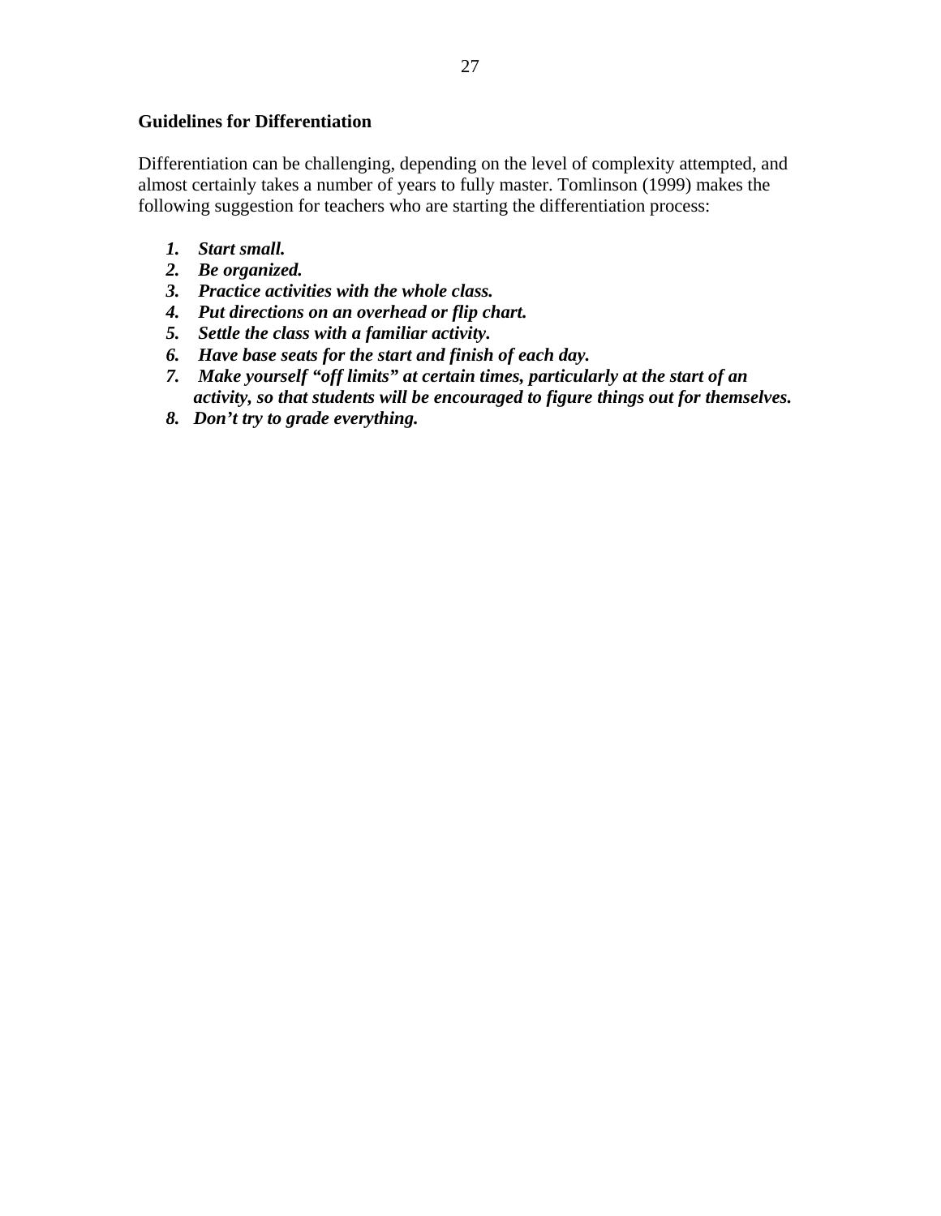**Guidelines for Differentiation**

Differentiation can be challenging, depending on the level of complexity attempted, and almost certainly takes a number of years to fully master. Tomlinson (1999) makes the following suggestion for teachers who are starting the differentiation process:

1. ***Start small.***
2. ***Be organized.***
3. ***Practice activities with the whole class.***
4. ***Put directions on an overhead or flip chart.***
5. ***Settle the class with a familiar activity.***
6. ***Have base seats for the start and finish of each day.***
7. ***Make yourself "off limits" at certain times, particularly at the start of an activity, so that students will be encouraged to figure things out for themselves.***
8. ***Don't try to grade everything.***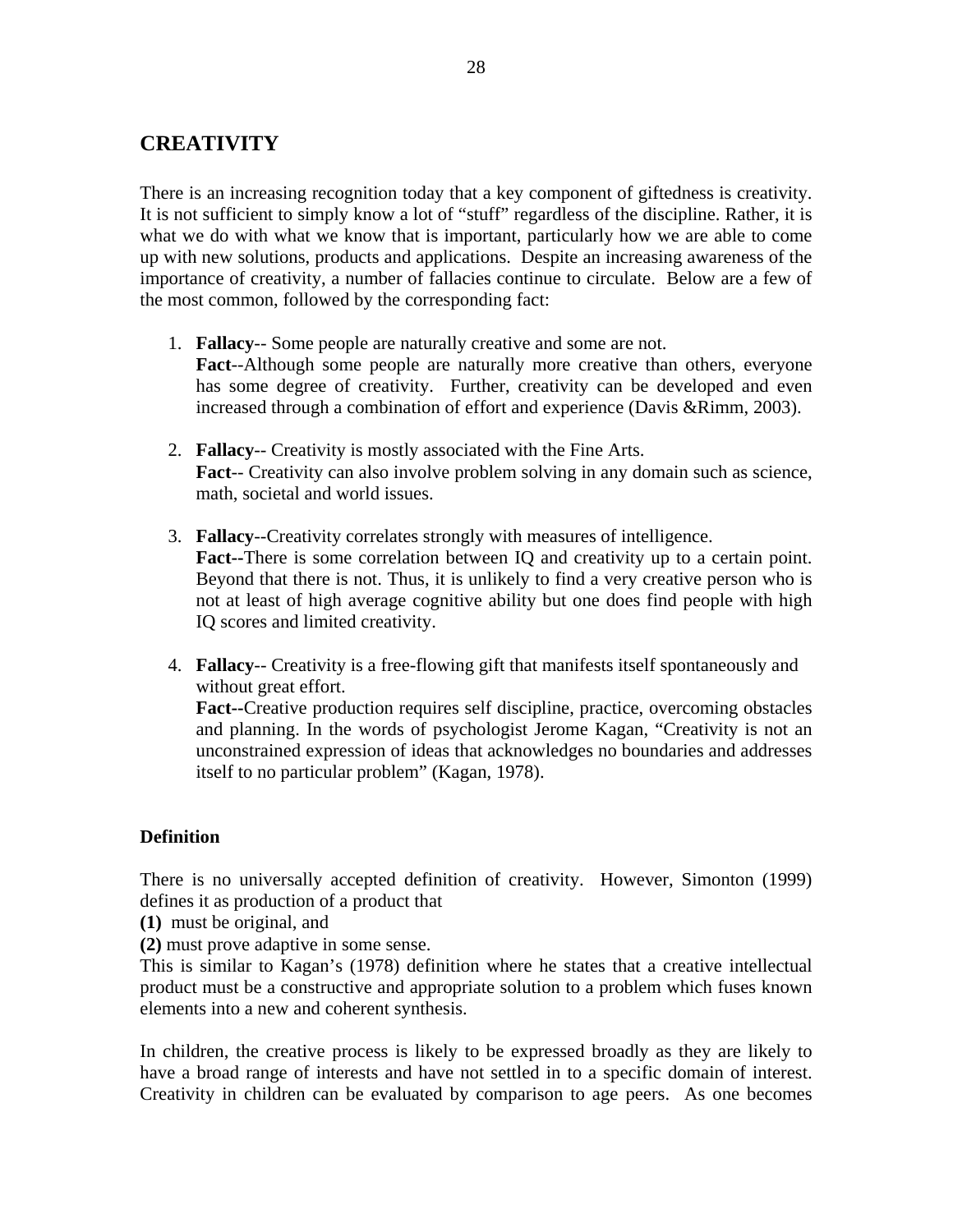## CREATIVITY

There is an increasing recognition today that a key component of giftedness is creativity. It is not sufficient to simply know a lot of "stuff" regardless of the discipline. Rather, it is what we do with what we know that is important, particularly how we are able to come up with new solutions, products and applications. Despite an increasing awareness of the importance of creativity, a number of fallacies continue to circulate. Below are a few of the most common, followed by the corresponding fact:

1. **Fallacy**-- Some people are naturally creative and some are not.
   **Fact**--Although some people are naturally more creative than others, everyone has some degree of creativity. Further, creativity can be developed and even increased through a combination of effort and experience (Davis &Rimm, 2003).

2. **Fallacy**-- Creativity is mostly associated with the Fine Arts.
   **Fact**-- Creativity can also involve problem solving in any domain such as science, math, societal and world issues.

3. **Fallacy**--Creativity correlates strongly with measures of intelligence.
   **Fact--**There is some correlation between IQ and creativity up to a certain point. Beyond that there is not. Thus, it is unlikely to find a very creative person who is not at least of high average cognitive ability but one does find people with high IQ scores and limited creativity.

4. **Fallacy**-- Creativity is a free-flowing gift that manifests itself spontaneously and without great effort.
   **Fact--**Creative production requires self discipline, practice, overcoming obstacles and planning. In the words of psychologist Jerome Kagan, "Creativity is not an unconstrained expression of ideas that acknowledges no boundaries and addresses itself to no particular problem" (Kagan, 1978).

### Definition

There is no universally accepted definition of creativity. However, Simonton (1999) defines it as production of a product that

**(1)** must be original, and

**(2)** must prove adaptive in some sense.

This is similar to Kagan's (1978) definition where he states that a creative intellectual product must be a constructive and appropriate solution to a problem which fuses known elements into a new and coherent synthesis.

In children, the creative process is likely to be expressed broadly as they are likely to have a broad range of interests and have not settled in to a specific domain of interest. Creativity in children can be evaluated by comparison to age peers. As one becomes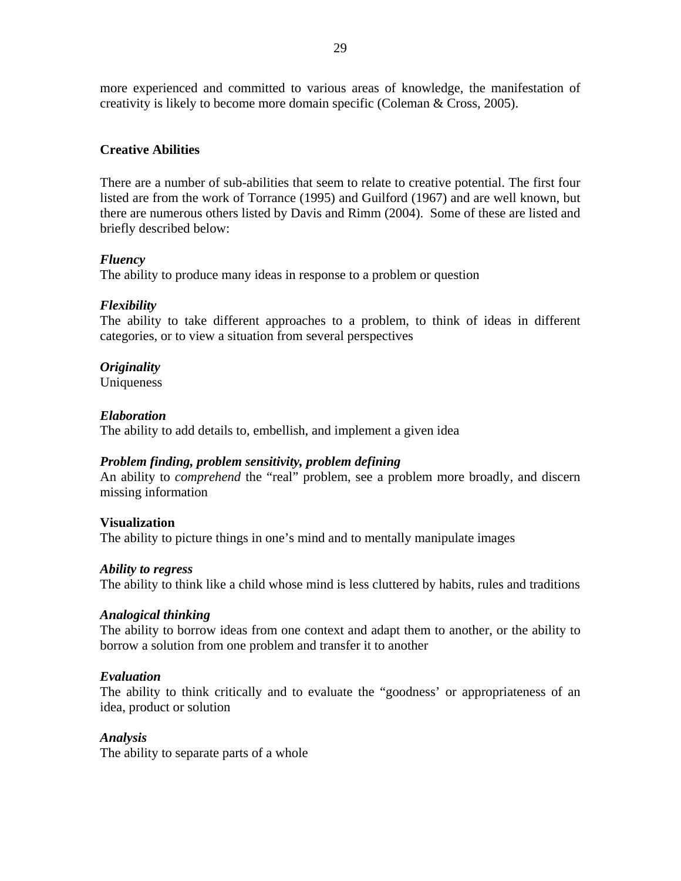more experienced and committed to various areas of knowledge, the manifestation of creativity is likely to become more domain specific (Coleman & Cross, 2005).

### Creative Abilities

There are a number of sub-abilities that seem to relate to creative potential. The first four listed are from the work of Torrance (1995) and Guilford (1967) and are well known, but there are numerous others listed by Davis and Rimm (2004). Some of these are listed and briefly described below:

***Fluency***
The ability to produce many ideas in response to a problem or question

***Flexibility***
The ability to take different approaches to a problem, to think of ideas in different categories, or to view a situation from several perspectives

***Originality***
Uniqueness

***Elaboration***
The ability to add details to, embellish, and implement a given idea

***Problem finding, problem sensitivity, problem defining***
An ability to *comprehend* the "real" problem, see a problem more broadly, and discern missing information

**Visualization**
The ability to picture things in one's mind and to mentally manipulate images

***Ability to regress***
The ability to think like a child whose mind is less cluttered by habits, rules and traditions

***Analogical thinking***
The ability to borrow ideas from one context and adapt them to another, or the ability to borrow a solution from one problem and transfer it to another

***Evaluation***
The ability to think critically and to evaluate the "goodness' or appropriateness of an idea, product or solution

***Analysis***
The ability to separate parts of a whole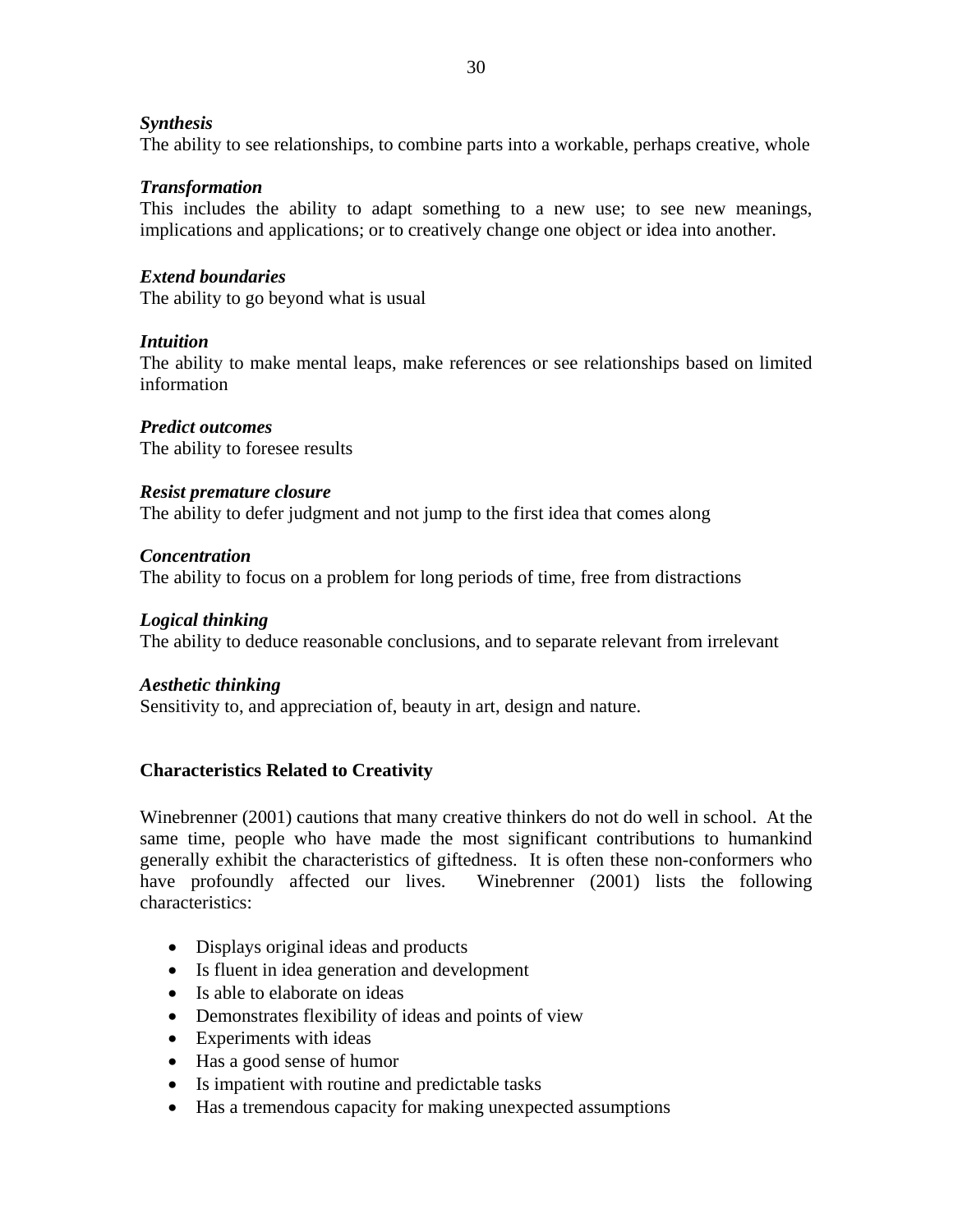***Synthesis***
The ability to see relationships, to combine parts into a workable, perhaps creative, whole

***Transformation***
This includes the ability to adapt something to a new use; to see new meanings, implications and applications; or to creatively change one object or idea into another.

***Extend boundaries***
The ability to go beyond what is usual

***Intuition***
The ability to make mental leaps, make references or see relationships based on limited information

***Predict outcomes***
The ability to foresee results

***Resist premature closure***
The ability to defer judgment and not jump to the first idea that comes along

***Concentration***
The ability to focus on a problem for long periods of time, free from distractions

***Logical thinking***
The ability to deduce reasonable conclusions, and to separate relevant from irrelevant

***Aesthetic thinking***
Sensitivity to, and appreciation of, beauty in art, design and nature.

## Characteristics Related to Creativity

Winebrenner (2001) cautions that many creative thinkers do not do well in school. At the same time, people who have made the most significant contributions to humankind generally exhibit the characteristics of giftedness. It is often these non-conformers who have profoundly affected our lives. Winebrenner (2001) lists the following characteristics:

- Displays original ideas and products
- Is fluent in idea generation and development
- Is able to elaborate on ideas
- Demonstrates flexibility of ideas and points of view
- Experiments with ideas
- Has a good sense of humor
- Is impatient with routine and predictable tasks
- Has a tremendous capacity for making unexpected assumptions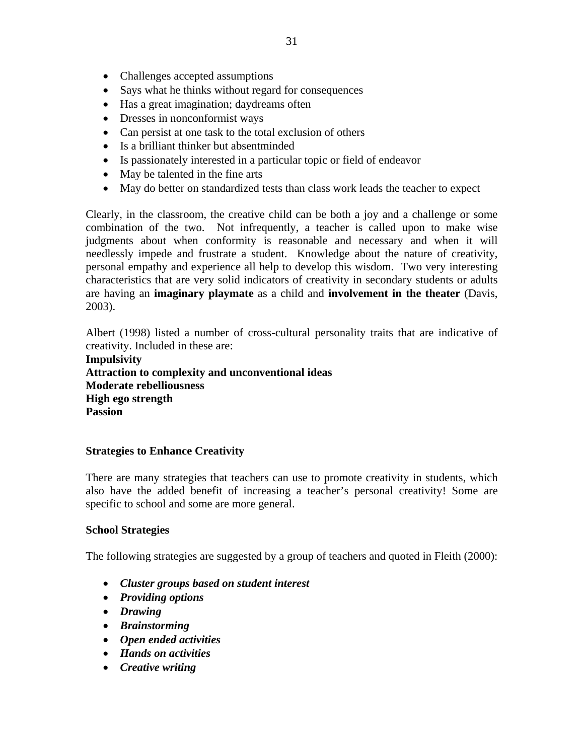- Challenges accepted assumptions
- Says what he thinks without regard for consequences
- Has a great imagination; daydreams often
- Dresses in nonconformist ways
- Can persist at one task to the total exclusion of others
- Is a brilliant thinker but absentminded
- Is passionately interested in a particular topic or field of endeavor
- May be talented in the fine arts
- May do better on standardized tests than class work leads the teacher to expect

Clearly, in the classroom, the creative child can be both a joy and a challenge or some combination of the two. Not infrequently, a teacher is called upon to make wise judgments about when conformity is reasonable and necessary and when it will needlessly impede and frustrate a student. Knowledge about the nature of creativity, personal empathy and experience all help to develop this wisdom. Two very interesting characteristics that are very solid indicators of creativity in secondary students or adults are having an **imaginary playmate** as a child and **involvement in the theater** (Davis, 2003).

Albert (1998) listed a number of cross-cultural personality traits that are indicative of creativity. Included in these are:

**Impulsivity**
**Attraction to complexity and unconventional ideas**
**Moderate rebelliousness**
**High ego strength**
**Passion**

### Strategies to Enhance Creativity

There are many strategies that teachers can use to promote creativity in students, which also have the added benefit of increasing a teacher's personal creativity! Some are specific to school and some are more general.

### School Strategies

The following strategies are suggested by a group of teachers and quoted in Fleith (2000):

- ***Cluster groups based on student interest***
- ***Providing options***
- ***Drawing***
- ***Brainstorming***
- ***Open ended activities***
- ***Hands on activities***
- ***Creative writing***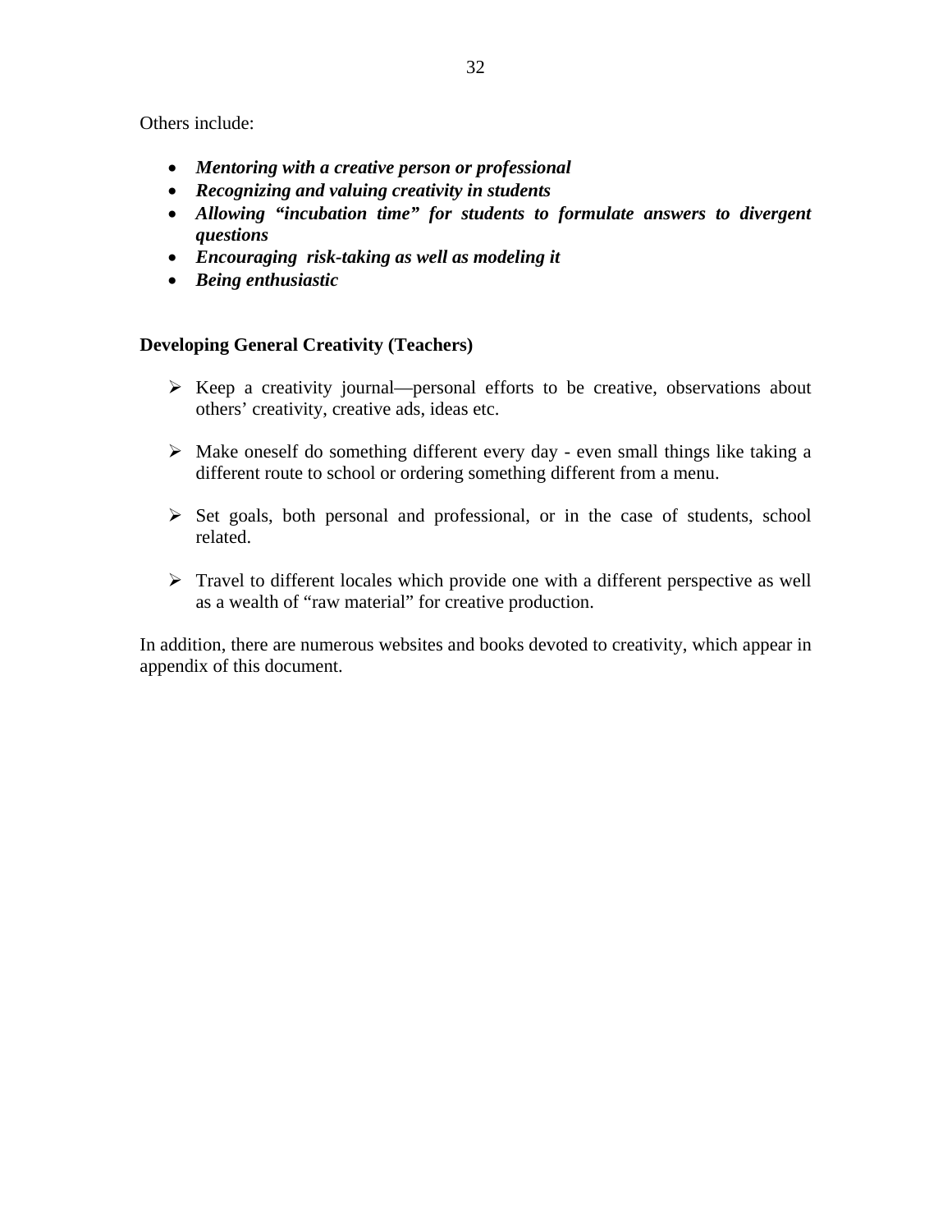Others include:

- ***Mentoring with a creative person or professional***
- ***Recognizing and valuing creativity in students***
- ***Allowing "incubation time" for students to formulate answers to divergent questions***
- ***Encouraging  risk-taking as well as modeling it***
- ***Being enthusiastic***

**Developing General Creativity (Teachers)**

- Keep a creativity journal—personal efforts to be creative, observations about others' creativity, creative ads, ideas etc.

- Make oneself do something different every day - even small things like taking a different route to school or ordering something different from a menu.

- Set goals, both personal and professional, or in the case of students, school related.

- Travel to different locales which provide one with a different perspective as well as a wealth of "raw material" for creative production.

In addition, there are numerous websites and books devoted to creativity, which appear in appendix of this document.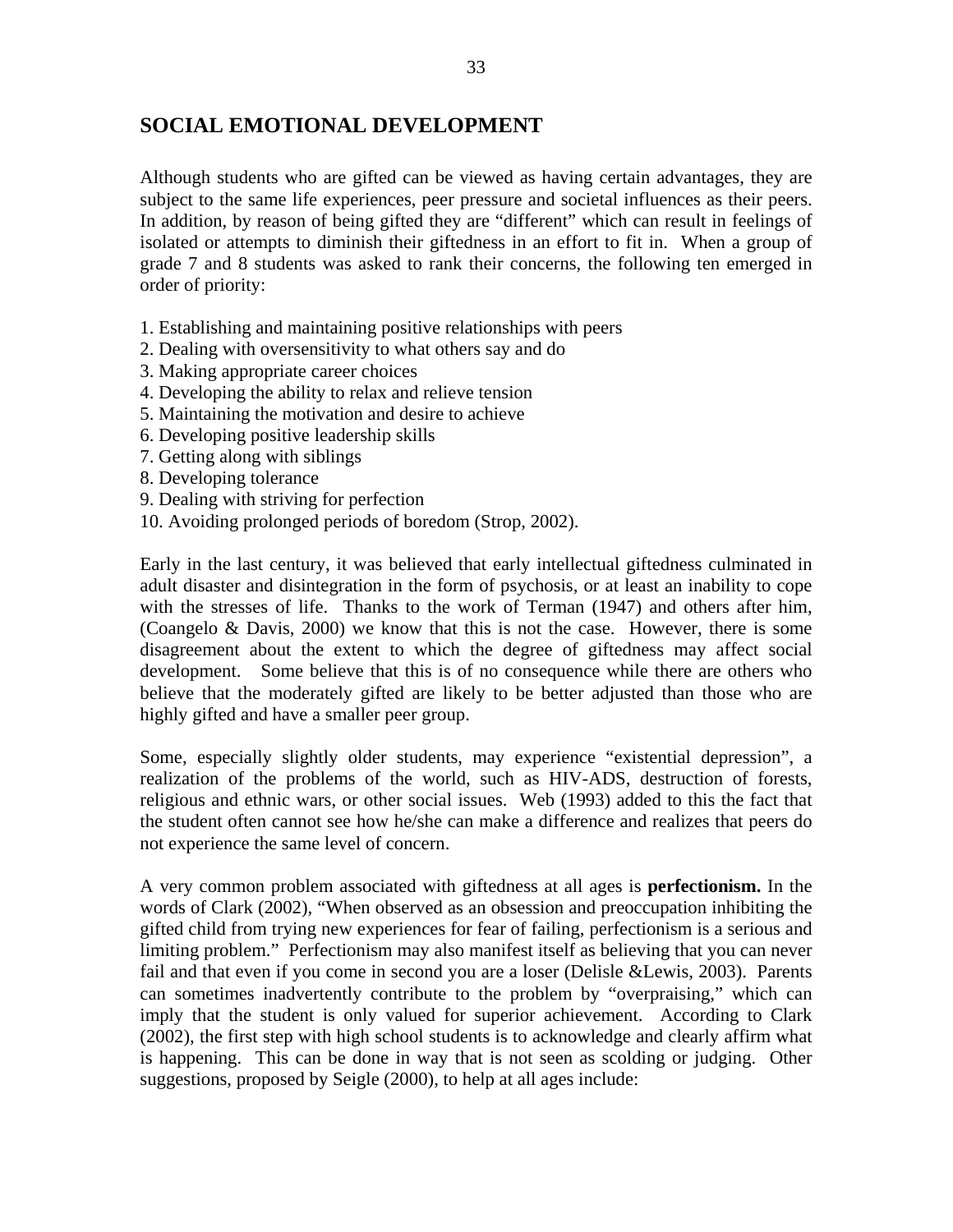## SOCIAL EMOTIONAL DEVELOPMENT

Although students who are gifted can be viewed as having certain advantages, they are subject to the same life experiences, peer pressure and societal influences as their peers. In addition, by reason of being gifted they are "different" which can result in feelings of isolated or attempts to diminish their giftedness in an effort to fit in. When a group of grade 7 and 8 students was asked to rank their concerns, the following ten emerged in order of priority:

1. Establishing and maintaining positive relationships with peers
2. Dealing with oversensitivity to what others say and do
3. Making appropriate career choices
4. Developing the ability to relax and relieve tension
5. Maintaining the motivation and desire to achieve
6. Developing positive leadership skills
7. Getting along with siblings
8. Developing tolerance
9. Dealing with striving for perfection
10. Avoiding prolonged periods of boredom (Strop, 2002).

Early in the last century, it was believed that early intellectual giftedness culminated in adult disaster and disintegration in the form of psychosis, or at least an inability to cope with the stresses of life. Thanks to the work of Terman (1947) and others after him, (Coangelo & Davis, 2000) we know that this is not the case. However, there is some disagreement about the extent to which the degree of giftedness may affect social development. Some believe that this is of no consequence while there are others who believe that the moderately gifted are likely to be better adjusted than those who are highly gifted and have a smaller peer group.

Some, especially slightly older students, may experience "existential depression", a realization of the problems of the world, such as HIV-ADS, destruction of forests, religious and ethnic wars, or other social issues. Web (1993) added to this the fact that the student often cannot see how he/she can make a difference and realizes that peers do not experience the same level of concern.

A very common problem associated with giftedness at all ages is **perfectionism.** In the words of Clark (2002), "When observed as an obsession and preoccupation inhibiting the gifted child from trying new experiences for fear of failing, perfectionism is a serious and limiting problem." Perfectionism may also manifest itself as believing that you can never fail and that even if you come in second you are a loser (Delisle &Lewis, 2003). Parents can sometimes inadvertently contribute to the problem by "overpraising," which can imply that the student is only valued for superior achievement. According to Clark (2002), the first step with high school students is to acknowledge and clearly affirm what is happening. This can be done in way that is not seen as scolding or judging. Other suggestions, proposed by Seigle (2000), to help at all ages include: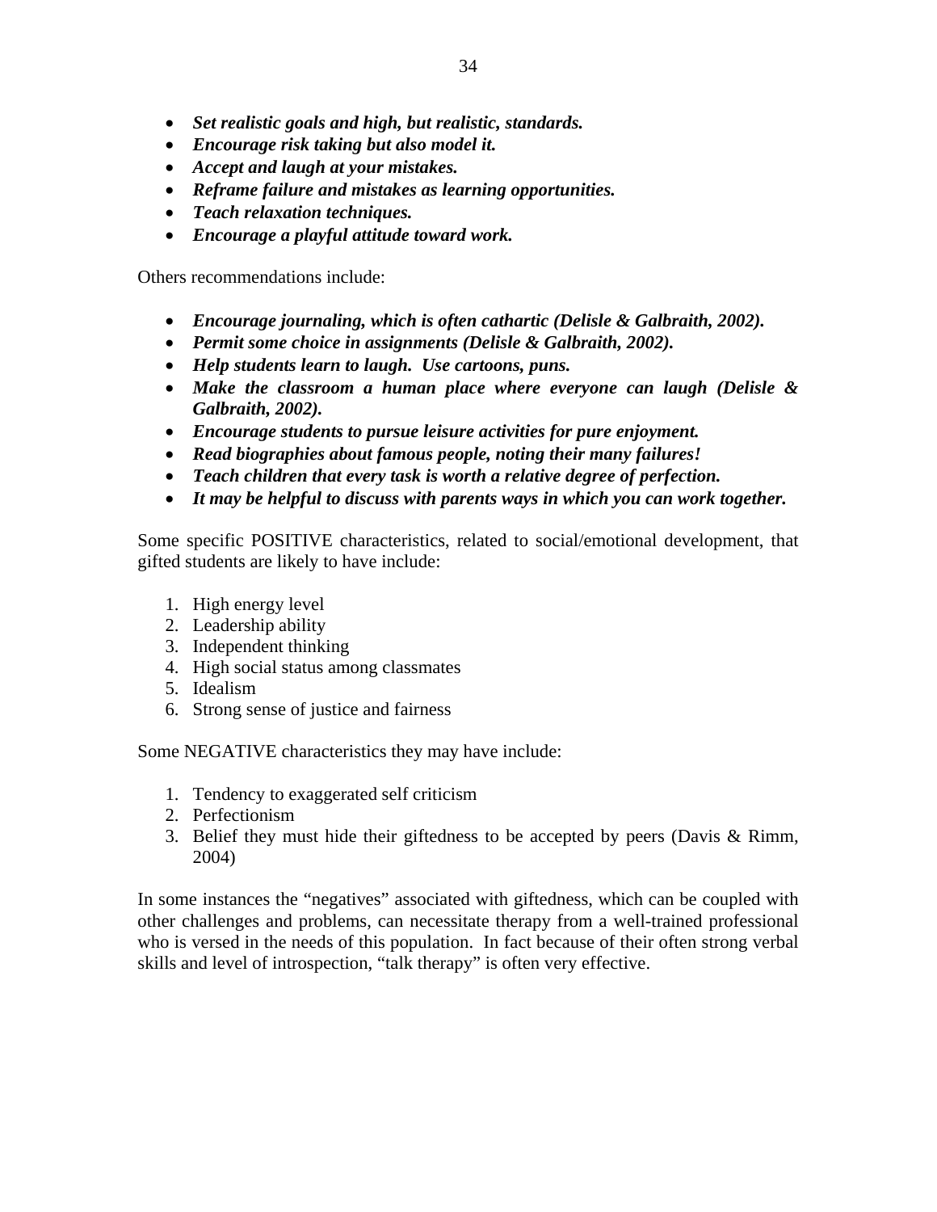- ***Set realistic goals and high, but realistic, standards.***
- ***Encourage risk taking but also model it.***
- ***Accept and laugh at your mistakes.***
- ***Reframe failure and mistakes as learning opportunities.***
- ***Teach relaxation techniques.***
- ***Encourage a playful attitude toward work.***

Others recommendations include:

- ***Encourage journaling, which is often cathartic (Delisle & Galbraith, 2002).***
- ***Permit some choice in assignments (Delisle & Galbraith, 2002).***
- ***Help students learn to laugh. Use cartoons, puns.***
- ***Make the classroom a human place where everyone can laugh (Delisle & Galbraith, 2002).***
- ***Encourage students to pursue leisure activities for pure enjoyment.***
- ***Read biographies about famous people, noting their many failures!***
- ***Teach children that every task is worth a relative degree of perfection.***
- ***It may be helpful to discuss with parents ways in which you can work together.***

Some specific POSITIVE characteristics, related to social/emotional development, that gifted students are likely to have include:

1. High energy level
2. Leadership ability
3. Independent thinking
4. High social status among classmates
5. Idealism
6. Strong sense of justice and fairness

Some NEGATIVE characteristics they may have include:

1. Tendency to exaggerated self criticism
2. Perfectionism
3. Belief they must hide their giftedness to be accepted by peers (Davis & Rimm, 2004)

In some instances the "negatives" associated with giftedness, which can be coupled with other challenges and problems, can necessitate therapy from a well-trained professional who is versed in the needs of this population. In fact because of their often strong verbal skills and level of introspection, "talk therapy" is often very effective.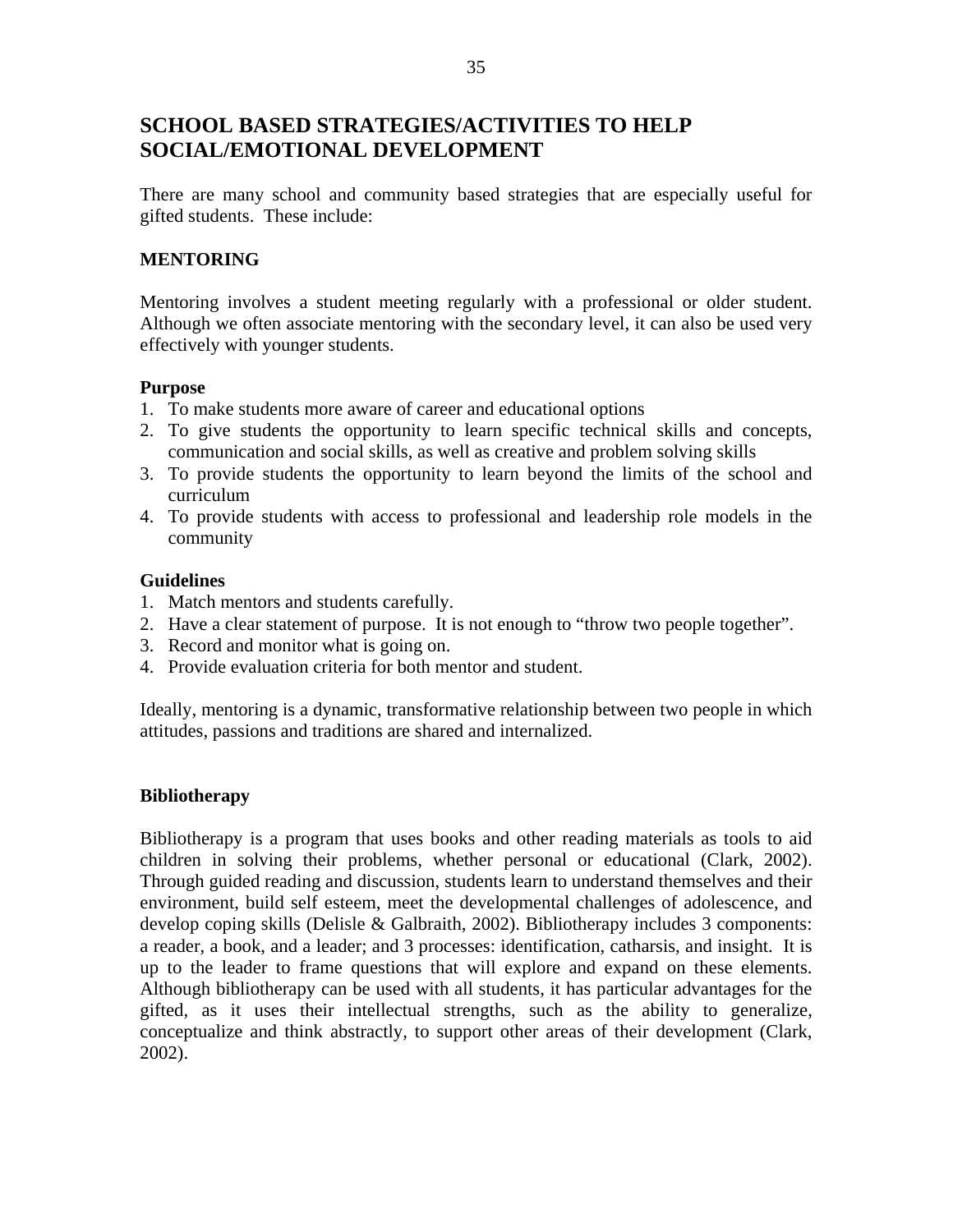# SCHOOL BASED STRATEGIES/ACTIVITIES TO HELP SOCIAL/EMOTIONAL DEVELOPMENT

There are many school and community based strategies that are especially useful for gifted students. These include:

## MENTORING

Mentoring involves a student meeting regularly with a professional or older student. Although we often associate mentoring with the secondary level, it can also be used very effectively with younger students.

### Purpose

1. To make students more aware of career and educational options
2. To give students the opportunity to learn specific technical skills and concepts, communication and social skills, as well as creative and problem solving skills
3. To provide students the opportunity to learn beyond the limits of the school and curriculum
4. To provide students with access to professional and leadership role models in the community

### Guidelines

1. Match mentors and students carefully.
2. Have a clear statement of purpose. It is not enough to "throw two people together".
3. Record and monitor what is going on.
4. Provide evaluation criteria for both mentor and student.

Ideally, mentoring is a dynamic, transformative relationship between two people in which attitudes, passions and traditions are shared and internalized.

## Bibliotherapy

Bibliotherapy is a program that uses books and other reading materials as tools to aid children in solving their problems, whether personal or educational (Clark, 2002). Through guided reading and discussion, students learn to understand themselves and their environment, build self esteem, meet the developmental challenges of adolescence, and develop coping skills (Delisle & Galbraith, 2002). Bibliotherapy includes 3 components: a reader, a book, and a leader; and 3 processes: identification, catharsis, and insight. It is up to the leader to frame questions that will explore and expand on these elements. Although bibliotherapy can be used with all students, it has particular advantages for the gifted, as it uses their intellectual strengths, such as the ability to generalize, conceptualize and think abstractly, to support other areas of their development (Clark, 2002).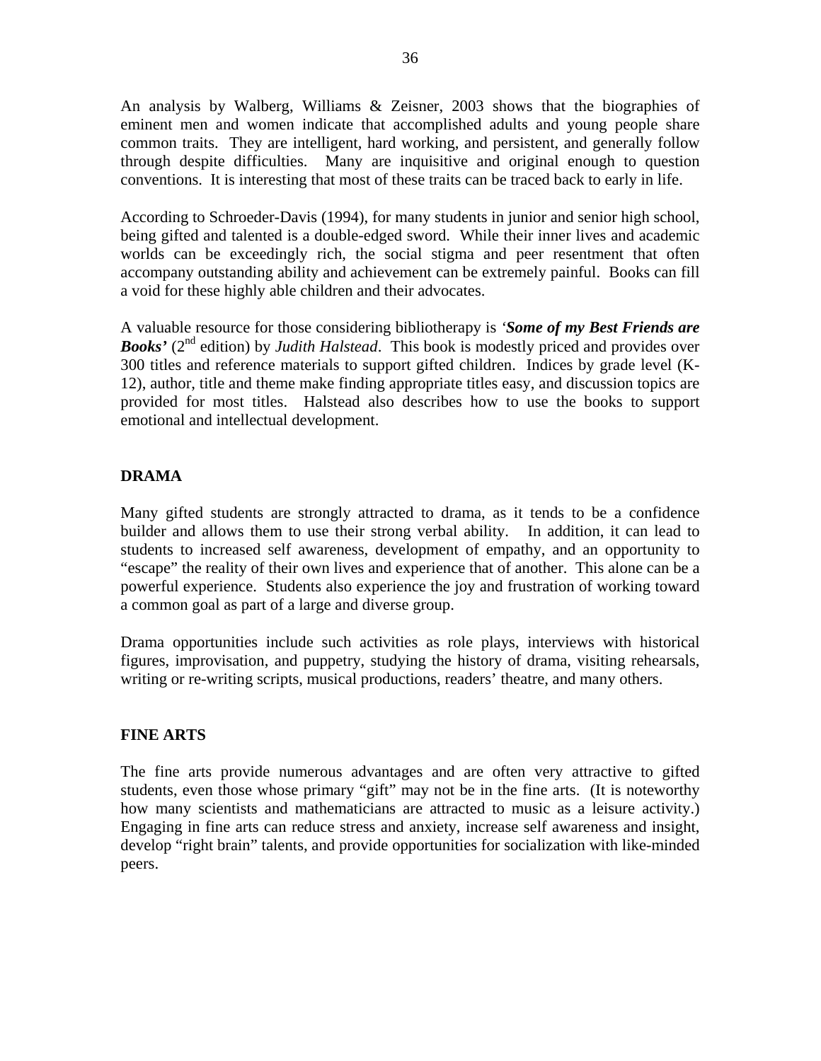An analysis by Walberg, Williams & Zeisner, 2003 shows that the biographies of eminent men and women indicate that accomplished adults and young people share common traits. They are intelligent, hard working, and persistent, and generally follow through despite difficulties. Many are inquisitive and original enough to question conventions. It is interesting that most of these traits can be traced back to early in life.

According to Schroeder-Davis (1994), for many students in junior and senior high school, being gifted and talented is a double-edged sword. While their inner lives and academic worlds can be exceedingly rich, the social stigma and peer resentment that often accompany outstanding ability and achievement can be extremely painful. Books can fill a void for these highly able children and their advocates.

A valuable resource for those considering bibliotherapy is *'**Some of my Best Friends are Books'*** (2nd edition) by *Judith Halstead*. This book is modestly priced and provides over 300 titles and reference materials to support gifted children. Indices by grade level (K-12), author, title and theme make finding appropriate titles easy, and discussion topics are provided for most titles. Halstead also describes how to use the books to support emotional and intellectual development.

## DRAMA

Many gifted students are strongly attracted to drama, as it tends to be a confidence builder and allows them to use their strong verbal ability. In addition, it can lead to students to increased self awareness, development of empathy, and an opportunity to "escape" the reality of their own lives and experience that of another. This alone can be a powerful experience. Students also experience the joy and frustration of working toward a common goal as part of a large and diverse group.

Drama opportunities include such activities as role plays, interviews with historical figures, improvisation, and puppetry, studying the history of drama, visiting rehearsals, writing or re-writing scripts, musical productions, readers' theatre, and many others.

## FINE ARTS

The fine arts provide numerous advantages and are often very attractive to gifted students, even those whose primary "gift" may not be in the fine arts. (It is noteworthy how many scientists and mathematicians are attracted to music as a leisure activity.) Engaging in fine arts can reduce stress and anxiety, increase self awareness and insight, develop "right brain" talents, and provide opportunities for socialization with like-minded peers.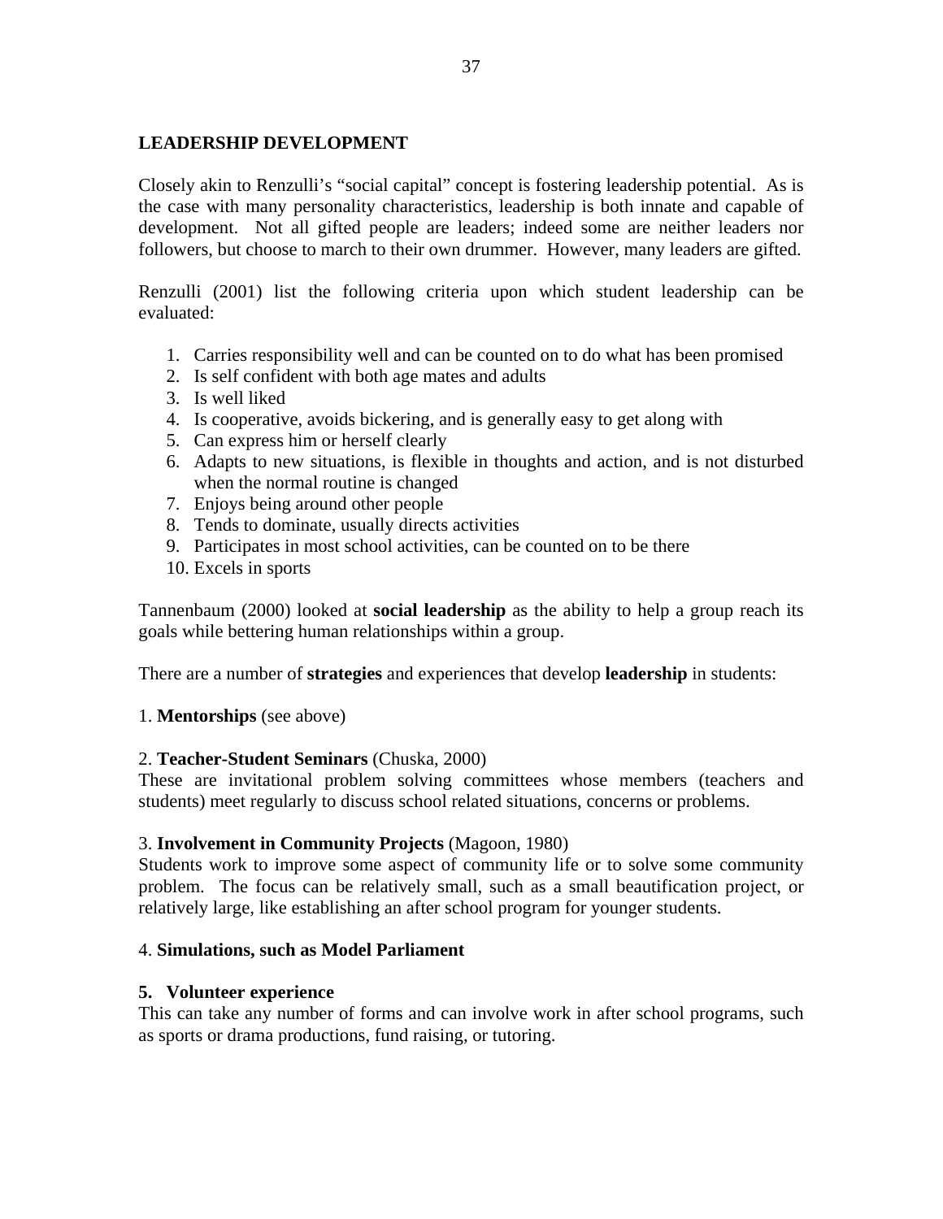## LEADERSHIP DEVELOPMENT

Closely akin to Renzulli's "social capital" concept is fostering leadership potential. As is the case with many personality characteristics, leadership is both innate and capable of development. Not all gifted people are leaders; indeed some are neither leaders nor followers, but choose to march to their own drummer. However, many leaders are gifted.

Renzulli (2001) list the following criteria upon which student leadership can be evaluated:

1. Carries responsibility well and can be counted on to do what has been promised
2. Is self confident with both age mates and adults
3. Is well liked
4. Is cooperative, avoids bickering, and is generally easy to get along with
5. Can express him or herself clearly
6. Adapts to new situations, is flexible in thoughts and action, and is not disturbed when the normal routine is changed
7. Enjoys being around other people
8. Tends to dominate, usually directs activities
9. Participates in most school activities, can be counted on to be there
10. Excels in sports

Tannenbaum (2000) looked at **social leadership** as the ability to help a group reach its goals while bettering human relationships within a group.

There are a number of **strategies** and experiences that develop **leadership** in students:

1. **Mentorships** (see above)

2. **Teacher-Student Seminars** (Chuska, 2000)
These are invitational problem solving committees whose members (teachers and students) meet regularly to discuss school related situations, concerns or problems.

3. **Involvement in Community Projects** (Magoon, 1980)
Students work to improve some aspect of community life or to solve some community problem. The focus can be relatively small, such as a small beautification project, or relatively large, like establishing an after school program for younger students.

4. **Simulations, such as Model Parliament**

**5. Volunteer experience**
This can take any number of forms and can involve work in after school programs, such as sports or drama productions, fund raising, or tutoring.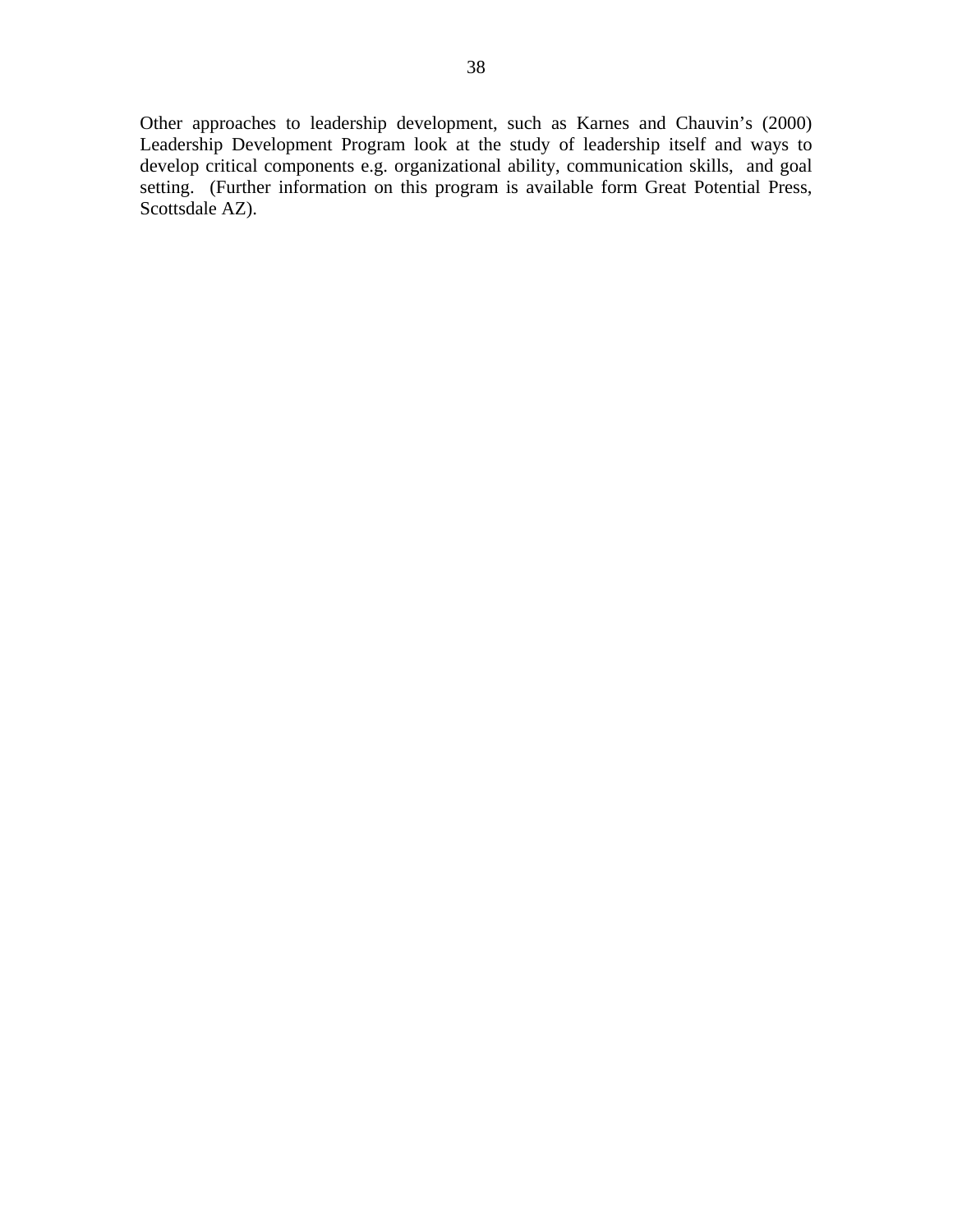Other approaches to leadership development, such as Karnes and Chauvin's (2000) Leadership Development Program look at the study of leadership itself and ways to develop critical components e.g. organizational ability, communication skills, and goal setting. (Further information on this program is available form Great Potential Press, Scottsdale AZ).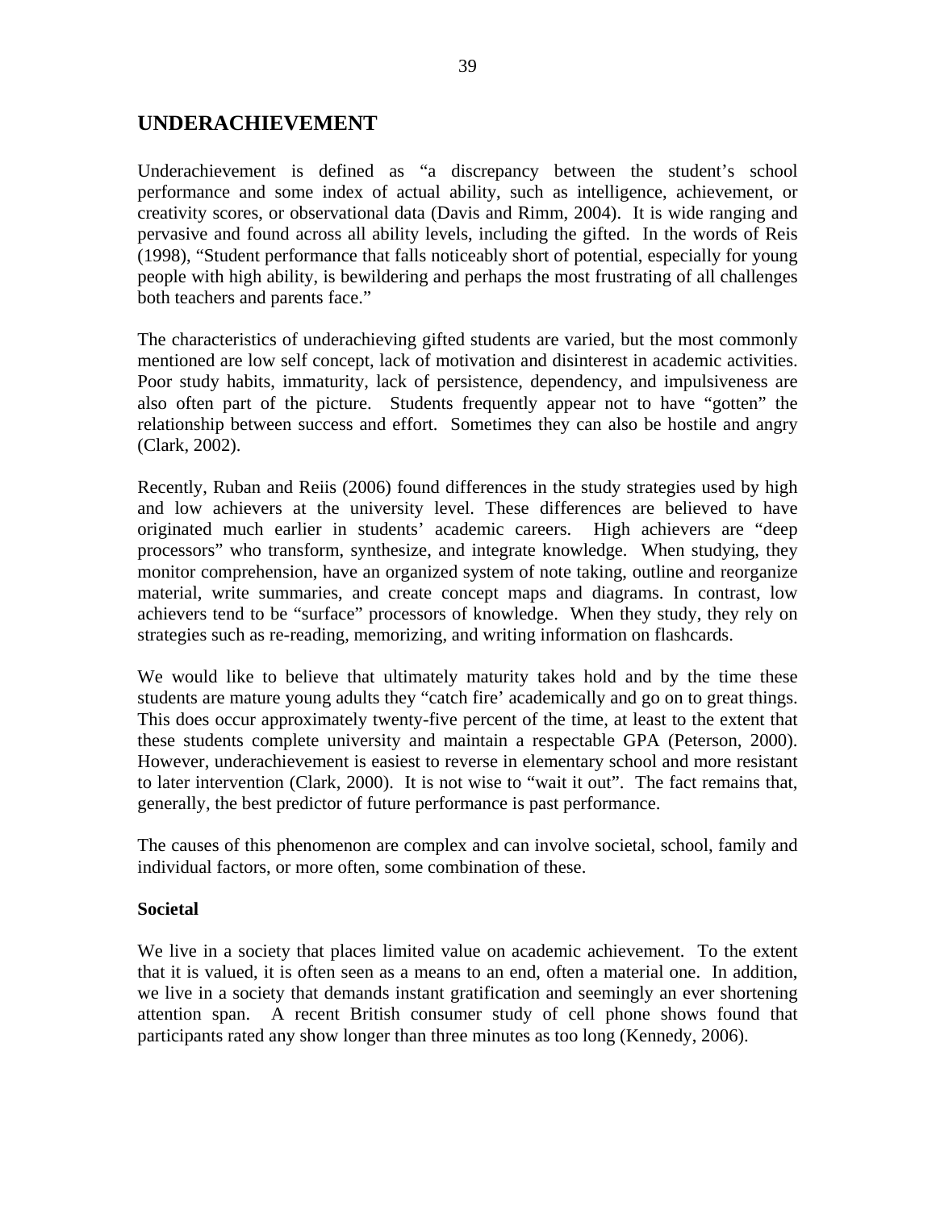## UNDERACHIEVEMENT

Underachievement is defined as "a discrepancy between the student's school performance and some index of actual ability, such as intelligence, achievement, or creativity scores, or observational data (Davis and Rimm, 2004). It is wide ranging and pervasive and found across all ability levels, including the gifted. In the words of Reis (1998), "Student performance that falls noticeably short of potential, especially for young people with high ability, is bewildering and perhaps the most frustrating of all challenges both teachers and parents face."

The characteristics of underachieving gifted students are varied, but the most commonly mentioned are low self concept, lack of motivation and disinterest in academic activities. Poor study habits, immaturity, lack of persistence, dependency, and impulsiveness are also often part of the picture. Students frequently appear not to have "gotten" the relationship between success and effort. Sometimes they can also be hostile and angry (Clark, 2002).

Recently, Ruban and Reiis (2006) found differences in the study strategies used by high and low achievers at the university level. These differences are believed to have originated much earlier in students' academic careers. High achievers are "deep processors" who transform, synthesize, and integrate knowledge. When studying, they monitor comprehension, have an organized system of note taking, outline and reorganize material, write summaries, and create concept maps and diagrams. In contrast, low achievers tend to be "surface" processors of knowledge. When they study, they rely on strategies such as re-reading, memorizing, and writing information on flashcards.

We would like to believe that ultimately maturity takes hold and by the time these students are mature young adults they "catch fire' academically and go on to great things. This does occur approximately twenty-five percent of the time, at least to the extent that these students complete university and maintain a respectable GPA (Peterson, 2000). However, underachievement is easiest to reverse in elementary school and more resistant to later intervention (Clark, 2000). It is not wise to "wait it out". The fact remains that, generally, the best predictor of future performance is past performance.

The causes of this phenomenon are complex and can involve societal, school, family and individual factors, or more often, some combination of these.

**Societal**

We live in a society that places limited value on academic achievement. To the extent that it is valued, it is often seen as a means to an end, often a material one. In addition, we live in a society that demands instant gratification and seemingly an ever shortening attention span. A recent British consumer study of cell phone shows found that participants rated any show longer than three minutes as too long (Kennedy, 2006).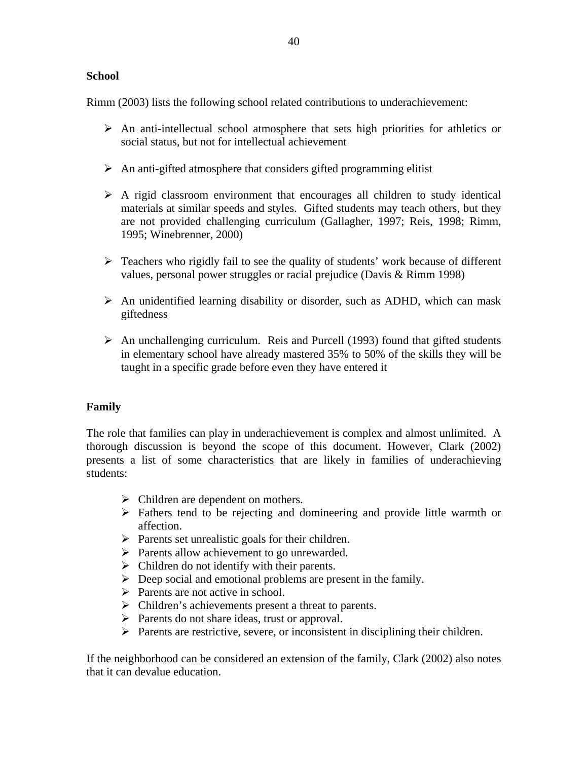**School**

Rimm (2003) lists the following school related contributions to underachievement:

- An anti-intellectual school atmosphere that sets high priorities for athletics or social status, but not for intellectual achievement

- An anti-gifted atmosphere that considers gifted programming elitist

- A rigid classroom environment that encourages all children to study identical materials at similar speeds and styles. Gifted students may teach others, but they are not provided challenging curriculum (Gallagher, 1997; Reis, 1998; Rimm, 1995; Winebrenner, 2000)

- Teachers who rigidly fail to see the quality of students' work because of different values, personal power struggles or racial prejudice (Davis & Rimm 1998)

- An unidentified learning disability or disorder, such as ADHD, which can mask giftedness

- An unchallenging curriculum. Reis and Purcell (1993) found that gifted students in elementary school have already mastered 35% to 50% of the skills they will be taught in a specific grade before even they have entered it

**Family**

The role that families can play in underachievement is complex and almost unlimited. A thorough discussion is beyond the scope of this document. However, Clark (2002) presents a list of some characteristics that are likely in families of underachieving students:

- Children are dependent on mothers.
- Fathers tend to be rejecting and domineering and provide little warmth or affection.
- Parents set unrealistic goals for their children.
- Parents allow achievement to go unrewarded.
- Children do not identify with their parents.
- Deep social and emotional problems are present in the family.
- Parents are not active in school.
- Children's achievements present a threat to parents.
- Parents do not share ideas, trust or approval.
- Parents are restrictive, severe, or inconsistent in disciplining their children.

If the neighborhood can be considered an extension of the family, Clark (2002) also notes that it can devalue education.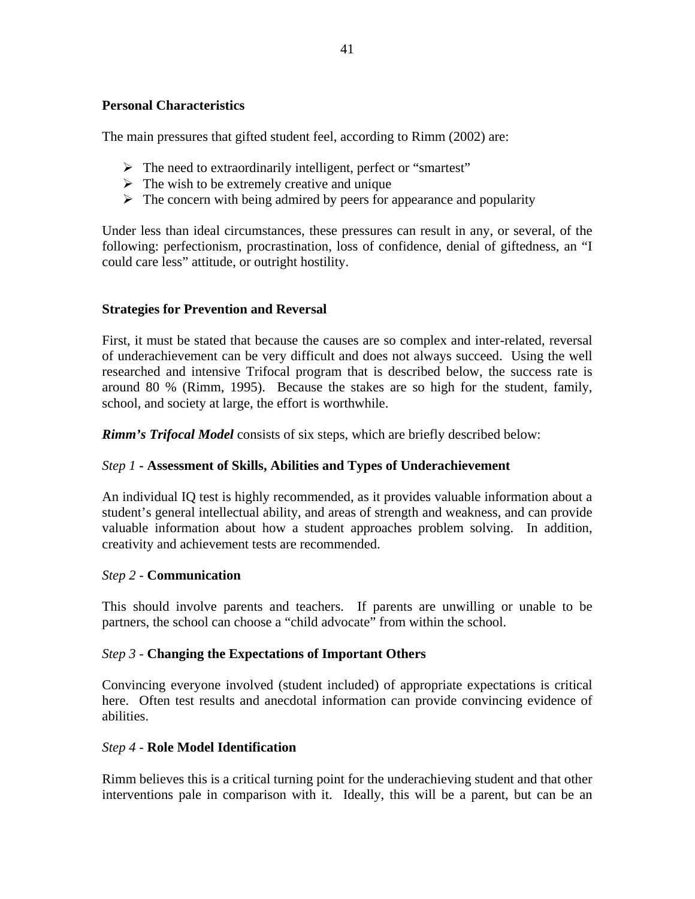**Personal Characteristics**

The main pressures that gifted student feel, according to Rimm (2002) are:

- The need to extraordinarily intelligent, perfect or "smartest"
- The wish to be extremely creative and unique
- The concern with being admired by peers for appearance and popularity

Under less than ideal circumstances, these pressures can result in any, or several, of the following: perfectionism, procrastination, loss of confidence, denial of giftedness, an "I could care less" attitude, or outright hostility.

**Strategies for Prevention and Reversal**

First, it must be stated that because the causes are so complex and inter-related, reversal of underachievement can be very difficult and does not always succeed. Using the well researched and intensive Trifocal program that is described below, the success rate is around 80 % (Rimm, 1995). Because the stakes are so high for the student, family, school, and society at large, the effort is worthwhile.

***Rimm's Trifocal Model*** consists of six steps, which are briefly described below:

*Step 1* - **Assessment of Skills, Abilities and Types of Underachievement**

An individual IQ test is highly recommended, as it provides valuable information about a student's general intellectual ability, and areas of strength and weakness, and can provide valuable information about how a student approaches problem solving. In addition, creativity and achievement tests are recommended.

*Step 2* - **Communication**

This should involve parents and teachers. If parents are unwilling or unable to be partners, the school can choose a "child advocate" from within the school.

*Step 3* - **Changing the Expectations of Important Others**

Convincing everyone involved (student included) of appropriate expectations is critical here. Often test results and anecdotal information can provide convincing evidence of abilities.

*Step 4* - **Role Model Identification**

Rimm believes this is a critical turning point for the underachieving student and that other interventions pale in comparison with it. Ideally, this will be a parent, but can be an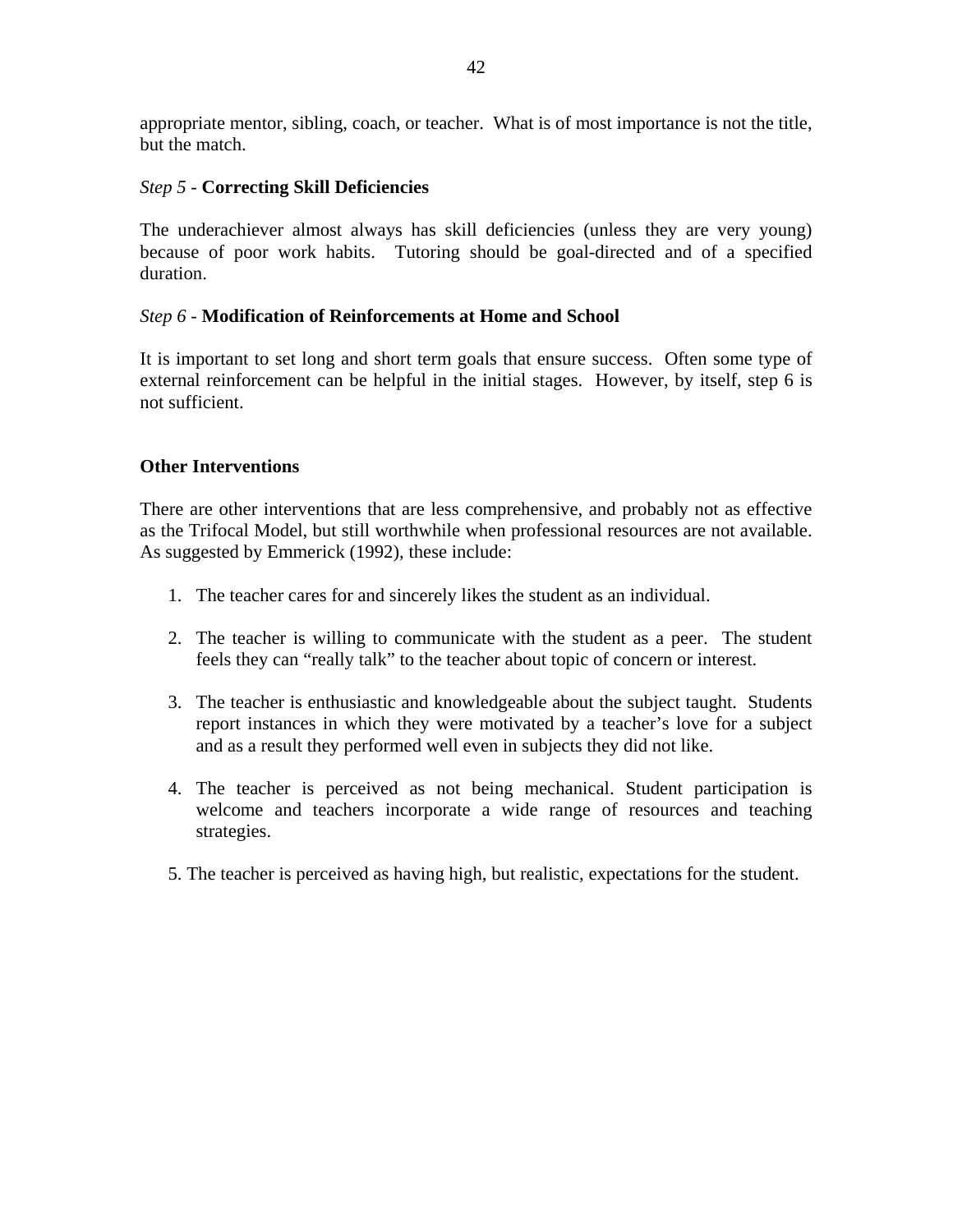appropriate mentor, sibling, coach, or teacher. What is of most importance is not the title, but the match.

*Step 5* - **Correcting Skill Deficiencies**

The underachiever almost always has skill deficiencies (unless they are very young) because of poor work habits. Tutoring should be goal-directed and of a specified duration.

*Step 6* - **Modification of Reinforcements at Home and School**

It is important to set long and short term goals that ensure success. Often some type of external reinforcement can be helpful in the initial stages. However, by itself, step 6 is not sufficient.

## Other Interventions

There are other interventions that are less comprehensive, and probably not as effective as the Trifocal Model, but still worthwhile when professional resources are not available. As suggested by Emmerick (1992), these include:

1. The teacher cares for and sincerely likes the student as an individual.

2. The teacher is willing to communicate with the student as a peer. The student feels they can "really talk" to the teacher about topic of concern or interest.

3. The teacher is enthusiastic and knowledgeable about the subject taught. Students report instances in which they were motivated by a teacher's love for a subject and as a result they performed well even in subjects they did not like.

4. The teacher is perceived as not being mechanical. Student participation is welcome and teachers incorporate a wide range of resources and teaching strategies.

5. The teacher is perceived as having high, but realistic, expectations for the student.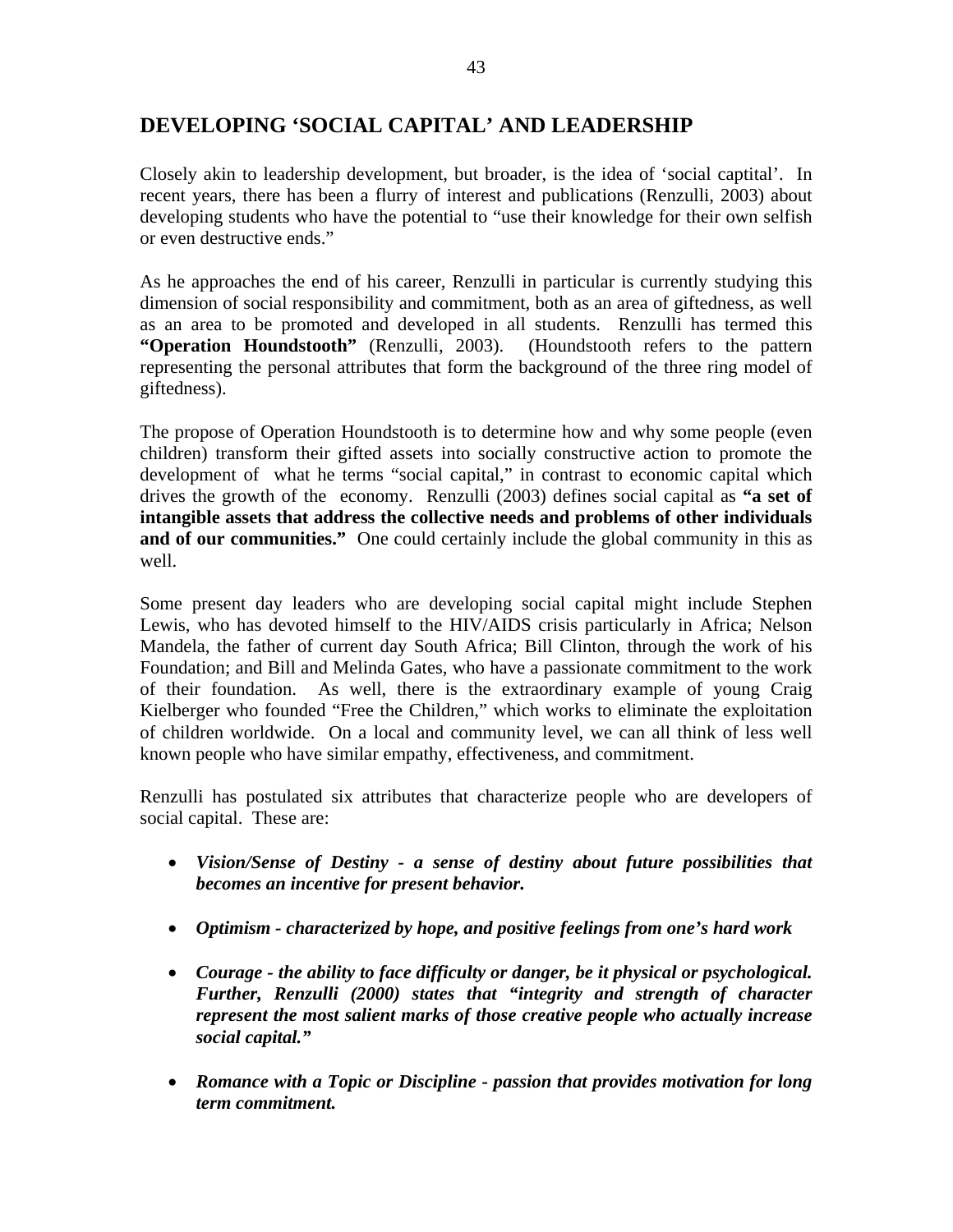## DEVELOPING 'SOCIAL CAPITAL' AND LEADERSHIP

Closely akin to leadership development, but broader, is the idea of 'social captital'. In recent years, there has been a flurry of interest and publications (Renzulli, 2003) about developing students who have the potential to "use their knowledge for their own selfish or even destructive ends."

As he approaches the end of his career, Renzulli in particular is currently studying this dimension of social responsibility and commitment, both as an area of giftedness, as well as an area to be promoted and developed in all students. Renzulli has termed this **"Operation Houndstooth"** (Renzulli, 2003). (Houndstooth refers to the pattern representing the personal attributes that form the background of the three ring model of giftedness).

The propose of Operation Houndstooth is to determine how and why some people (even children) transform their gifted assets into socially constructive action to promote the development of what he terms "social capital," in contrast to economic capital which drives the growth of the economy. Renzulli (2003) defines social capital as **"a set of intangible assets that address the collective needs and problems of other individuals and of our communities."** One could certainly include the global community in this as well.

Some present day leaders who are developing social capital might include Stephen Lewis, who has devoted himself to the HIV/AIDS crisis particularly in Africa; Nelson Mandela, the father of current day South Africa; Bill Clinton, through the work of his Foundation; and Bill and Melinda Gates, who have a passionate commitment to the work of their foundation. As well, there is the extraordinary example of young Craig Kielberger who founded "Free the Children," which works to eliminate the exploitation of children worldwide. On a local and community level, we can all think of less well known people who have similar empathy, effectiveness, and commitment.

Renzulli has postulated six attributes that characterize people who are developers of social capital. These are:

- ***Vision/Sense of Destiny - a sense of destiny about future possibilities that becomes an incentive for present behavior.***
- ***Optimism - characterized by hope, and positive feelings from one's hard work***
- ***Courage - the ability to face difficulty or danger, be it physical or psychological. Further, Renzulli (2000) states that "integrity and strength of character represent the most salient marks of those creative people who actually increase social capital."***
- ***Romance with a Topic or Discipline - passion that provides motivation for long term commitment.***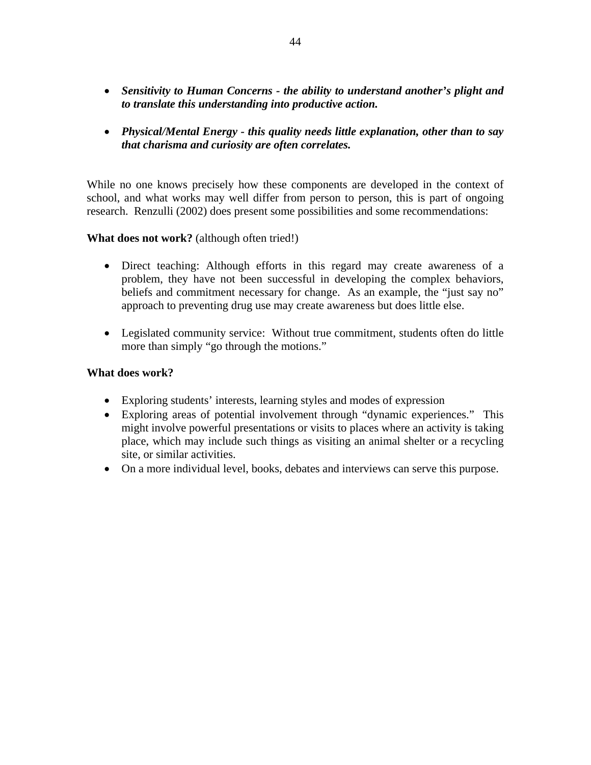- ***Sensitivity to Human Concerns - the ability to understand another's plight and to translate this understanding into productive action.***

- ***Physical/Mental Energy - this quality needs little explanation, other than to say that charisma and curiosity are often correlates.***

While no one knows precisely how these components are developed in the context of school, and what works may well differ from person to person, this is part of ongoing research. Renzulli (2002) does present some possibilities and some recommendations:

**What does not work?** (although often tried!)

- Direct teaching: Although efforts in this regard may create awareness of a problem, they have not been successful in developing the complex behaviors, beliefs and commitment necessary for change. As an example, the "just say no" approach to preventing drug use may create awareness but does little else.

- Legislated community service: Without true commitment, students often do little more than simply "go through the motions."

**What does work?**

- Exploring students' interests, learning styles and modes of expression
- Exploring areas of potential involvement through "dynamic experiences." This might involve powerful presentations or visits to places where an activity is taking place, which may include such things as visiting an animal shelter or a recycling site, or similar activities.
- On a more individual level, books, debates and interviews can serve this purpose.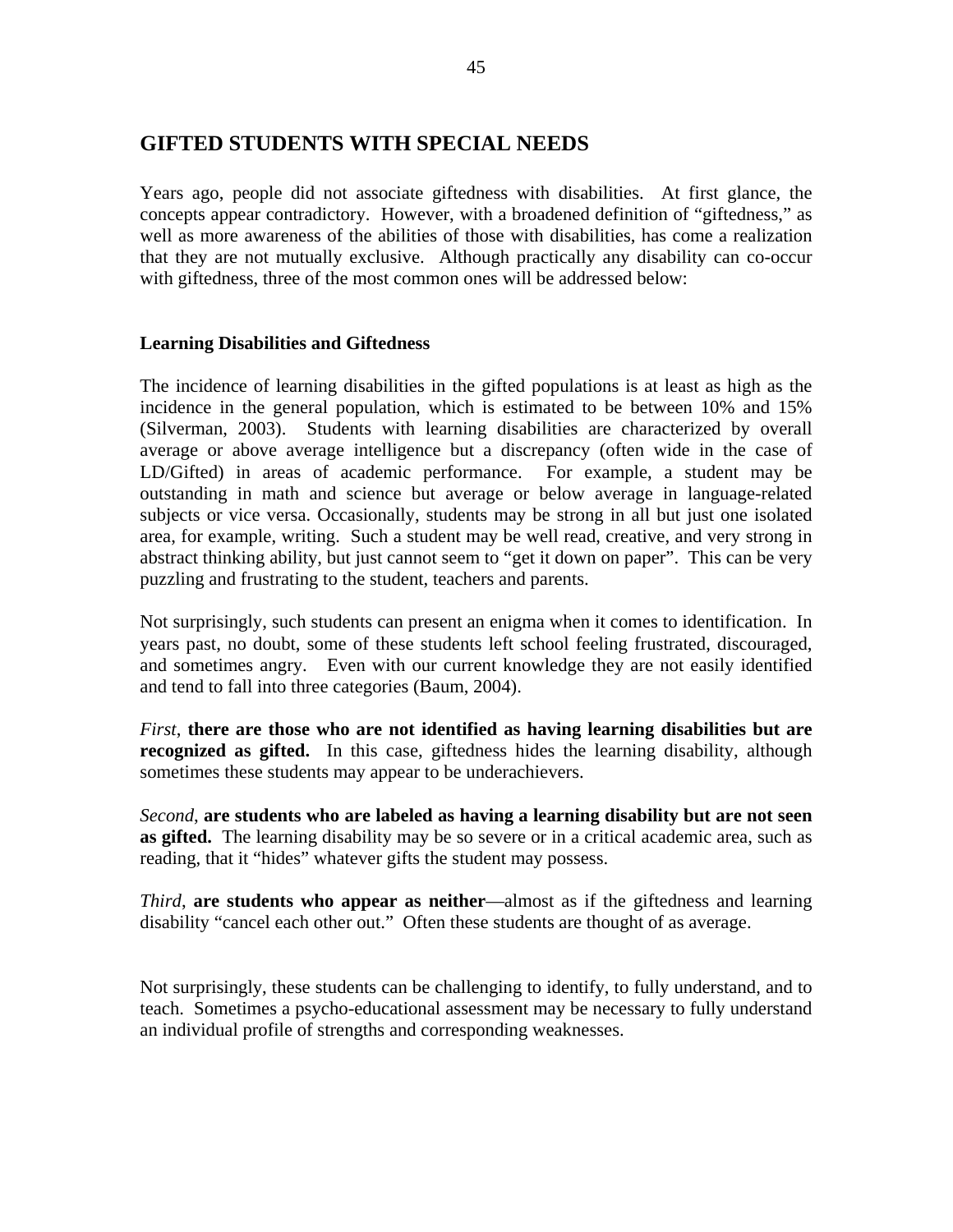## GIFTED STUDENTS WITH SPECIAL NEEDS

Years ago, people did not associate giftedness with disabilities. At first glance, the concepts appear contradictory. However, with a broadened definition of "giftedness," as well as more awareness of the abilities of those with disabilities, has come a realization that they are not mutually exclusive. Although practically any disability can co-occur with giftedness, three of the most common ones will be addressed below:

### Learning Disabilities and Giftedness

The incidence of learning disabilities in the gifted populations is at least as high as the incidence in the general population, which is estimated to be between 10% and 15% (Silverman, 2003). Students with learning disabilities are characterized by overall average or above average intelligence but a discrepancy (often wide in the case of LD/Gifted) in areas of academic performance. For example, a student may be outstanding in math and science but average or below average in language-related subjects or vice versa. Occasionally, students may be strong in all but just one isolated area, for example, writing. Such a student may be well read, creative, and very strong in abstract thinking ability, but just cannot seem to "get it down on paper". This can be very puzzling and frustrating to the student, teachers and parents.

Not surprisingly, such students can present an enigma when it comes to identification. In years past, no doubt, some of these students left school feeling frustrated, discouraged, and sometimes angry. Even with our current knowledge they are not easily identified and tend to fall into three categories (Baum, 2004).

*First*, **there are those who are not identified as having learning disabilities but are recognized as gifted.** In this case, giftedness hides the learning disability, although sometimes these students may appear to be underachievers.

*Second*, **are students who are labeled as having a learning disability but are not seen as gifted.** The learning disability may be so severe or in a critical academic area, such as reading, that it "hides" whatever gifts the student may possess.

*Third*, **are students who appear as neither**—almost as if the giftedness and learning disability "cancel each other out." Often these students are thought of as average.

Not surprisingly, these students can be challenging to identify, to fully understand, and to teach. Sometimes a psycho-educational assessment may be necessary to fully understand an individual profile of strengths and corresponding weaknesses.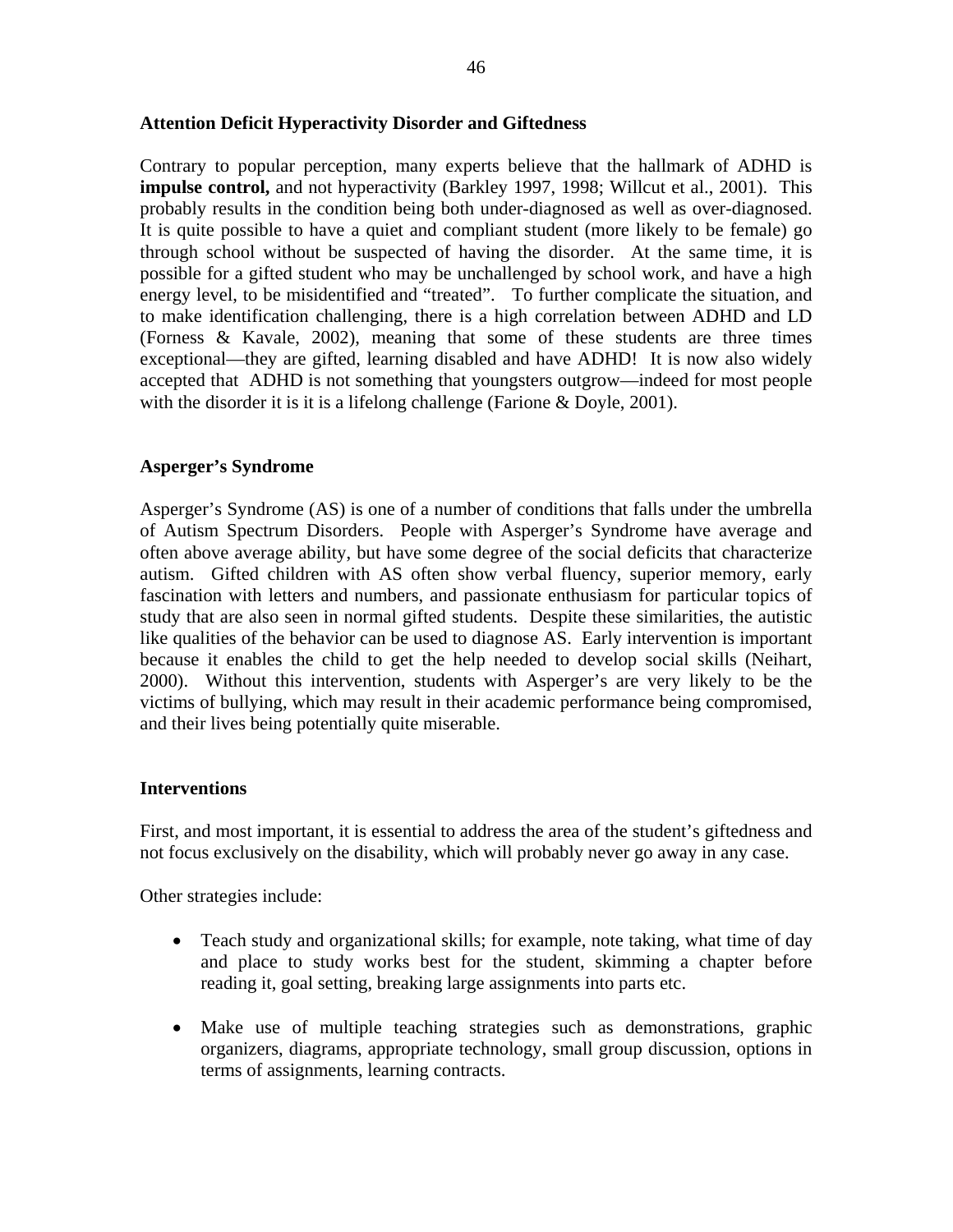**Attention Deficit Hyperactivity Disorder and Giftedness**

Contrary to popular perception, many experts believe that the hallmark of ADHD is **impulse control,** and not hyperactivity (Barkley 1997, 1998; Willcut et al., 2001). This probably results in the condition being both under-diagnosed as well as over-diagnosed. It is quite possible to have a quiet and compliant student (more likely to be female) go through school without be suspected of having the disorder. At the same time, it is possible for a gifted student who may be unchallenged by school work, and have a high energy level, to be misidentified and "treated". To further complicate the situation, and to make identification challenging, there is a high correlation between ADHD and LD (Forness & Kavale, 2002), meaning that some of these students are three times exceptional—they are gifted, learning disabled and have ADHD! It is now also widely accepted that ADHD is not something that youngsters outgrow—indeed for most people with the disorder it is it is a lifelong challenge (Farione & Doyle, 2001).

**Asperger's Syndrome**

Asperger's Syndrome (AS) is one of a number of conditions that falls under the umbrella of Autism Spectrum Disorders. People with Asperger's Syndrome have average and often above average ability, but have some degree of the social deficits that characterize autism. Gifted children with AS often show verbal fluency, superior memory, early fascination with letters and numbers, and passionate enthusiasm for particular topics of study that are also seen in normal gifted students. Despite these similarities, the autistic like qualities of the behavior can be used to diagnose AS. Early intervention is important because it enables the child to get the help needed to develop social skills (Neihart, 2000). Without this intervention, students with Asperger's are very likely to be the victims of bullying, which may result in their academic performance being compromised, and their lives being potentially quite miserable.

**Interventions**

First, and most important, it is essential to address the area of the student's giftedness and not focus exclusively on the disability, which will probably never go away in any case.

Other strategies include:

- Teach study and organizational skills; for example, note taking, what time of day and place to study works best for the student, skimming a chapter before reading it, goal setting, breaking large assignments into parts etc.
- Make use of multiple teaching strategies such as demonstrations, graphic organizers, diagrams, appropriate technology, small group discussion, options in terms of assignments, learning contracts.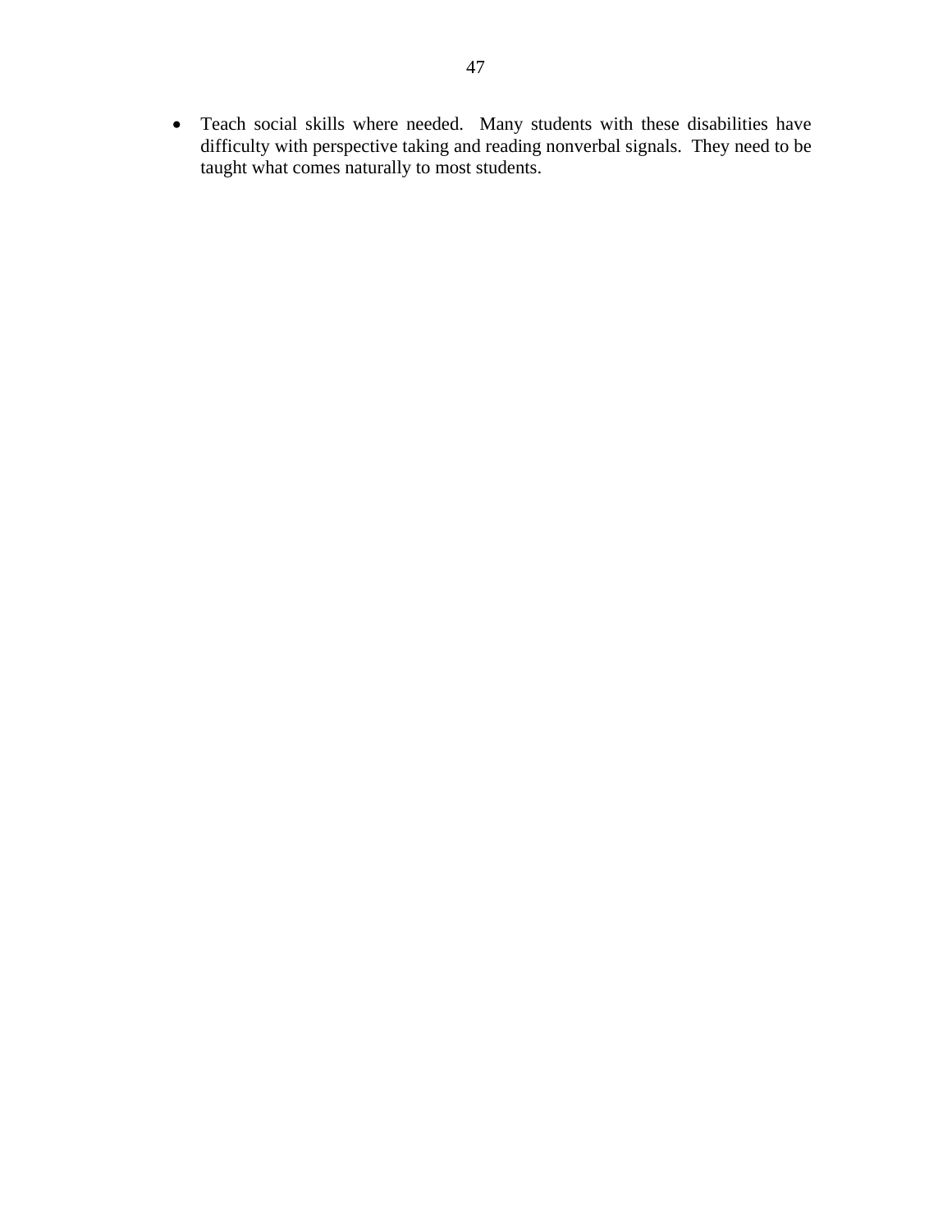- Teach social skills where needed. Many students with these disabilities have difficulty with perspective taking and reading nonverbal signals. They need to be taught what comes naturally to most students.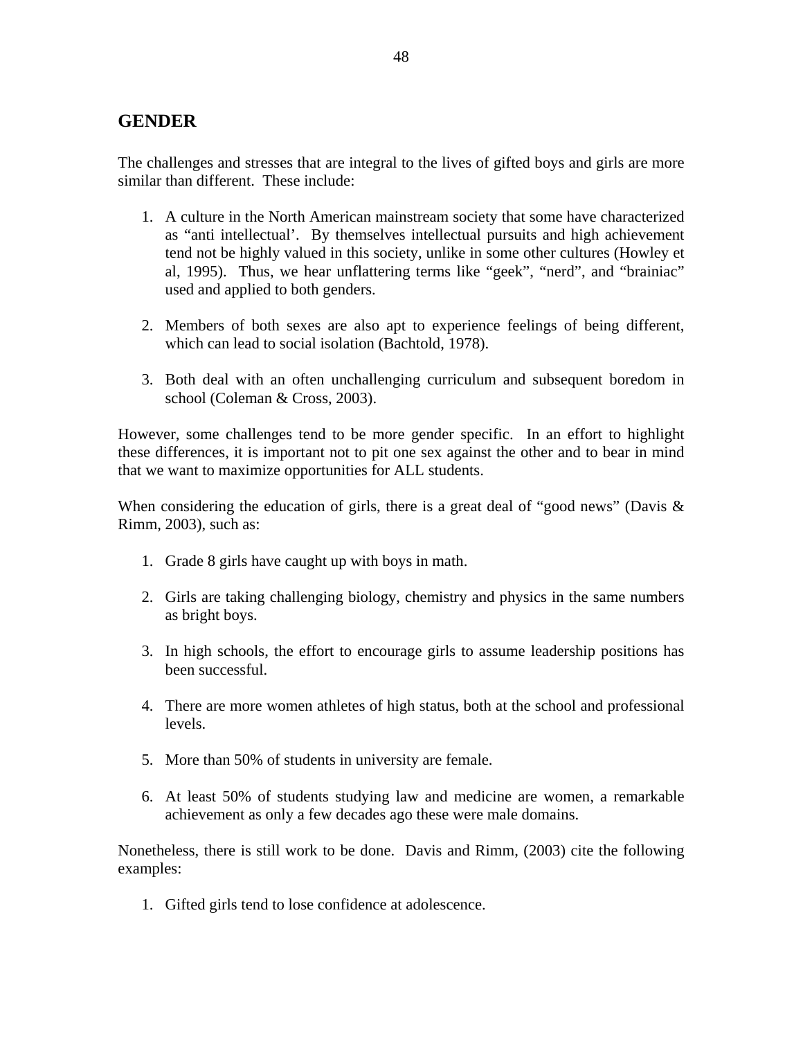## GENDER

The challenges and stresses that are integral to the lives of gifted boys and girls are more similar than different. These include:

1. A culture in the North American mainstream society that some have characterized as "anti intellectual'. By themselves intellectual pursuits and high achievement tend not be highly valued in this society, unlike in some other cultures (Howley et al, 1995). Thus, we hear unflattering terms like "geek", "nerd", and "brainiac" used and applied to both genders.

2. Members of both sexes are also apt to experience feelings of being different, which can lead to social isolation (Bachtold, 1978).

3. Both deal with an often unchallenging curriculum and subsequent boredom in school (Coleman & Cross, 2003).

However, some challenges tend to be more gender specific. In an effort to highlight these differences, it is important not to pit one sex against the other and to bear in mind that we want to maximize opportunities for ALL students.

When considering the education of girls, there is a great deal of "good news" (Davis & Rimm, 2003), such as:

1. Grade 8 girls have caught up with boys in math.

2. Girls are taking challenging biology, chemistry and physics in the same numbers as bright boys.

3. In high schools, the effort to encourage girls to assume leadership positions has been successful.

4. There are more women athletes of high status, both at the school and professional levels.

5. More than 50% of students in university are female.

6. At least 50% of students studying law and medicine are women, a remarkable achievement as only a few decades ago these were male domains.

Nonetheless, there is still work to be done. Davis and Rimm, (2003) cite the following examples:

1. Gifted girls tend to lose confidence at adolescence.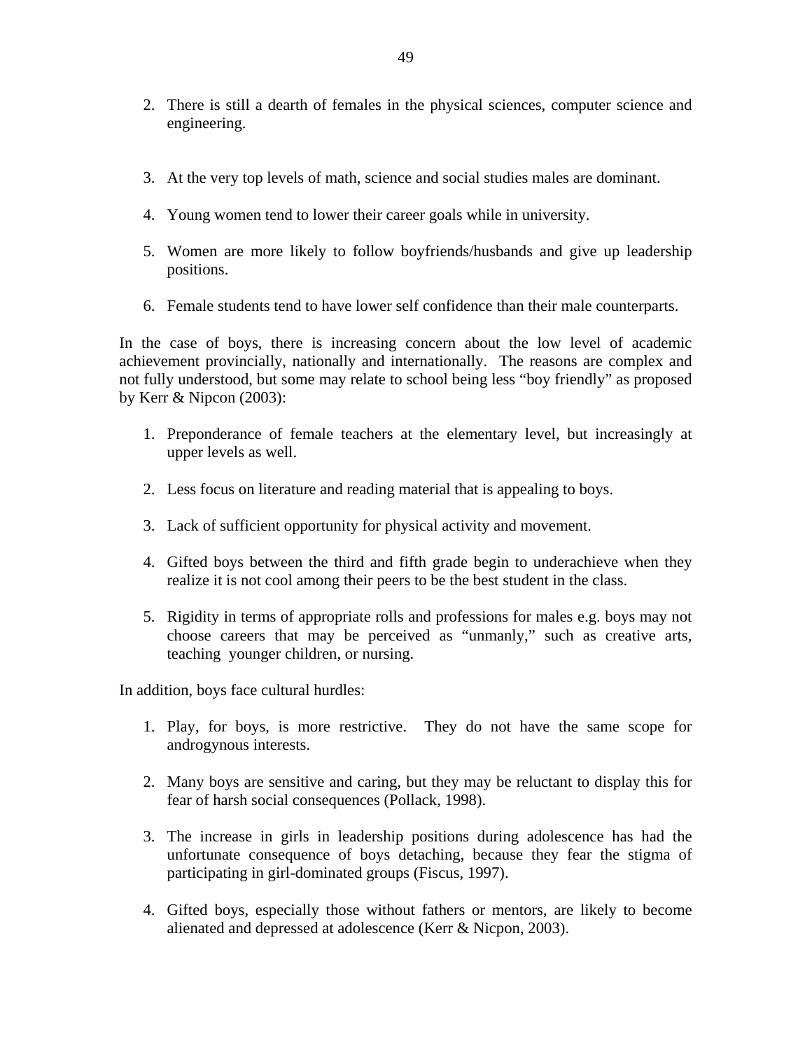2. There is still a dearth of females in the physical sciences, computer science and engineering.

3. At the very top levels of math, science and social studies males are dominant.

4. Young women tend to lower their career goals while in university.

5. Women are more likely to follow boyfriends/husbands and give up leadership positions.

6. Female students tend to have lower self confidence than their male counterparts.

In the case of boys, there is increasing concern about the low level of academic achievement provincially, nationally and internationally. The reasons are complex and not fully understood, but some may relate to school being less "boy friendly" as proposed by Kerr & Nipcon (2003):

1. Preponderance of female teachers at the elementary level, but increasingly at upper levels as well.

2. Less focus on literature and reading material that is appealing to boys.

3. Lack of sufficient opportunity for physical activity and movement.

4. Gifted boys between the third and fifth grade begin to underachieve when they realize it is not cool among their peers to be the best student in the class.

5. Rigidity in terms of appropriate rolls and professions for males e.g. boys may not choose careers that may be perceived as "unmanly," such as creative arts, teaching younger children, or nursing.

In addition, boys face cultural hurdles:

1. Play, for boys, is more restrictive. They do not have the same scope for androgynous interests.

2. Many boys are sensitive and caring, but they may be reluctant to display this for fear of harsh social consequences (Pollack, 1998).

3. The increase in girls in leadership positions during adolescence has had the unfortunate consequence of boys detaching, because they fear the stigma of participating in girl-dominated groups (Fiscus, 1997).

4. Gifted boys, especially those without fathers or mentors, are likely to become alienated and depressed at adolescence (Kerr & Nicpon, 2003).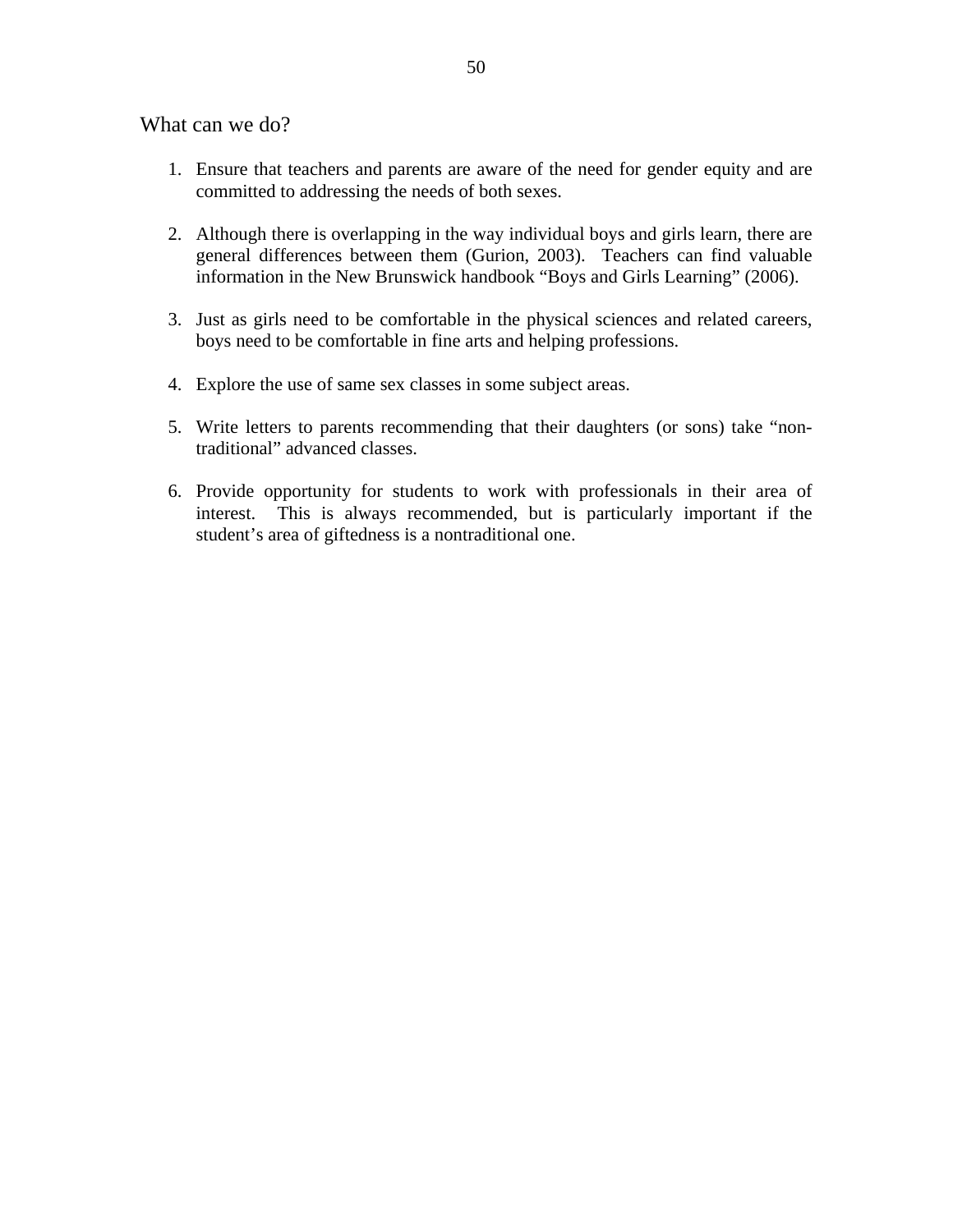## What can we do?

1. Ensure that teachers and parents are aware of the need for gender equity and are committed to addressing the needs of both sexes.

2. Although there is overlapping in the way individual boys and girls learn, there are general differences between them (Gurion, 2003). Teachers can find valuable information in the New Brunswick handbook "Boys and Girls Learning" (2006).

3. Just as girls need to be comfortable in the physical sciences and related careers, boys need to be comfortable in fine arts and helping professions.

4. Explore the use of same sex classes in some subject areas.

5. Write letters to parents recommending that their daughters (or sons) take "non-traditional" advanced classes.

6. Provide opportunity for students to work with professionals in their area of interest. This is always recommended, but is particularly important if the student's area of giftedness is a nontraditional one.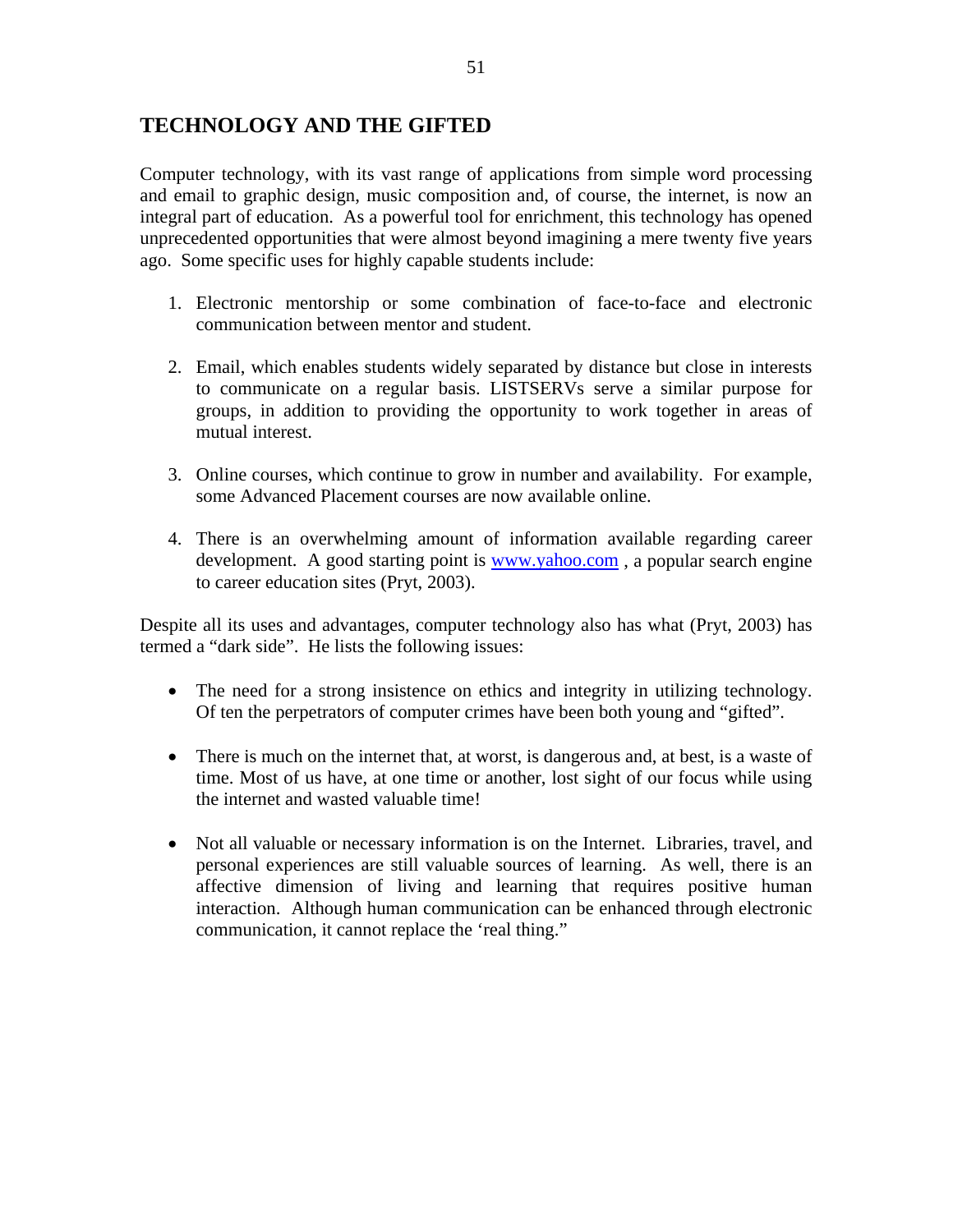## TECHNOLOGY AND THE GIFTED

Computer technology, with its vast range of applications from simple word processing and email to graphic design, music composition and, of course, the internet, is now an integral part of education. As a powerful tool for enrichment, this technology has opened unprecedented opportunities that were almost beyond imagining a mere twenty five years ago. Some specific uses for highly capable students include:

1. Electronic mentorship or some combination of face-to-face and electronic communication between mentor and student.

2. Email, which enables students widely separated by distance but close in interests to communicate on a regular basis. LISTSERVs serve a similar purpose for groups, in addition to providing the opportunity to work together in areas of mutual interest.

3. Online courses, which continue to grow in number and availability. For example, some Advanced Placement courses are now available online.

4. There is an overwhelming amount of information available regarding career development. A good starting point is [www.yahoo.com](http://www.yahoo.com) , a popular search engine to career education sites (Pryt, 2003).

Despite all its uses and advantages, computer technology also has what (Pryt, 2003) has termed a "dark side". He lists the following issues:

- The need for a strong insistence on ethics and integrity in utilizing technology. Of ten the perpetrators of computer crimes have been both young and "gifted".

- There is much on the internet that, at worst, is dangerous and, at best, is a waste of time. Most of us have, at one time or another, lost sight of our focus while using the internet and wasted valuable time!

- Not all valuable or necessary information is on the Internet. Libraries, travel, and personal experiences are still valuable sources of learning. As well, there is an affective dimension of living and learning that requires positive human interaction. Although human communication can be enhanced through electronic communication, it cannot replace the 'real thing."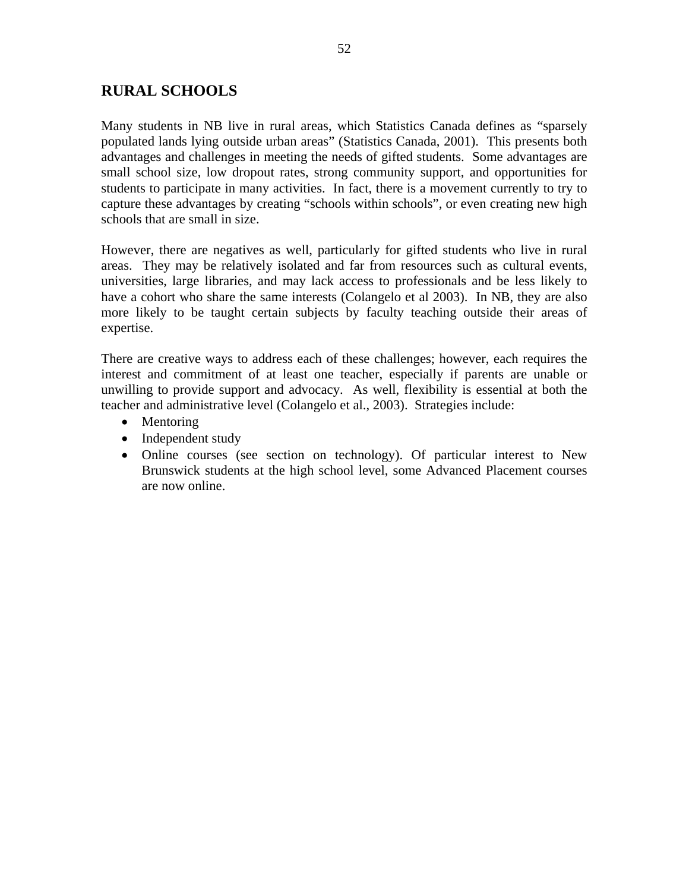## RURAL SCHOOLS

Many students in NB live in rural areas, which Statistics Canada defines as "sparsely populated lands lying outside urban areas" (Statistics Canada, 2001). This presents both advantages and challenges in meeting the needs of gifted students. Some advantages are small school size, low dropout rates, strong community support, and opportunities for students to participate in many activities. In fact, there is a movement currently to try to capture these advantages by creating "schools within schools", or even creating new high schools that are small in size.

However, there are negatives as well, particularly for gifted students who live in rural areas. They may be relatively isolated and far from resources such as cultural events, universities, large libraries, and may lack access to professionals and be less likely to have a cohort who share the same interests (Colangelo et al 2003). In NB, they are also more likely to be taught certain subjects by faculty teaching outside their areas of expertise.

There are creative ways to address each of these challenges; however, each requires the interest and commitment of at least one teacher, especially if parents are unable or unwilling to provide support and advocacy. As well, flexibility is essential at both the teacher and administrative level (Colangelo et al., 2003). Strategies include:

- Mentoring
- Independent study
- Online courses (see section on technology). Of particular interest to New Brunswick students at the high school level, some Advanced Placement courses are now online.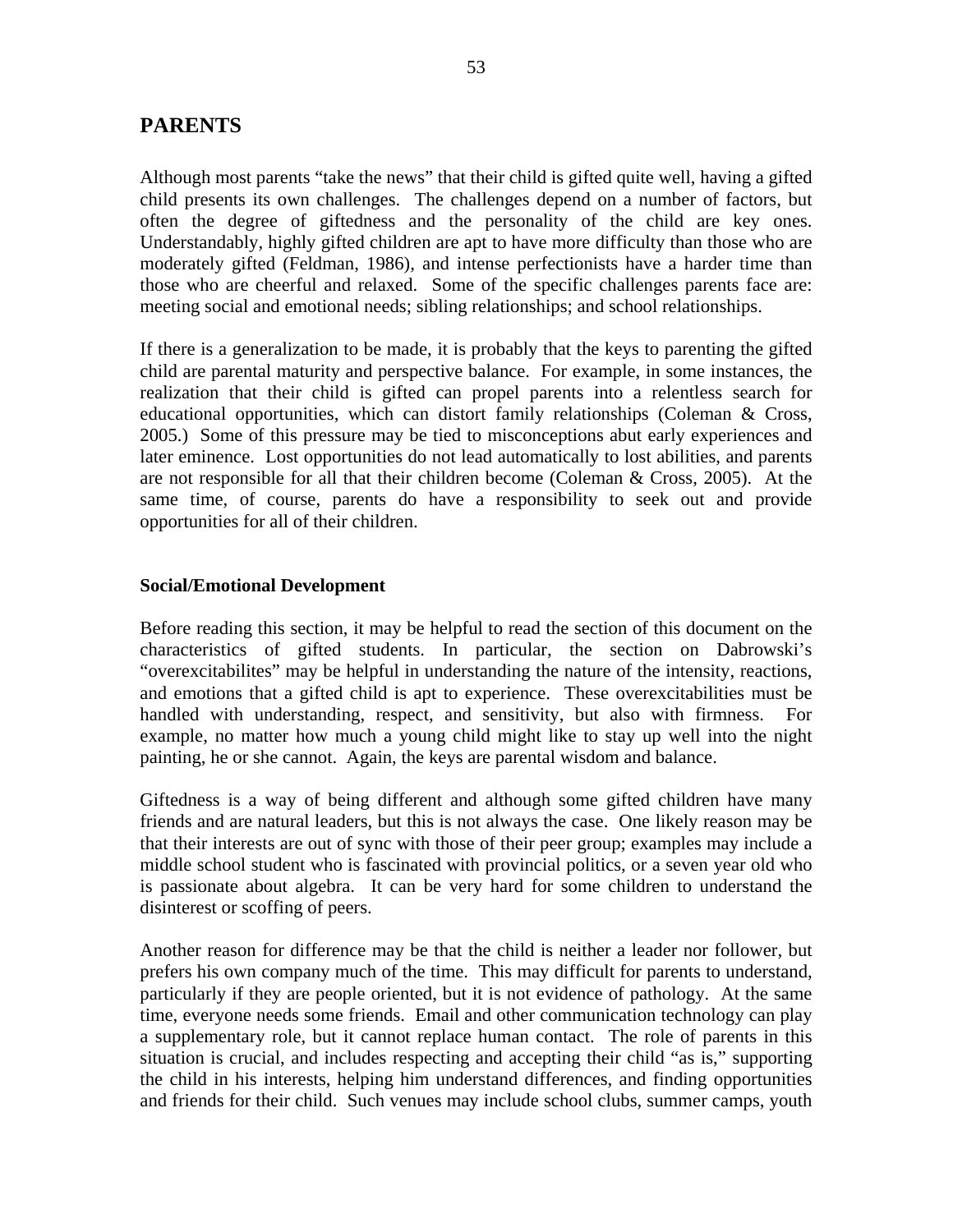## PARENTS

Although most parents "take the news" that their child is gifted quite well, having a gifted child presents its own challenges. The challenges depend on a number of factors, but often the degree of giftedness and the personality of the child are key ones. Understandably, highly gifted children are apt to have more difficulty than those who are moderately gifted (Feldman, 1986), and intense perfectionists have a harder time than those who are cheerful and relaxed. Some of the specific challenges parents face are: meeting social and emotional needs; sibling relationships; and school relationships.

If there is a generalization to be made, it is probably that the keys to parenting the gifted child are parental maturity and perspective balance. For example, in some instances, the realization that their child is gifted can propel parents into a relentless search for educational opportunities, which can distort family relationships (Coleman & Cross, 2005.) Some of this pressure may be tied to misconceptions abut early experiences and later eminence. Lost opportunities do not lead automatically to lost abilities, and parents are not responsible for all that their children become (Coleman & Cross, 2005). At the same time, of course, parents do have a responsibility to seek out and provide opportunities for all of their children.

### Social/Emotional Development

Before reading this section, it may be helpful to read the section of this document on the characteristics of gifted students. In particular, the section on Dabrowski's "overexcitabilites" may be helpful in understanding the nature of the intensity, reactions, and emotions that a gifted child is apt to experience. These overexcitabilities must be handled with understanding, respect, and sensitivity, but also with firmness. For example, no matter how much a young child might like to stay up well into the night painting, he or she cannot. Again, the keys are parental wisdom and balance.

Giftedness is a way of being different and although some gifted children have many friends and are natural leaders, but this is not always the case. One likely reason may be that their interests are out of sync with those of their peer group; examples may include a middle school student who is fascinated with provincial politics, or a seven year old who is passionate about algebra. It can be very hard for some children to understand the disinterest or scoffing of peers.

Another reason for difference may be that the child is neither a leader nor follower, but prefers his own company much of the time. This may difficult for parents to understand, particularly if they are people oriented, but it is not evidence of pathology. At the same time, everyone needs some friends. Email and other communication technology can play a supplementary role, but it cannot replace human contact. The role of parents in this situation is crucial, and includes respecting and accepting their child "as is," supporting the child in his interests, helping him understand differences, and finding opportunities and friends for their child. Such venues may include school clubs, summer camps, youth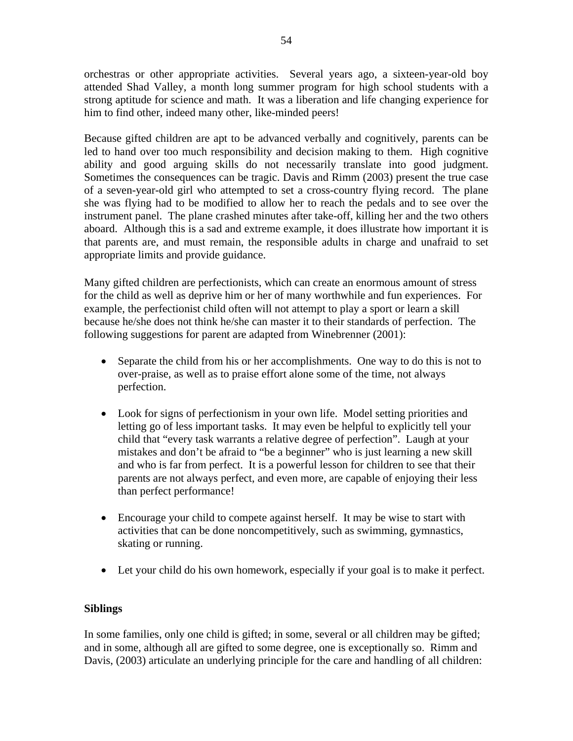orchestras or other appropriate activities.  Several years ago, a sixteen-year-old boy attended Shad Valley, a month long summer program for high school students with a strong aptitude for science and math.  It was a liberation and life changing experience for him to find other, indeed many other, like-minded peers!

Because gifted children are apt to be advanced verbally and cognitively, parents can be led to hand over too much responsibility and decision making to them.  High cognitive ability and good arguing skills do not necessarily translate into good judgment. Sometimes the consequences can be tragic. Davis and Rimm (2003) present the true case of a seven-year-old girl who attempted to set a cross-country flying record.  The plane she was flying had to be modified to allow her to reach the pedals and to see over the instrument panel.  The plane crashed minutes after take-off, killing her and the two others aboard.  Although this is a sad and extreme example, it does illustrate how important it is that parents are, and must remain, the responsible adults in charge and unafraid to set appropriate limits and provide guidance.

Many gifted children are perfectionists, which can create an enormous amount of stress for the child as well as deprive him or her of many worthwhile and fun experiences.  For example, the perfectionist child often will not attempt to play a sport or learn a skill because he/she does not think he/she can master it to their standards of perfection.  The following suggestions for parent are adapted from Winebrenner (2001):

- Separate the child from his or her accomplishments.  One way to do this is not to over-praise, as well as to praise effort alone some of the time, not always perfection.
- Look for signs of perfectionism in your own life.  Model setting priorities and letting go of less important tasks.  It may even be helpful to explicitly tell your child that "every task warrants a relative degree of perfection".  Laugh at your mistakes and don't be afraid to "be a beginner" who is just learning a new skill and who is far from perfect.  It is a powerful lesson for children to see that their parents are not always perfect, and even more, are capable of enjoying their less than perfect performance!
- Encourage your child to compete against herself.  It may be wise to start with activities that can be done noncompetitively, such as swimming, gymnastics, skating or running.
- Let your child do his own homework, especially if your goal is to make it perfect.

**Siblings**

In some families, only one child is gifted; in some, several or all children may be gifted; and in some, although all are gifted to some degree, one is exceptionally so.  Rimm and Davis, (2003) articulate an underlying principle for the care and handling of all children: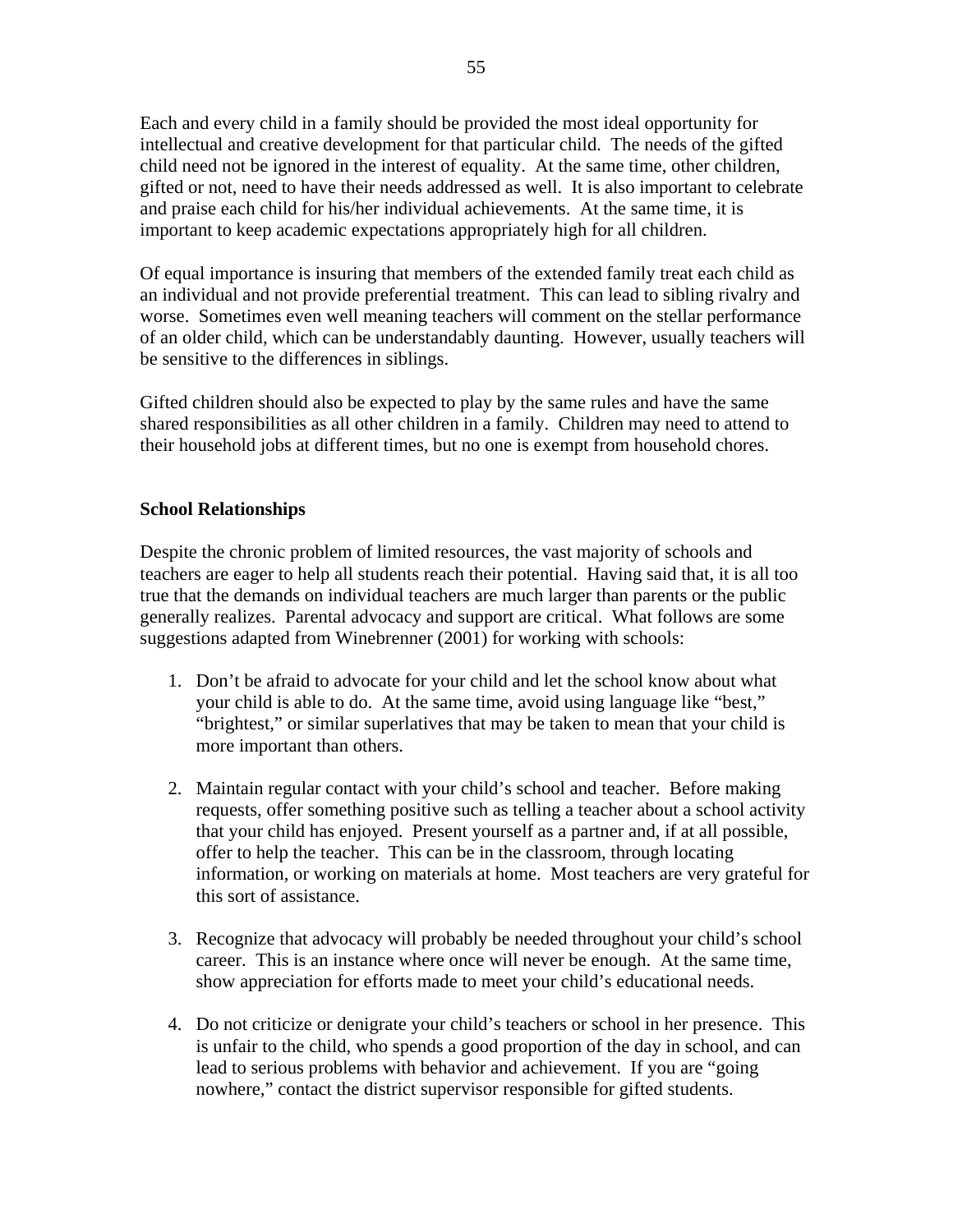Each and every child in a family should be provided the most ideal opportunity for intellectual and creative development for that particular child. The needs of the gifted child need not be ignored in the interest of equality. At the same time, other children, gifted or not, need to have their needs addressed as well. It is also important to celebrate and praise each child for his/her individual achievements. At the same time, it is important to keep academic expectations appropriately high for all children.

Of equal importance is insuring that members of the extended family treat each child as an individual and not provide preferential treatment. This can lead to sibling rivalry and worse. Sometimes even well meaning teachers will comment on the stellar performance of an older child, which can be understandably daunting. However, usually teachers will be sensitive to the differences in siblings.

Gifted children should also be expected to play by the same rules and have the same shared responsibilities as all other children in a family. Children may need to attend to their household jobs at different times, but no one is exempt from household chores.

**School Relationships**

Despite the chronic problem of limited resources, the vast majority of schools and teachers are eager to help all students reach their potential. Having said that, it is all too true that the demands on individual teachers are much larger than parents or the public generally realizes. Parental advocacy and support are critical. What follows are some suggestions adapted from Winebrenner (2001) for working with schools:

1. Don't be afraid to advocate for your child and let the school know about what your child is able to do. At the same time, avoid using language like "best," "brightest," or similar superlatives that may be taken to mean that your child is more important than others.

2. Maintain regular contact with your child's school and teacher. Before making requests, offer something positive such as telling a teacher about a school activity that your child has enjoyed. Present yourself as a partner and, if at all possible, offer to help the teacher. This can be in the classroom, through locating information, or working on materials at home. Most teachers are very grateful for this sort of assistance.

3. Recognize that advocacy will probably be needed throughout your child's school career. This is an instance where once will never be enough. At the same time, show appreciation for efforts made to meet your child's educational needs.

4. Do not criticize or denigrate your child's teachers or school in her presence. This is unfair to the child, who spends a good proportion of the day in school, and can lead to serious problems with behavior and achievement. If you are "going nowhere," contact the district supervisor responsible for gifted students.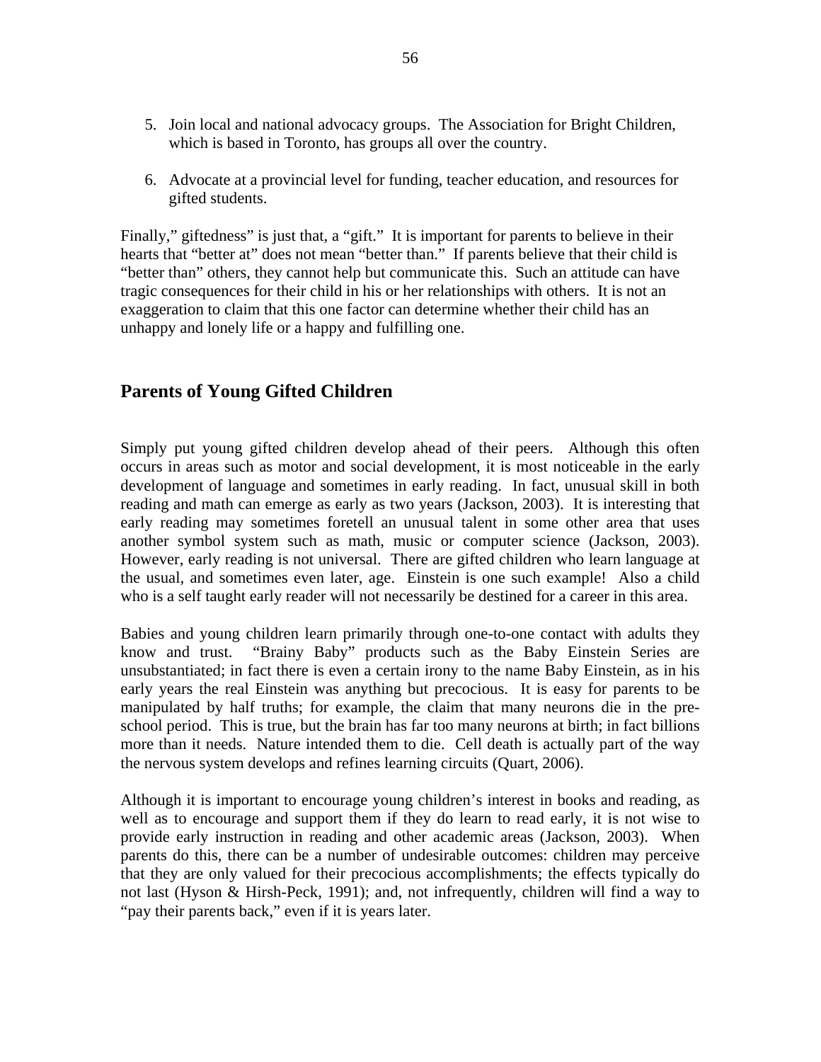5. Join local and national advocacy groups. The Association for Bright Children, which is based in Toronto, has groups all over the country.

6. Advocate at a provincial level for funding, teacher education, and resources for gifted students.

Finally," giftedness" is just that, a "gift." It is important for parents to believe in their hearts that "better at" does not mean "better than." If parents believe that their child is "better than" others, they cannot help but communicate this. Such an attitude can have tragic consequences for their child in his or her relationships with others. It is not an exaggeration to claim that this one factor can determine whether their child has an unhappy and lonely life or a happy and fulfilling one.

## Parents of Young Gifted Children

Simply put young gifted children develop ahead of their peers. Although this often occurs in areas such as motor and social development, it is most noticeable in the early development of language and sometimes in early reading. In fact, unusual skill in both reading and math can emerge as early as two years (Jackson, 2003). It is interesting that early reading may sometimes foretell an unusual talent in some other area that uses another symbol system such as math, music or computer science (Jackson, 2003). However, early reading is not universal. There are gifted children who learn language at the usual, and sometimes even later, age. Einstein is one such example! Also a child who is a self taught early reader will not necessarily be destined for a career in this area.

Babies and young children learn primarily through one-to-one contact with adults they know and trust. "Brainy Baby" products such as the Baby Einstein Series are unsubstantiated; in fact there is even a certain irony to the name Baby Einstein, as in his early years the real Einstein was anything but precocious. It is easy for parents to be manipulated by half truths; for example, the claim that many neurons die in the pre-school period. This is true, but the brain has far too many neurons at birth; in fact billions more than it needs. Nature intended them to die. Cell death is actually part of the way the nervous system develops and refines learning circuits (Quart, 2006).

Although it is important to encourage young children's interest in books and reading, as well as to encourage and support them if they do learn to read early, it is not wise to provide early instruction in reading and other academic areas (Jackson, 2003). When parents do this, there can be a number of undesirable outcomes: children may perceive that they are only valued for their precocious accomplishments; the effects typically do not last (Hyson & Hirsh-Peck, 1991); and, not infrequently, children will find a way to "pay their parents back," even if it is years later.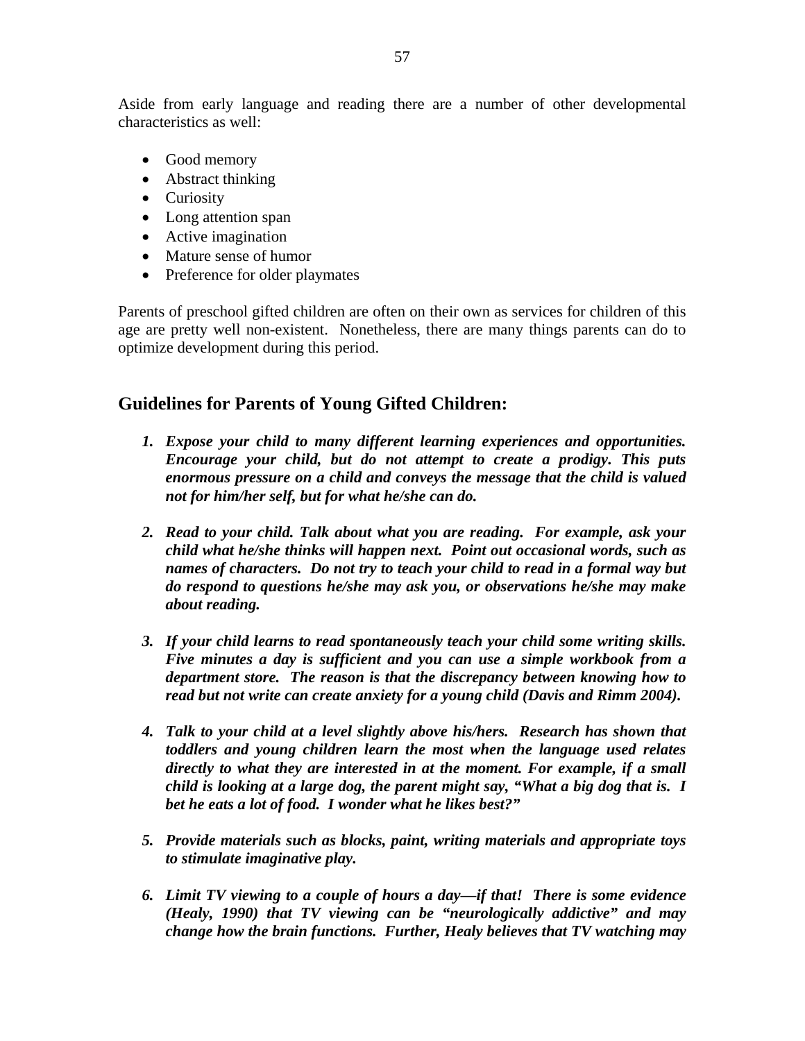Aside from early language and reading there are a number of other developmental characteristics as well:

- Good memory
- Abstract thinking
- Curiosity
- Long attention span
- Active imagination
- Mature sense of humor
- Preference for older playmates

Parents of preschool gifted children are often on their own as services for children of this age are pretty well non-existent. Nonetheless, there are many things parents can do to optimize development during this period.

## Guidelines for Parents of Young Gifted Children:

1. ***Expose your child to many different learning experiences and opportunities. Encourage your child, but do not attempt to create a prodigy. This puts enormous pressure on a child and conveys the message that the child is valued not for him/her self, but for what he/she can do.***

2. ***Read to your child. Talk about what you are reading. For example, ask your child what he/she thinks will happen next. Point out occasional words, such as names of characters. Do not try to teach your child to read in a formal way but do respond to questions he/she may ask you, or observations he/she may make about reading.***

3. ***If your child learns to read spontaneously teach your child some writing skills. Five minutes a day is sufficient and you can use a simple workbook from a department store. The reason is that the discrepancy between knowing how to read but not write can create anxiety for a young child (Davis and Rimm 2004).***

4. ***Talk to your child at a level slightly above his/hers. Research has shown that toddlers and young children learn the most when the language used relates directly to what they are interested in at the moment. For example, if a small child is looking at a large dog, the parent might say, "What a big dog that is. I bet he eats a lot of food. I wonder what he likes best?"***

5. ***Provide materials such as blocks, paint, writing materials and appropriate toys to stimulate imaginative play.***

6. ***Limit TV viewing to a couple of hours a day—if that! There is some evidence (Healy, 1990) that TV viewing can be "neurologically addictive" and may change how the brain functions. Further, Healy believes that TV watching may***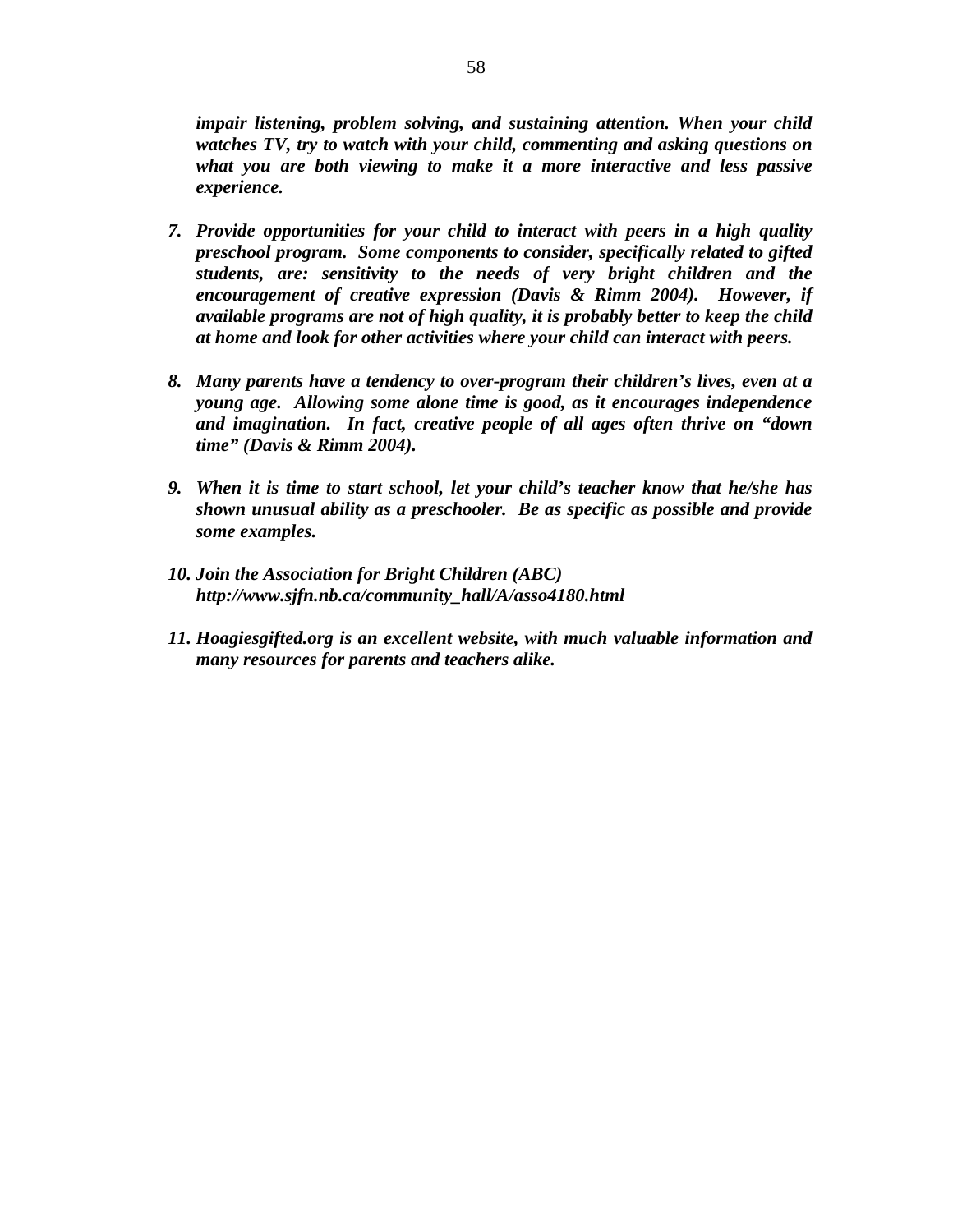*impair listening, problem solving, and sustaining attention. When your child watches TV, try to watch with your child, commenting and asking questions on what you are both viewing to make it a more interactive and less passive experience.*

7. ***Provide opportunities for your child to interact with peers in a high quality preschool program. Some components to consider, specifically related to gifted students, are: sensitivity to the needs of very bright children and the encouragement of creative expression (Davis & Rimm 2004). However, if available programs are not of high quality, it is probably better to keep the child at home and look for other activities where your child can interact with peers.***

8. ***Many parents have a tendency to over-program their children's lives, even at a young age. Allowing some alone time is good, as it encourages independence and imagination. In fact, creative people of all ages often thrive on "down time" (Davis & Rimm 2004).***

9. ***When it is time to start school, let your child's teacher know that he/she has shown unusual ability as a preschooler. Be as specific as possible and provide some examples.***

10. ***Join the Association for Bright Children (ABC) http://www.sjfn.nb.ca/community_hall/A/asso4180.html***

11. ***Hoagiesgifted.org is an excellent website, with much valuable information and many resources for parents and teachers alike.***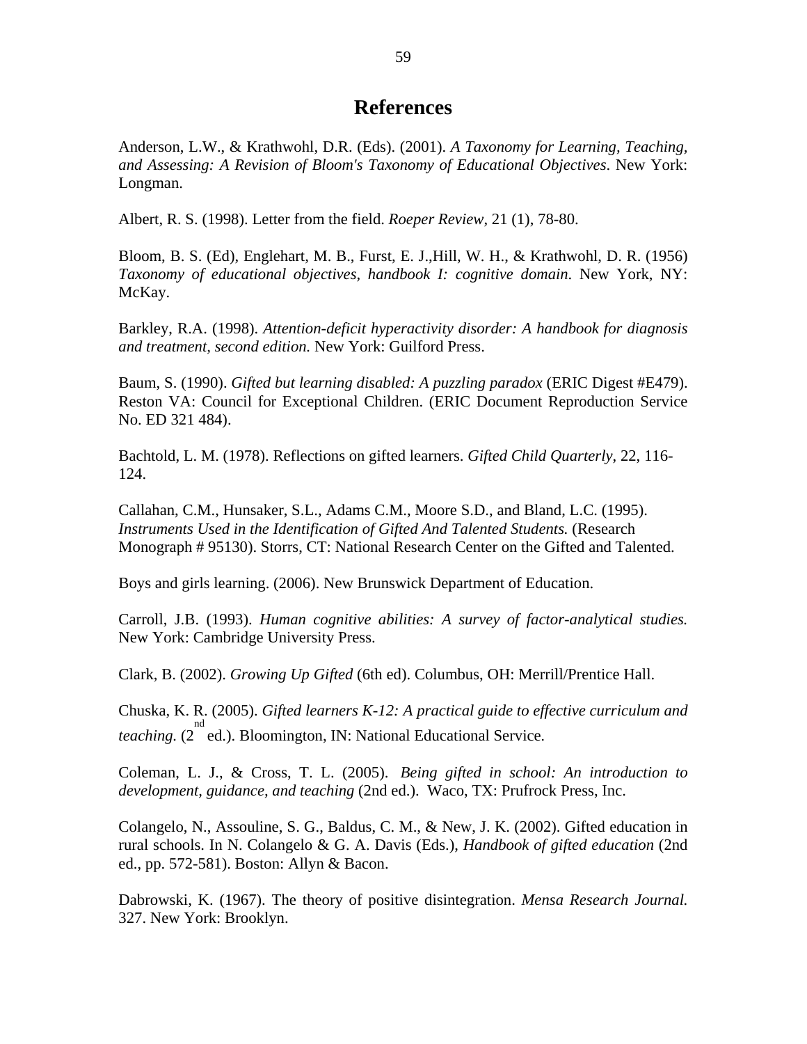# References

Anderson, L.W., & Krathwohl, D.R. (Eds). (2001). *A Taxonomy for Learning, Teaching, and Assessing: A Revision of Bloom's Taxonomy of Educational Objectives*. New York: Longman.

Albert, R. S. (1998). Letter from the field. *Roeper Review*, 21 (1), 78-80.

Bloom, B. S. (Ed), Englehart, M. B., Furst, E. J.,Hill, W. H., & Krathwohl, D. R. (1956) *Taxonomy of educational objectives, handbook I: cognitive domain*. New York, NY: McKay.

Barkley, R.A. (1998). *Attention-deficit hyperactivity disorder: A handbook for diagnosis and treatment, second edition.* New York: Guilford Press.

Baum, S. (1990). *Gifted but learning disabled: A puzzling paradox* (ERIC Digest #E479). Reston VA: Council for Exceptional Children. (ERIC Document Reproduction Service No. ED 321 484).

Bachtold, L. M. (1978). Reflections on gifted learners. *Gifted Child Quarterly*, 22, 116-124.

Callahan, C.M., Hunsaker, S.L., Adams C.M., Moore S.D., and Bland, L.C. (1995). *Instruments Used in the Identification of Gifted And Talented Students.* (Research Monograph # 95130). Storrs, CT: National Research Center on the Gifted and Talented.

Boys and girls learning. (2006). New Brunswick Department of Education.

Carroll, J.B. (1993). *Human cognitive abilities: A survey of factor-analytical studies.* New York: Cambridge University Press.

Clark, B. (2002). *Growing Up Gifted* (6th ed). Columbus, OH: Merrill/Prentice Hall.

Chuska, K. R. (2005). *Gifted learners K-12: A practical guide to effective curriculum and teaching.* (2nd ed.). Bloomington, IN: National Educational Service.

Coleman, L. J., & Cross, T. L. (2005). *Being gifted in school: An introduction to development, guidance, and teaching* (2nd ed.). Waco, TX: Prufrock Press, Inc.

Colangelo, N., Assouline, S. G., Baldus, C. M., & New, J. K. (2002). Gifted education in rural schools. In N. Colangelo & G. A. Davis (Eds.), *Handbook of gifted education* (2nd ed., pp. 572-581). Boston: Allyn & Bacon.

Dabrowski, K. (1967). The theory of positive disintegration. *Mensa Research Journal.* 327. New York: Brooklyn.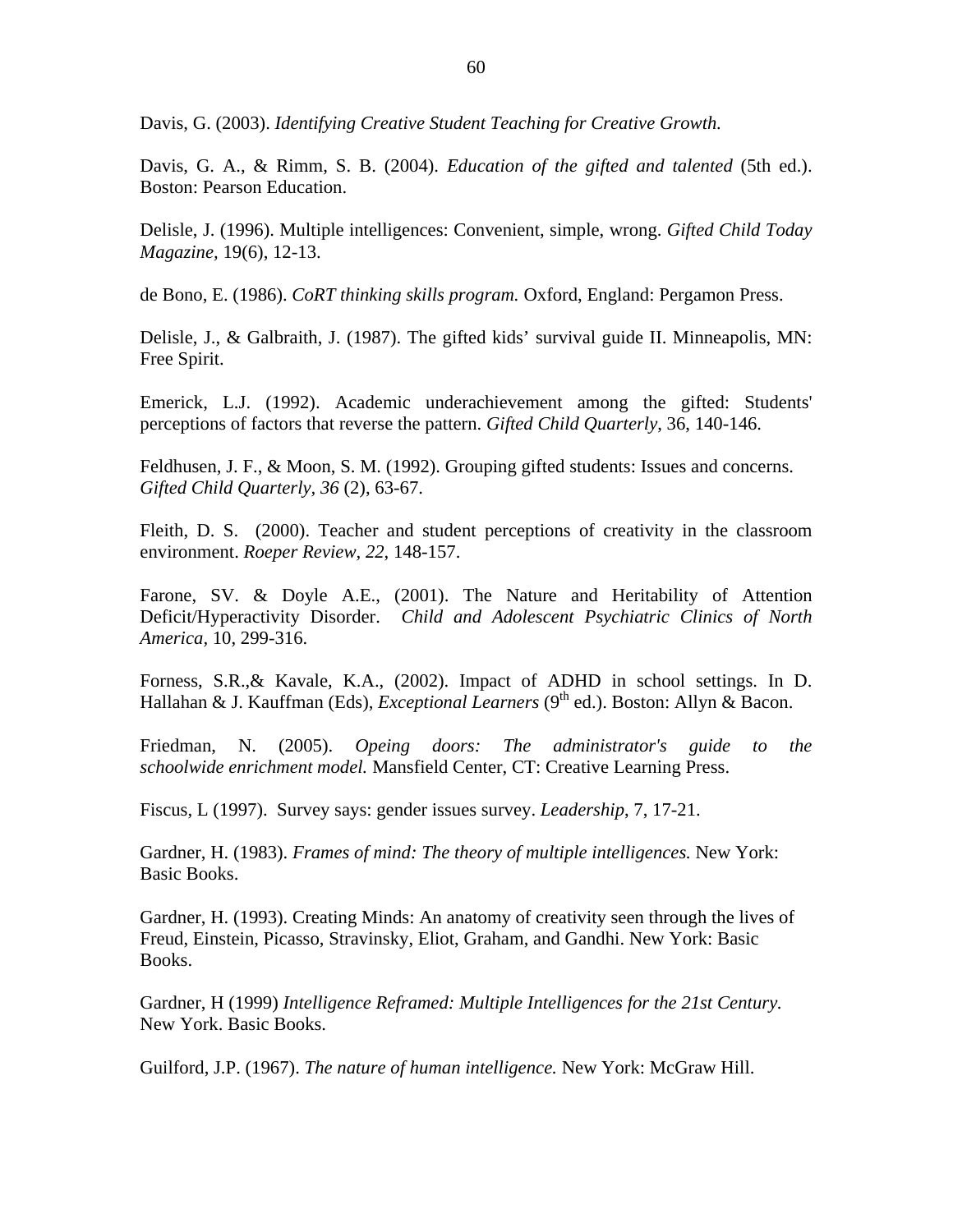Davis, G. (2003). *Identifying Creative Student Teaching for Creative Growth.*

Davis, G. A., & Rimm, S. B. (2004). *Education of the gifted and talented* (5th ed.). Boston: Pearson Education.

Delisle, J. (1996). Multiple intelligences: Convenient, simple, wrong. *Gifted Child Today Magazine,* 19(6), 12-13.

de Bono, E. (1986). *CoRT thinking skills program.* Oxford, England: Pergamon Press.

Delisle, J., & Galbraith, J. (1987). The gifted kids' survival guide II. Minneapolis, MN: Free Spirit.

Emerick, L.J. (1992). Academic underachievement among the gifted: Students' perceptions of factors that reverse the pattern. *Gifted Child Quarterly*, 36, 140-146.

Feldhusen, J. F., & Moon, S. M. (1992). Grouping gifted students: Issues and concerns. *Gifted Child Quarterly, 36* (2), 63-67.

Fleith, D. S. (2000). Teacher and student perceptions of creativity in the classroom environment. *Roeper Review, 22*, 148-157.

Farone, SV. & Doyle A.E., (2001). The Nature and Heritability of Attention Deficit/Hyperactivity Disorder. *Child and Adolescent Psychiatric Clinics of North America,* 10, 299-316.

Forness, S.R.,& Kavale, K.A., (2002). Impact of ADHD in school settings. In D. Hallahan & J. Kauffman (Eds), *Exceptional Learners* (9th ed.). Boston: Allyn & Bacon.

Friedman, N. (2005). *Opeing doors: The administrator's guide to the schoolwide enrichment model.* Mansfield Center, CT: Creative Learning Press.

Fiscus, L (1997). Survey says: gender issues survey. *Leadership*, 7, 17-21.

Gardner, H. (1983). *Frames of mind: The theory of multiple intelligences.* New York: Basic Books.

Gardner, H. (1993). Creating Minds: An anatomy of creativity seen through the lives of Freud, Einstein, Picasso, Stravinsky, Eliot, Graham, and Gandhi. New York: Basic Books.

Gardner, H (1999) *Intelligence Reframed: Multiple Intelligences for the 21st Century.* New York. Basic Books.

Guilford, J.P. (1967). *The nature of human intelligence.* New York: McGraw Hill.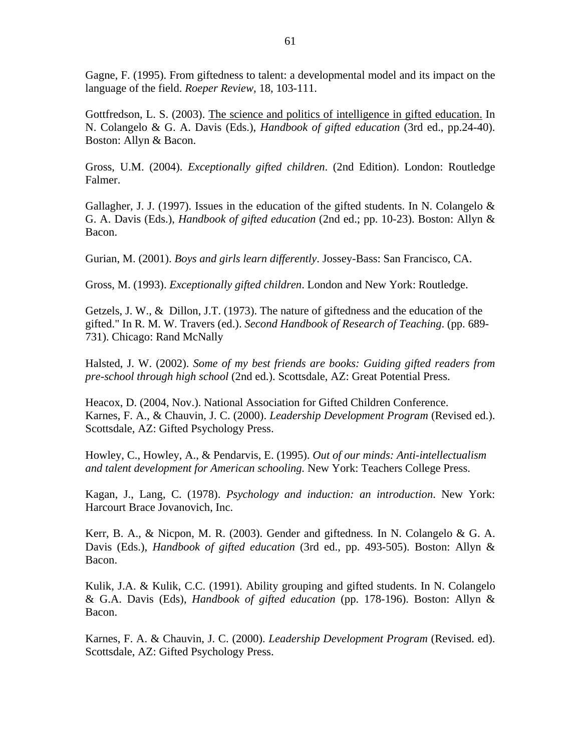Gagne, F. (1995). From giftedness to talent: a developmental model and its impact on the language of the field. *Roeper Review,* 18, 103-111.

Gottfredson, L. S. (2003). The science and politics of intelligence in gifted education. In N. Colangelo & G. A. Davis (Eds.), *Handbook of gifted education* (3rd ed., pp.24-40). Boston: Allyn & Bacon.

Gross, U.M. (2004). *Exceptionally gifted children*. (2nd Edition). London: Routledge Falmer.

Gallagher, J. J. (1997). Issues in the education of the gifted students. In N. Colangelo & G. A. Davis (Eds.), *Handbook of gifted education* (2nd ed.; pp. 10-23). Boston: Allyn & Bacon.

Gurian, M. (2001). *Boys and girls learn differently*. Jossey-Bass: San Francisco, CA.

Gross, M. (1993). *Exceptionally gifted children*. London and New York: Routledge.

Getzels, J. W., & Dillon, J.T. (1973). The nature of giftedness and the education of the gifted." In R. M. W. Travers (ed.). *Second Handbook of Research of Teaching*. (pp. 689-731). Chicago: Rand McNally

Halsted, J. W. (2002). *Some of my best friends are books: Guiding gifted readers from pre-school through high school* (2nd ed.). Scottsdale, AZ: Great Potential Press.

Heacox, D. (2004, Nov.). National Association for Gifted Children Conference.
Karnes, F. A., & Chauvin, J. C. (2000). *Leadership Development Program* (Revised ed.). Scottsdale, AZ: Gifted Psychology Press.

Howley, C., Howley, A., & Pendarvis, E. (1995). *Out of our minds: Anti-intellectualism and talent development for American schooling.* New York: Teachers College Press.

Kagan, J., Lang, C. (1978). *Psychology and induction: an introduction*. New York: Harcourt Brace Jovanovich, Inc.

Kerr, B. A., & Nicpon, M. R. (2003). Gender and giftedness. In N. Colangelo & G. A. Davis (Eds.), *Handbook of gifted education* (3rd ed., pp. 493-505). Boston: Allyn & Bacon.

Kulik, J.A. & Kulik, C.C. (1991). Ability grouping and gifted students. In N. Colangelo & G.A. Davis (Eds), *Handbook of gifted education* (pp. 178-196). Boston: Allyn & Bacon.

Karnes, F. A. & Chauvin, J. C. (2000). *Leadership Development Program* (Revised. ed). Scottsdale, AZ: Gifted Psychology Press.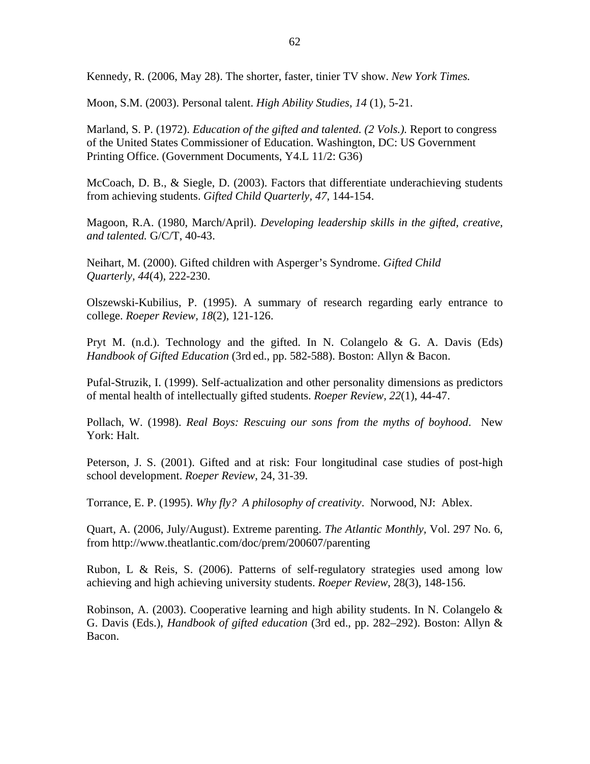Kennedy, R. (2006, May 28). The shorter, faster, tinier TV show. *New York Times.*

Moon, S.M. (2003). Personal talent. *High Ability Studies, 14* (1), 5-21.

Marland, S. P. (1972). *Education of the gifted and talented. (2 Vols.).* Report to congress of the United States Commissioner of Education. Washington, DC: US Government Printing Office. (Government Documents, Y4.L 11/2: G36)

McCoach, D. B., & Siegle, D. (2003). Factors that differentiate underachieving students from achieving students. *Gifted Child Quarterly, 47*, 144-154.

Magoon, R.A. (1980, March/April). *Developing leadership skills in the gifted, creative, and talented.* G/C/T, 40-43.

Neihart, M. (2000). Gifted children with Asperger's Syndrome. *Gifted Child Quarterly, 44*(4), 222-230.

Olszewski-Kubilius, P. (1995). A summary of research regarding early entrance to college. *Roeper Review, 18*(2), 121-126.

Pryt M. (n.d.). Technology and the gifted. In N. Colangelo & G. A. Davis (Eds) *Handbook of Gifted Education* (3rd ed., pp. 582-588). Boston: Allyn & Bacon.

Pufal-Struzik, I. (1999). Self-actualization and other personality dimensions as predictors of mental health of intellectually gifted students. *Roeper Review, 22*(1), 44-47.

Pollach, W. (1998). *Real Boys: Rescuing our sons from the myths of boyhood*. New York: Halt.

Peterson, J. S. (2001). Gifted and at risk: Four longitudinal case studies of post-high school development. *Roeper Review*, 24, 31-39.

Torrance, E. P. (1995). *Why fly? A philosophy of creativity*. Norwood, NJ: Ablex.

Quart, A. (2006, July/August). Extreme parenting. *The Atlantic Monthly*, Vol. 297 No. 6, from http://www.theatlantic.com/doc/prem/200607/parenting

Rubon, L & Reis, S. (2006). Patterns of self-regulatory strategies used among low achieving and high achieving university students. *Roeper Review*, 28(3), 148-156.

Robinson, A. (2003). Cooperative learning and high ability students. In N. Colangelo & G. Davis (Eds.), *Handbook of gifted education* (3rd ed., pp. 282–292). Boston: Allyn & Bacon.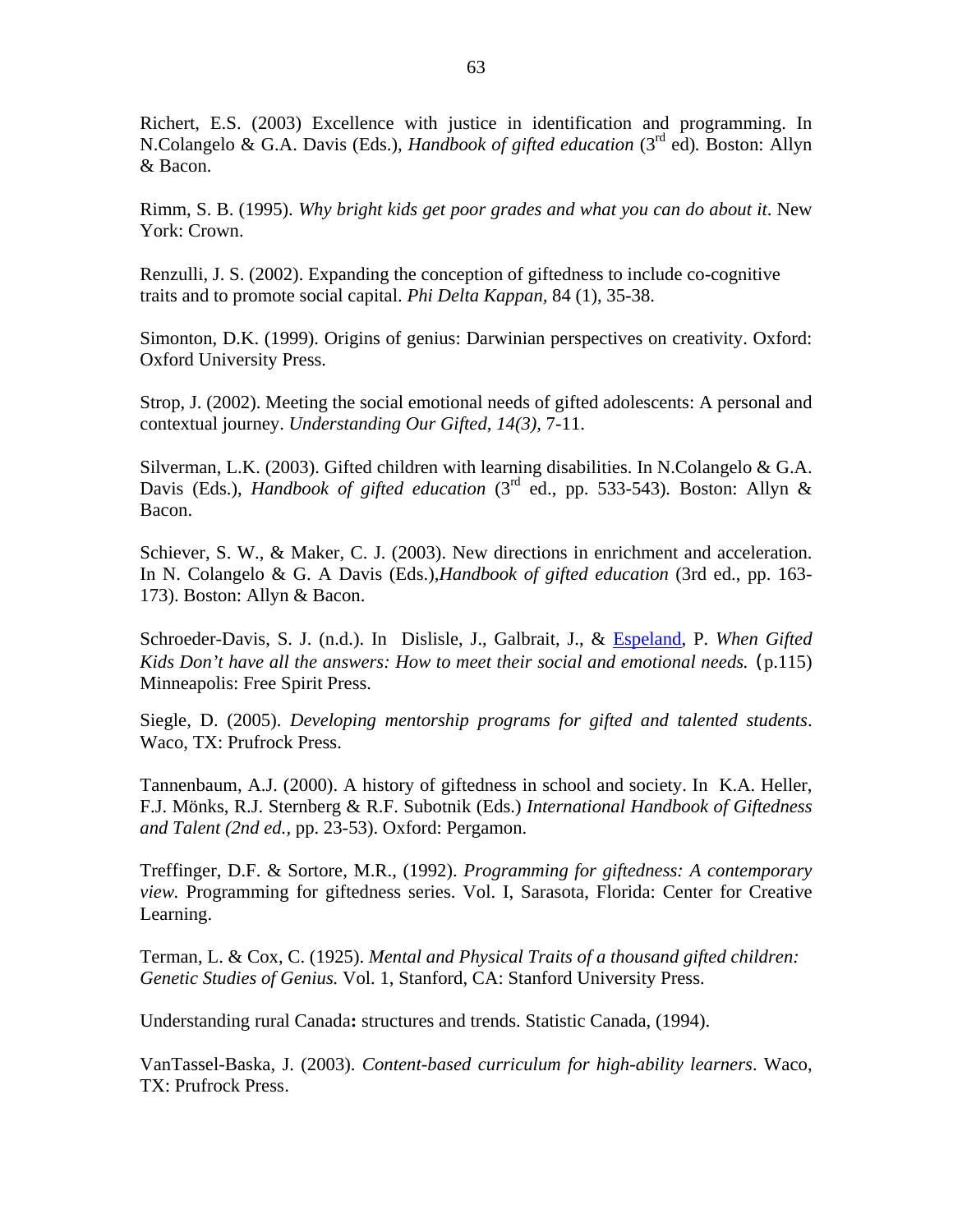Richert, E.S. (2003) Excellence with justice in identification and programming. In N.Colangelo & G.A. Davis (Eds.), *Handbook of gifted education* (3rd ed). Boston: Allyn & Bacon.

Rimm, S. B. (1995). *Why bright kids get poor grades and what you can do about it*. New York: Crown.

Renzulli, J. S. (2002). Expanding the conception of giftedness to include co-cognitive traits and to promote social capital. *Phi Delta Kappan,* 84 (1), 35-38.

Simonton, D.K. (1999). Origins of genius: Darwinian perspectives on creativity. Oxford: Oxford University Press.

Strop, J. (2002). Meeting the social emotional needs of gifted adolescents: A personal and contextual journey. *Understanding Our Gifted, 14(3),* 7-11.

Silverman, L.K. (2003). Gifted children with learning disabilities. In N.Colangelo & G.A. Davis (Eds.), *Handbook of gifted education* (3rd ed., pp. 533-543). Boston: Allyn & Bacon.

Schiever, S. W., & Maker, C. J. (2003). New directions in enrichment and acceleration. In N. Colangelo & G. A Davis (Eds.),*Handbook of gifted education* (3rd ed., pp. 163-173). Boston: Allyn & Bacon.

Schroeder-Davis, S. J. (n.d.). In Dislisle, J., Galbrait, J., & Espeland, P. *When Gifted Kids Don't have all the answers: How to meet their social and emotional needs.* (p.115) Minneapolis: Free Spirit Press.

Siegle, D. (2005). *Developing mentorship programs for gifted and talented students*. Waco, TX: Prufrock Press.

Tannenbaum, A.J. (2000). A history of giftedness in school and society. In K.A. Heller, F.J. Mönks, R.J. Sternberg & R.F. Subotnik (Eds.) *International Handbook of Giftedness and Talent (2nd ed.,* pp. 23-53). Oxford: Pergamon.

Treffinger, D.F. & Sortore, M.R., (1992). *Programming for giftedness: A contemporary view.* Programming for giftedness series. Vol. I, Sarasota, Florida: Center for Creative Learning.

Terman, L. & Cox, C. (1925). *Mental and Physical Traits of a thousand gifted children: Genetic Studies of Genius.* Vol. 1, Stanford, CA: Stanford University Press.

Understanding rural Canada**:** structures and trends. Statistic Canada, (1994).

VanTassel-Baska, J. (2003). *Content-based curriculum for high-ability learners*. Waco, TX: Prufrock Press.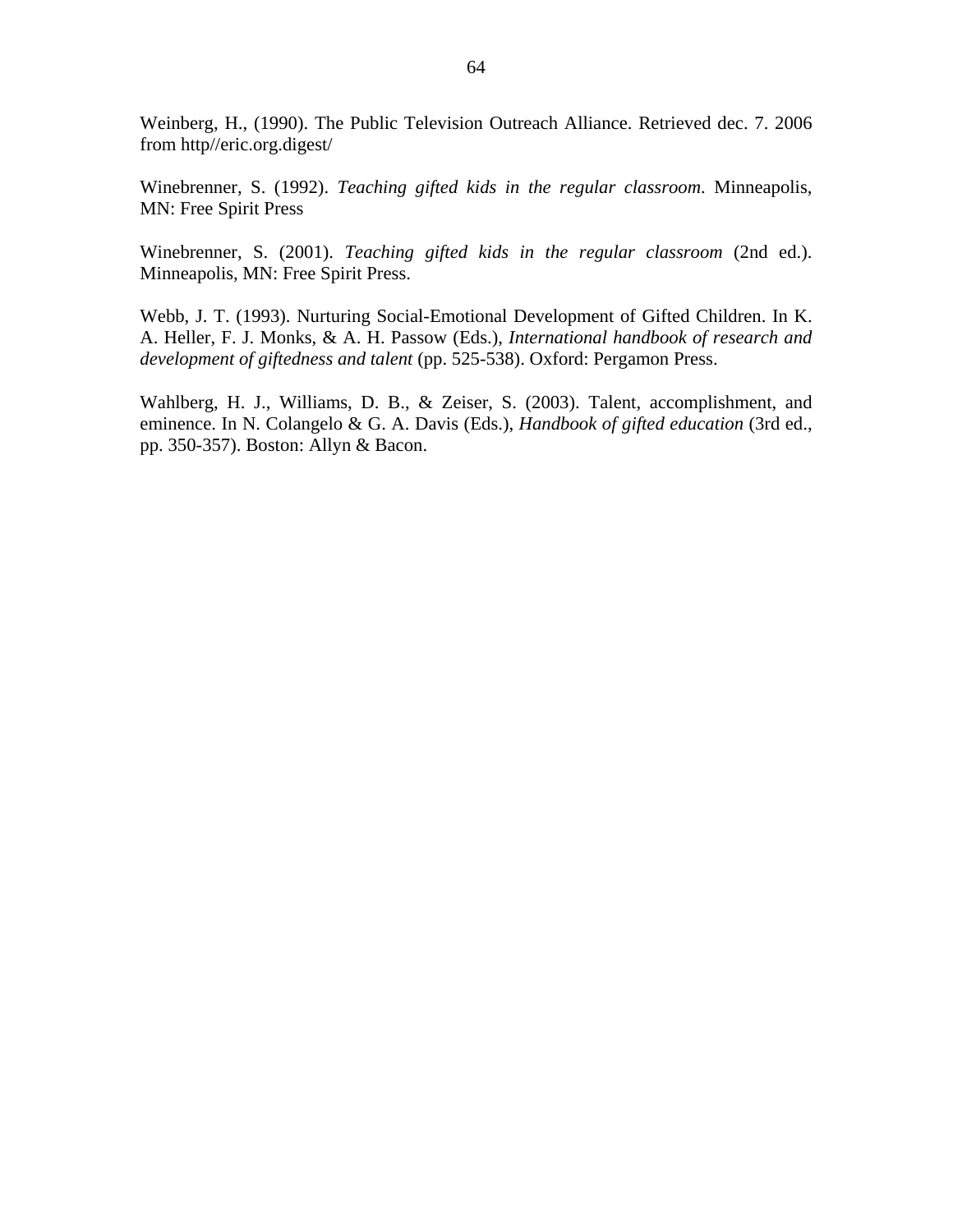Weinberg, H., (1990). The Public Television Outreach Alliance. Retrieved dec. 7. 2006 from http//eric.org.digest/

Winebrenner, S. (1992). *Teaching gifted kids in the regular classroom*. Minneapolis, MN: Free Spirit Press

Winebrenner, S. (2001). *Teaching gifted kids in the regular classroom* (2nd ed.). Minneapolis, MN: Free Spirit Press.

Webb, J. T. (1993). Nurturing Social-Emotional Development of Gifted Children. In K. A. Heller, F. J. Monks, & A. H. Passow (Eds.), *International handbook of research and development of giftedness and talent* (pp. 525-538). Oxford: Pergamon Press.

Wahlberg, H. J., Williams, D. B., & Zeiser, S. (2003). Talent, accomplishment, and eminence. In N. Colangelo & G. A. Davis (Eds.), *Handbook of gifted education* (3rd ed., pp. 350-357). Boston: Allyn & Bacon.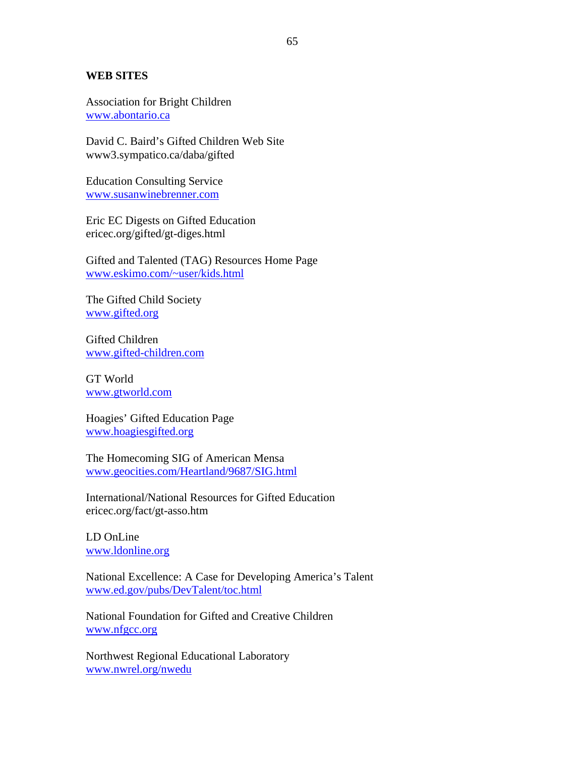**WEB SITES**

Association for Bright Children
www.abontario.ca

David C. Baird's Gifted Children Web Site
www3.sympatico.ca/daba/gifted

Education Consulting Service
www.susanwinebrenner.com

Eric EC Digests on Gifted Education
ericec.org/gifted/gt-diges.html

Gifted and Talented (TAG) Resources Home Page
www.eskimo.com/~user/kids.html

The Gifted Child Society
www.gifted.org

Gifted Children
www.gifted-children.com

GT World
www.gtworld.com

Hoagies' Gifted Education Page
www.hoagiesgifted.org

The Homecoming SIG of American Mensa
www.geocities.com/Heartland/9687/SIG.html

International/National Resources for Gifted Education
ericec.org/fact/gt-asso.htm

LD OnLine
www.ldonline.org

National Excellence: A Case for Developing America's Talent
www.ed.gov/pubs/DevTalent/toc.html

National Foundation for Gifted and Creative Children
www.nfgcc.org

Northwest Regional Educational Laboratory
www.nwrel.org/nwedu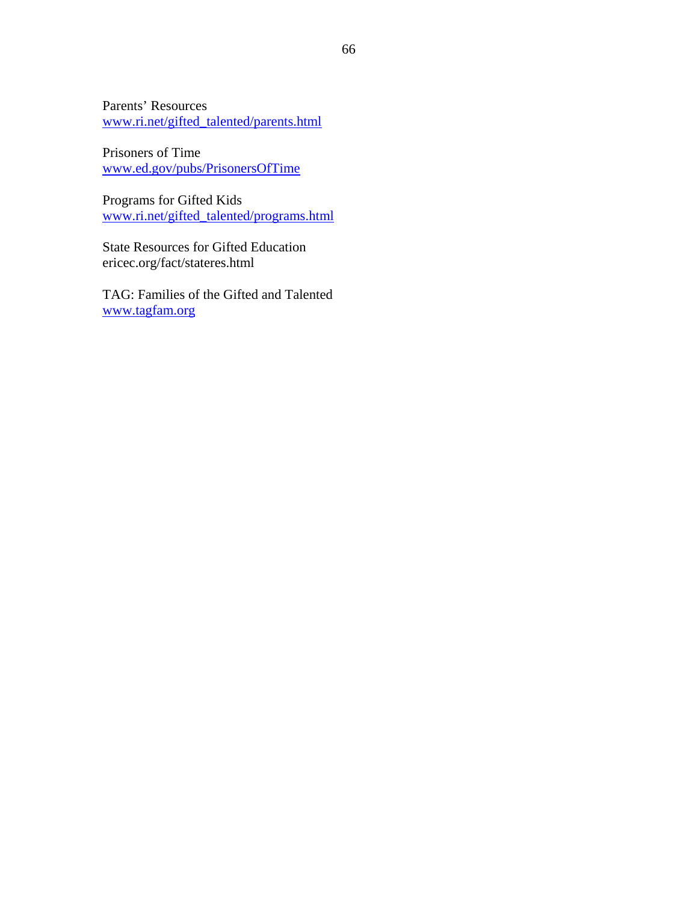Parents’ Resources
www.ri.net/gifted_talented/parents.html

Prisoners of Time
www.ed.gov/pubs/PrisonersOfTime

Programs for Gifted Kids
www.ri.net/gifted_talented/programs.html

State Resources for Gifted Education
ericec.org/fact/stateres.html

TAG: Families of the Gifted and Talented
www.tagfam.org